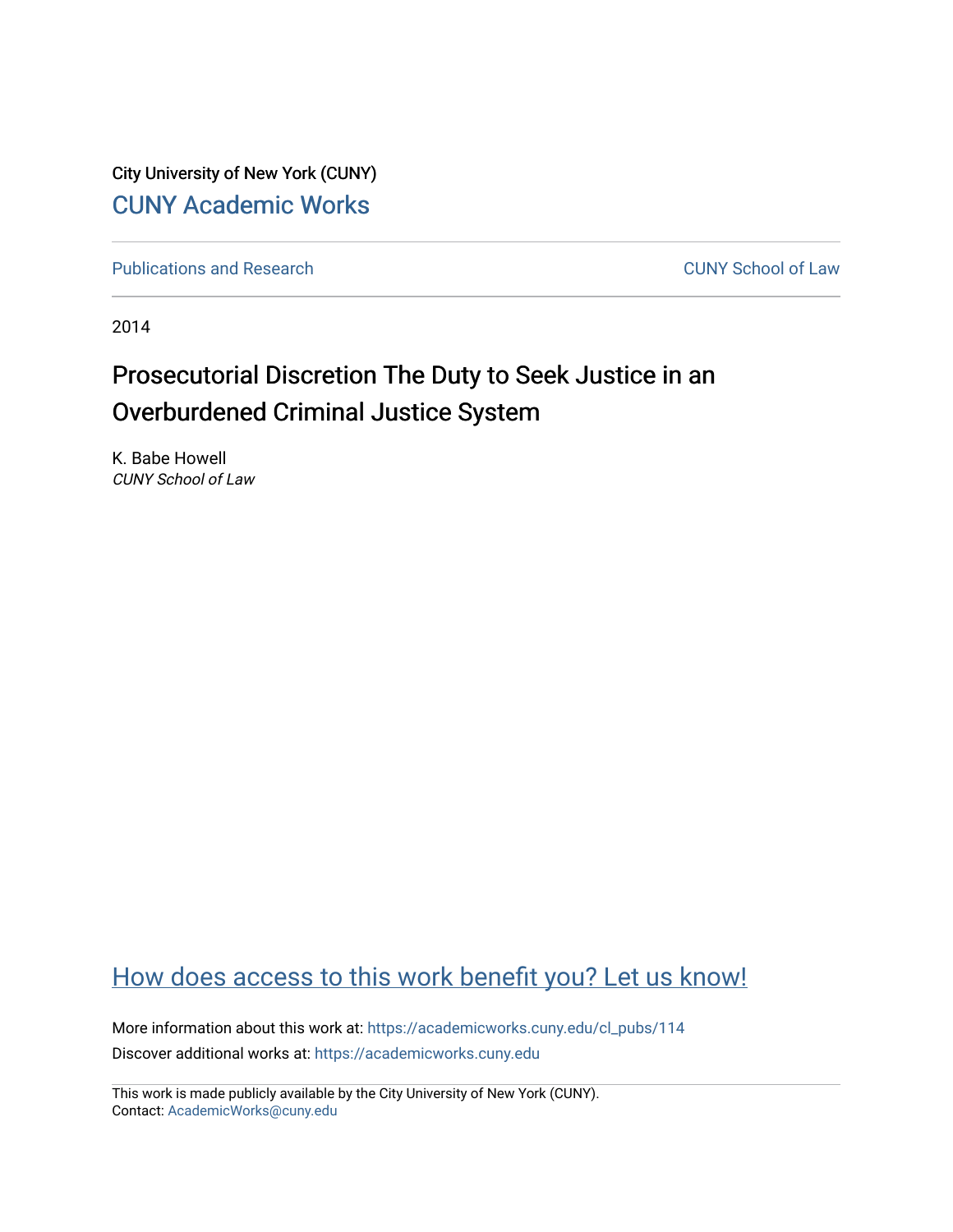City University of New York (CUNY)

[CUNY Academic Works](https://academicworks.cuny.edu)

Publications and Research | CUNY School of Law

2014

# Prosecutorial Discretion The Duty to Seek Justice in an Overburdened Criminal Justice System

K. Babe Howell
*CUNY School of Law*

[How does access to this work benefit you? Let us know!](#)

More information about this work at: https://academicworks.cuny.edu/cl_pubs/114

Discover additional works at: https://academicworks.cuny.edu

This work is made publicly available by the City University of New York (CUNY).
Contact: AcademicWorks@cuny.edu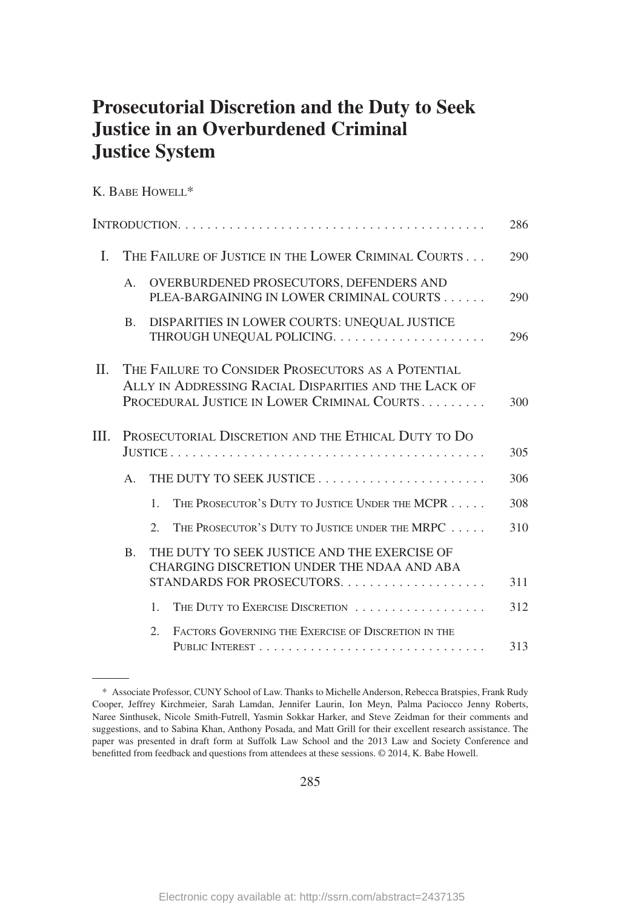# Prosecutorial Discretion and the Duty to Seek Justice in an Overburdened Criminal Justice System

K. BABE HOWELL*

| | | | |
|---|---|---|---|
| INTRODUCTION | | | 286 |
| I. | THE FAILURE OF JUSTICE IN THE LOWER CRIMINAL COURTS | | 290 |
| | A. | OVERBURDENED PROSECUTORS, DEFENDERS AND PLEA-BARGAINING IN LOWER CRIMINAL COURTS | 290 |
| | B. | DISPARITIES IN LOWER COURTS: UNEQUAL JUSTICE THROUGH UNEQUAL POLICING | 296 |
| II. | THE FAILURE TO CONSIDER PROSECUTORS AS A POTENTIAL ALLY IN ADDRESSING RACIAL DISPARITIES AND THE LACK OF PROCEDURAL JUSTICE IN LOWER CRIMINAL COURTS | | 300 |
| III. | PROSECUTORIAL DISCRETION AND THE ETHICAL DUTY TO DO JUSTICE | | 305 |
| | A. | THE DUTY TO SEEK JUSTICE | 306 |
| | | 1. THE PROSECUTOR'S DUTY TO JUSTICE UNDER THE MCPR | 308 |
| | | 2. THE PROSECUTOR'S DUTY TO JUSTICE UNDER THE MRPC | 310 |
| | B. | THE DUTY TO SEEK JUSTICE AND THE EXERCISE OF CHARGING DISCRETION UNDER THE NDAA AND ABA STANDARDS FOR PROSECUTORS | 311 |
| | | 1. THE DUTY TO EXERCISE DISCRETION | 312 |
| | | 2. FACTORS GOVERNING THE EXERCISE OF DISCRETION IN THE PUBLIC INTEREST | 313 |

* Associate Professor, CUNY School of Law. Thanks to Michelle Anderson, Rebecca Bratspies, Frank Rudy Cooper, Jeffrey Kirchmeier, Sarah Lamdan, Jennifer Laurin, Ion Meyn, Palma Paciocco Jenny Roberts, Naree Sinthusek, Nicole Smith-Futrell, Yasmin Sokkar Harker, and Steve Zeidman for their comments and suggestions, and to Sabina Khan, Anthony Posada, and Matt Grill for their excellent research assistance. The paper was presented in draft form at Suffolk Law School and the 2013 Law and Society Conference and benefitted from feedback and questions from attendees at these sessions. © 2014, K. Babe Howell.

Electronic copy available at: http://ssrn.com/abstract=2437135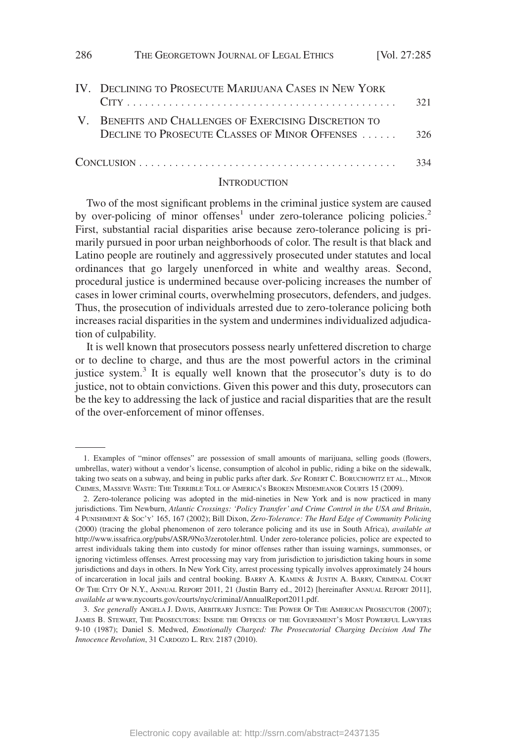IV. DECLINING TO PROSECUTE MARIJUANA CASES IN NEW YORK CITY . . . . . . . . . . . . . . . . . . . . . . . . . . . . . . . . . . . . . . . . . . . . 321

V. BENEFITS AND CHALLENGES OF EXERCISING DISCRETION TO DECLINE TO PROSECUTE CLASSES OF MINOR OFFENSES . . . . . . 326

CONCLUSION . . . . . . . . . . . . . . . . . . . . . . . . . . . . . . . . . . . . . . . . . . . 334

## INTRODUCTION

Two of the most significant problems in the criminal justice system are caused by over-policing of minor offenses[1] under zero-tolerance policing policies.[2] First, substantial racial disparities arise because zero-tolerance policing is primarily pursued in poor urban neighborhoods of color. The result is that black and Latino people are routinely and aggressively prosecuted under statutes and local ordinances that go largely unenforced in white and wealthy areas. Second, procedural justice is undermined because over-policing increases the number of cases in lower criminal courts, overwhelming prosecutors, defenders, and judges. Thus, the prosecution of individuals arrested due to zero-tolerance policing both increases racial disparities in the system and undermines individualized adjudication of culpability.

It is well known that prosecutors possess nearly unfettered discretion to charge or to decline to charge, and thus are the most powerful actors in the criminal justice system.[3] It is equally well known that the prosecutor's duty is to do justice, not to obtain convictions. Given this power and this duty, prosecutors can be the key to addressing the lack of justice and racial disparities that are the result of the over-enforcement of minor offenses.

---

1. Examples of "minor offenses" are possession of small amounts of marijuana, selling goods (flowers, umbrellas, water) without a vendor's license, consumption of alcohol in public, riding a bike on the sidewalk, taking two seats on a subway, and being in public parks after dark. *See* ROBERT C. BORUCHOWITZ ET AL., MINOR CRIMES, MASSIVE WASTE: THE TERRIBLE TOLL OF AMERICA'S BROKEN MISDEMEANOR COURTS 15 (2009).

2. Zero-tolerance policing was adopted in the mid-nineties in New York and is now practiced in many jurisdictions. Tim Newburn, *Atlantic Crossings: 'Policy Transfer' and Crime Control in the USA and Britain*, 4 PUNISHMENT & SOC'Y' 165, 167 (2002); Bill Dixon, *Zero-Tolerance: The Hard Edge of Community Policing* (2000) (tracing the global phenomenon of zero tolerance policing and its use in South Africa), *available at* http://www.issafrica.org/pubs/ASR/9No3/zerotoler.html. Under zero-tolerance policies, police are expected to arrest individuals taking them into custody for minor offenses rather than issuing warnings, summonses, or ignoring victimless offenses. Arrest processing may vary from jurisdiction to jurisdiction taking hours in some jurisdictions and days in others. In New York City, arrest processing typically involves approximately 24 hours of incarceration in local jails and central booking. BARRY A. KAMINS & JUSTIN A. BARRY, CRIMINAL COURT OF THE CITY OF N.Y., ANNUAL REPORT 2011, 21 (Justin Barry ed., 2012) [hereinafter ANNUAL REPORT 2011], *available at* www.nycourts.gov/courts/nyc/criminal/AnnualReport2011.pdf.

3. *See generally* ANGELA J. DAVIS, ARBITRARY JUSTICE: THE POWER OF THE AMERICAN PROSECUTOR (2007); JAMES B. STEWART, THE PROSECUTORS: INSIDE THE OFFICES OF THE GOVERNMENT'S MOST POWERFUL LAWYERS 9-10 (1987); Daniel S. Medwed, *Emotionally Charged: The Prosecutorial Charging Decision And The Innocence Revolution*, 31 CARDOZO L. REV. 2187 (2010).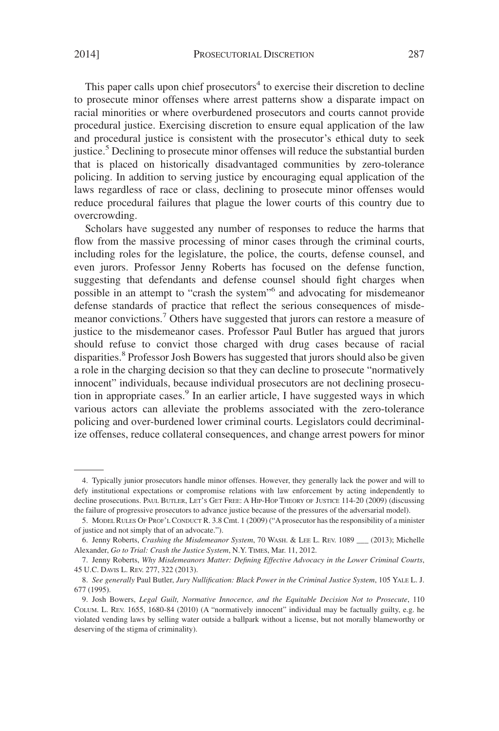This paper calls upon chief prosecutors[4] to exercise their discretion to decline to prosecute minor offenses where arrest patterns show a disparate impact on racial minorities or where overburdened prosecutors and courts cannot provide procedural justice. Exercising discretion to ensure equal application of the law and procedural justice is consistent with the prosecutor's ethical duty to seek justice.[5] Declining to prosecute minor offenses will reduce the substantial burden that is placed on historically disadvantaged communities by zero-tolerance policing. In addition to serving justice by encouraging equal application of the laws regardless of race or class, declining to prosecute minor offenses would reduce procedural failures that plague the lower courts of this country due to overcrowding.

Scholars have suggested any number of responses to reduce the harms that flow from the massive processing of minor cases through the criminal courts, including roles for the legislature, the police, the courts, defense counsel, and even jurors. Professor Jenny Roberts has focused on the defense function, suggesting that defendants and defense counsel should fight charges when possible in an attempt to "crash the system"[6] and advocating for misdemeanor defense standards of practice that reflect the serious consequences of misdemeanor convictions.[7] Others have suggested that jurors can restore a measure of justice to the misdemeanor cases. Professor Paul Butler has argued that jurors should refuse to convict those charged with drug cases because of racial disparities.[8] Professor Josh Bowers has suggested that jurors should also be given a role in the charging decision so that they can decline to prosecute "normatively innocent" individuals, because individual prosecutors are not declining prosecution in appropriate cases.[9] In an earlier article, I have suggested ways in which various actors can alleviate the problems associated with the zero-tolerance policing and over-burdened lower criminal courts. Legislators could decriminalize offenses, reduce collateral consequences, and change arrest powers for minor

---

4. Typically junior prosecutors handle minor offenses. However, they generally lack the power and will to defy institutional expectations or compromise relations with law enforcement by acting independently to decline prosecutions. PAUL BUTLER, LET'S GET FREE: A HIP-HOP THEORY OF JUSTICE 114-20 (2009) (discussing the failure of progressive prosecutors to advance justice because of the pressures of the adversarial model).

5. MODEL RULES OF PROF'L CONDUCT R. 3.8 Cmt. 1 (2009) ("A prosecutor has the responsibility of a minister of justice and not simply that of an advocate.").

6. Jenny Roberts, *Crashing the Misdemeanor System*, 70 WASH. & LEE L. REV. 1089 ___ (2013); Michelle Alexander, *Go to Trial: Crash the Justice System*, N.Y. TIMES, Mar. 11, 2012.

7. Jenny Roberts, *Why Misdemeanors Matter: Defining Effective Advocacy in the Lower Criminal Courts*, 45 U.C. DAVIS L. REV. 277, 322 (2013).

8. *See generally* Paul Butler, *Jury Nullification: Black Power in the Criminal Justice System*, 105 YALE L. J. 677 (1995).

9. Josh Bowers, *Legal Guilt, Normative Innocence, and the Equitable Decision Not to Prosecute*, 110 COLUM. L. REV. 1655, 1680-84 (2010) (A "normatively innocent" individual may be factually guilty, e.g. he violated vending laws by selling water outside a ballpark without a license, but not morally blameworthy or deserving of the stigma of criminality).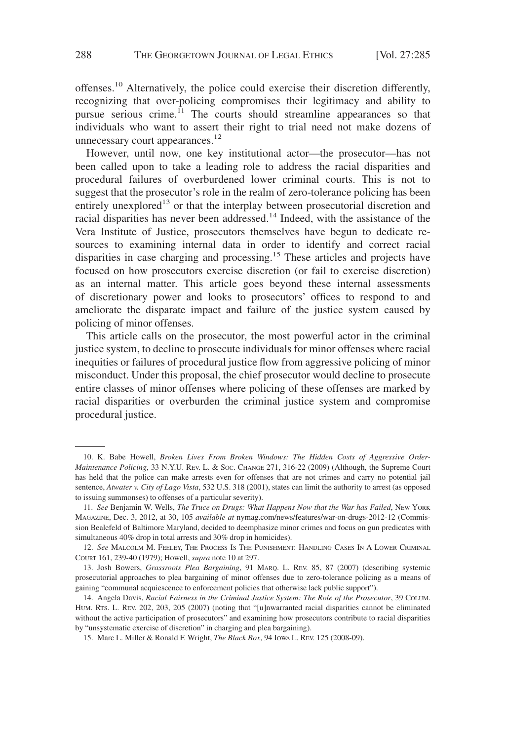offenses.[10] Alternatively, the police could exercise their discretion differently, recognizing that over-policing compromises their legitimacy and ability to pursue serious crime.[11] The courts should streamline appearances so that individuals who want to assert their right to trial need not make dozens of unnecessary court appearances.[12]

However, until now, one key institutional actor—the prosecutor—has not been called upon to take a leading role to address the racial disparities and procedural failures of overburdened lower criminal courts. This is not to suggest that the prosecutor's role in the realm of zero-tolerance policing has been entirely unexplored[13] or that the interplay between prosecutorial discretion and racial disparities has never been addressed.[14] Indeed, with the assistance of the Vera Institute of Justice, prosecutors themselves have begun to dedicate resources to examining internal data in order to identify and correct racial disparities in case charging and processing.[15] These articles and projects have focused on how prosecutors exercise discretion (or fail to exercise discretion) as an internal matter. This article goes beyond these internal assessments of discretionary power and looks to prosecutors' offices to respond to and ameliorate the disparate impact and failure of the justice system caused by policing of minor offenses.

This article calls on the prosecutor, the most powerful actor in the criminal justice system, to decline to prosecute individuals for minor offenses where racial inequities or failures of procedural justice flow from aggressive policing of minor misconduct. Under this proposal, the chief prosecutor would decline to prosecute entire classes of minor offenses where policing of these offenses are marked by racial disparities or overburden the criminal justice system and compromise procedural justice.

---

10. K. Babe Howell, *Broken Lives From Broken Windows: The Hidden Costs of Aggressive Order-Maintenance Policing*, 33 N.Y.U. REV. L. & SOC. CHANGE 271, 316-22 (2009) (Although, the Supreme Court has held that the police can make arrests even for offenses that are not crimes and carry no potential jail sentence, *Atwater v. City of Lago Vista*, 532 U.S. 318 (2001), states can limit the authority to arrest (as opposed to issuing summonses) to offenses of a particular severity).

11. *See* Benjamin W. Wells, *The Truce on Drugs: What Happens Now that the War has Failed*, NEW YORK MAGAZINE, Dec. 3, 2012, at 30, 105 *available at* nymag.com/news/features/war-on-drugs-2012-12 (Commission Bealefeld of Baltimore Maryland, decided to deemphasize minor crimes and focus on gun predicates with simultaneous 40% drop in total arrests and 30% drop in homicides).

12. *See* MALCOLM M. FEELEY, THE PROCESS IS THE PUNISHMENT: HANDLING CASES IN A LOWER CRIMINAL COURT 161, 239-40 (1979); Howell, *supra* note 10 at 297.

13. Josh Bowers, *Grassroots Plea Bargaining*, 91 MARQ. L. REV. 85, 87 (2007) (describing systemic prosecutorial approaches to plea bargaining of minor offenses due to zero-tolerance policing as a means of gaining "communal acquiescence to enforcement policies that otherwise lack public support").

14. Angela Davis, *Racial Fairness in the Criminal Justice System: The Role of the Prosecutor*, 39 COLUM. HUM. RTS. L. REV. 202, 203, 205 (2007) (noting that "[u]nwarranted racial disparities cannot be eliminated without the active participation of prosecutors" and examining how prosecutors contribute to racial disparities by "unsystematic exercise of discretion" in charging and plea bargaining).

15. Marc L. Miller & Ronald F. Wright, *The Black Box*, 94 IOWA L. REV. 125 (2008-09).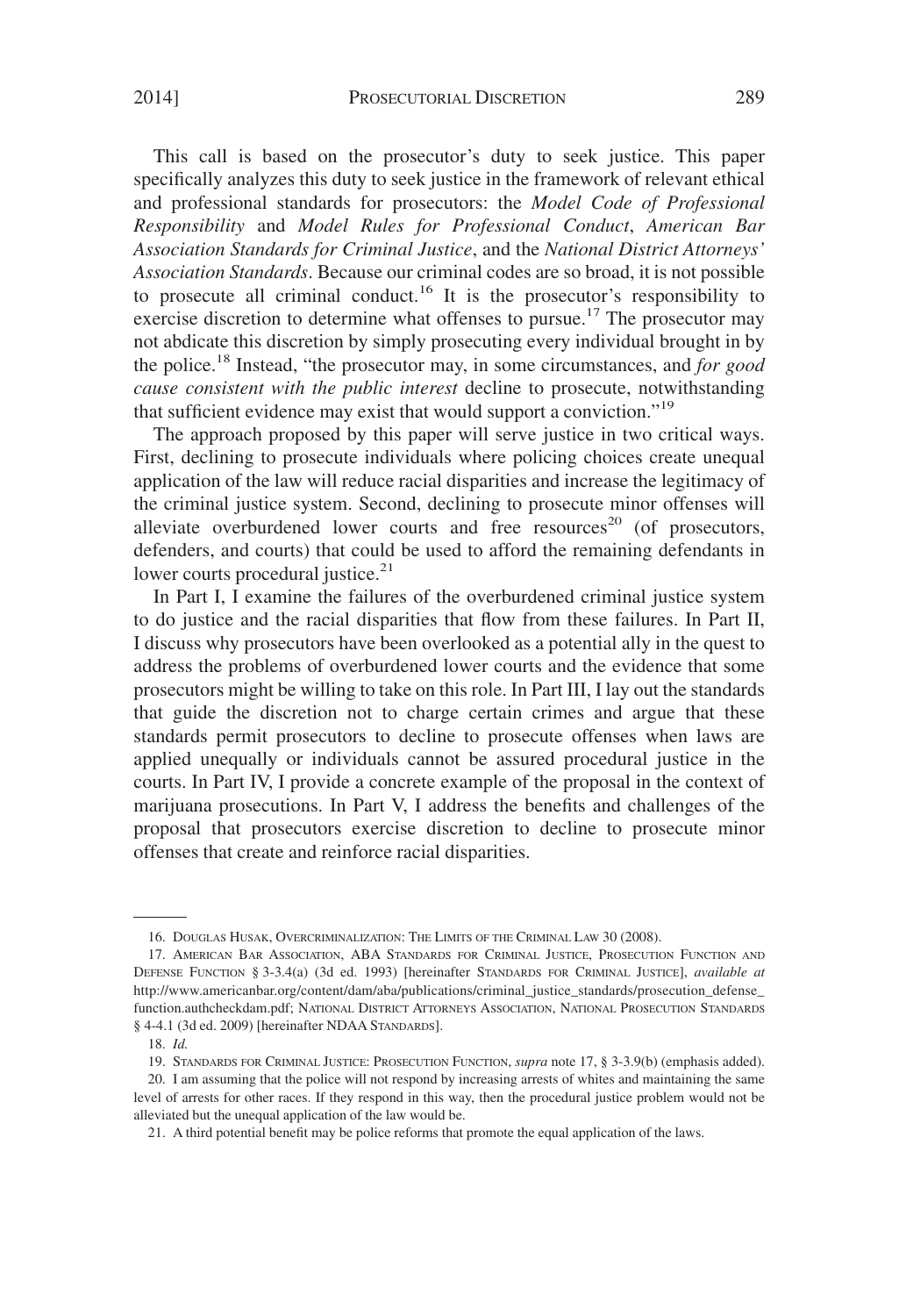This call is based on the prosecutor's duty to seek justice. This paper specifically analyzes this duty to seek justice in the framework of relevant ethical and professional standards for prosecutors: the *Model Code of Professional Responsibility* and *Model Rules for Professional Conduct*, *American Bar Association Standards for Criminal Justice*, and the *National District Attorneys' Association Standards*. Because our criminal codes are so broad, it is not possible to prosecute all criminal conduct.[16] It is the prosecutor's responsibility to exercise discretion to determine what offenses to pursue.[17] The prosecutor may not abdicate this discretion by simply prosecuting every individual brought in by the police.[18] Instead, "the prosecutor may, in some circumstances, and *for good cause consistent with the public interest* decline to prosecute, notwithstanding that sufficient evidence may exist that would support a conviction."[19]

The approach proposed by this paper will serve justice in two critical ways. First, declining to prosecute individuals where policing choices create unequal application of the law will reduce racial disparities and increase the legitimacy of the criminal justice system. Second, declining to prosecute minor offenses will alleviate overburdened lower courts and free resources[20] (of prosecutors, defenders, and courts) that could be used to afford the remaining defendants in lower courts procedural justice.[21]

In Part I, I examine the failures of the overburdened criminal justice system to do justice and the racial disparities that flow from these failures. In Part II, I discuss why prosecutors have been overlooked as a potential ally in the quest to address the problems of overburdened lower courts and the evidence that some prosecutors might be willing to take on this role. In Part III, I lay out the standards that guide the discretion not to charge certain crimes and argue that these standards permit prosecutors to decline to prosecute offenses when laws are applied unequally or individuals cannot be assured procedural justice in the courts. In Part IV, I provide a concrete example of the proposal in the context of marijuana prosecutions. In Part V, I address the benefits and challenges of the proposal that prosecutors exercise discretion to decline to prosecute minor offenses that create and reinforce racial disparities.

---

16. Douglas Husak, Overcriminalization: The Limits of the Criminal Law 30 (2008).

17. American Bar Association, ABA Standards for Criminal Justice, Prosecution Function and Defense Function § 3-3.4(a) (3d ed. 1993) [hereinafter Standards for Criminal Justice], *available at* http://www.americanbar.org/content/dam/aba/publications/criminal_justice_standards/prosecution_defense_function.authcheckdam.pdf; National District Attorneys Association, National Prosecution Standards § 4-4.1 (3d ed. 2009) [hereinafter NDAA Standards].

18. *Id.*

19. Standards for Criminal Justice: Prosecution Function, *supra* note 17, § 3-3.9(b) (emphasis added).

20. I am assuming that the police will not respond by increasing arrests of whites and maintaining the same level of arrests for other races. If they respond in this way, then the procedural justice problem would not be alleviated but the unequal application of the law would be.

21. A third potential benefit may be police reforms that promote the equal application of the laws.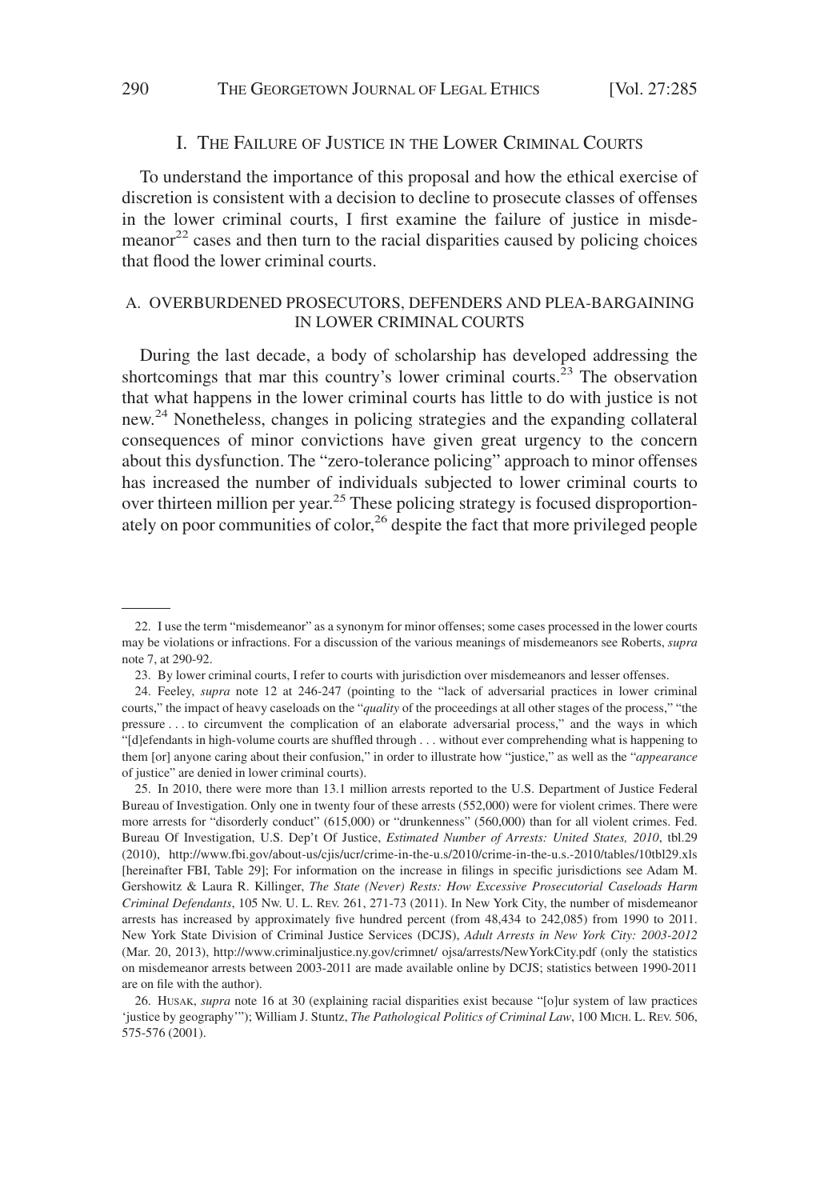## I. The Failure of Justice in the Lower Criminal Courts

To understand the importance of this proposal and how the ethical exercise of discretion is consistent with a decision to decline to prosecute classes of offenses in the lower criminal courts, I first examine the failure of justice in misdemeanor[22] cases and then turn to the racial disparities caused by policing choices that flood the lower criminal courts.

### A. Overburdened Prosecutors, Defenders and Plea-Bargaining in Lower Criminal Courts

During the last decade, a body of scholarship has developed addressing the shortcomings that mar this country's lower criminal courts.[23] The observation that what happens in the lower criminal courts has little to do with justice is not new.[24] Nonetheless, changes in policing strategies and the expanding collateral consequences of minor convictions have given great urgency to the concern about this dysfunction. The "zero-tolerance policing" approach to minor offenses has increased the number of individuals subjected to lower criminal courts to over thirteen million per year.[25] These policing strategy is focused disproportionately on poor communities of color,[26] despite the fact that more privileged people

---

22. I use the term "misdemeanor" as a synonym for minor offenses; some cases processed in the lower courts may be violations or infractions. For a discussion of the various meanings of misdemeanors see Roberts, *supra* note 7, at 290-92.

23. By lower criminal courts, I refer to courts with jurisdiction over misdemeanors and lesser offenses.

24. Feeley, *supra* note 12 at 246-247 (pointing to the "lack of adversarial practices in lower criminal courts," the impact of heavy caseloads on the "*quality* of the proceedings at all other stages of the process," "the pressure . . . to circumvent the complication of an elaborate adversarial process," and the ways in which "[d]efendants in high-volume courts are shuffled through . . . without ever comprehending what is happening to them [or] anyone caring about their confusion," in order to illustrate how "justice," as well as the "*appearance* of justice" are denied in lower criminal courts).

25. In 2010, there were more than 13.1 million arrests reported to the U.S. Department of Justice Federal Bureau of Investigation. Only one in twenty four of these arrests (552,000) were for violent crimes. There were more arrests for "disorderly conduct" (615,000) or "drunkenness" (560,000) than for all violent crimes. Fed. Bureau Of Investigation, U.S. Dep't Of Justice, *Estimated Number of Arrests: United States, 2010*, tbl.29 (2010), http://www.fbi.gov/about-us/cjis/ucr/crime-in-the-u.s/2010/crime-in-the-u.s.-2010/tables/10tbl29.xls [hereinafter FBI, Table 29]; For information on the increase in filings in specific jurisdictions see Adam M. Gershowitz & Laura R. Killinger, *The State (Never) Rests: How Excessive Prosecutorial Caseloads Harm Criminal Defendants*, 105 Nw. U. L. Rev. 261, 271-73 (2011). In New York City, the number of misdemeanor arrests has increased by approximately five hundred percent (from 48,434 to 242,085) from 1990 to 2011. New York State Division of Criminal Justice Services (DCJS), *Adult Arrests in New York City: 2003-2012* (Mar. 20, 2013), http://www.criminaljustice.ny.gov/crimnet/ ojsa/arrests/NewYorkCity.pdf (only the statistics on misdemeanor arrests between 2003-2011 are made available online by DCJS; statistics between 1990-2011 are on file with the author).

26. Husak, *supra* note 16 at 30 (explaining racial disparities exist because "[o]ur system of law practices 'justice by geography'"); William J. Stuntz, *The Pathological Politics of Criminal Law*, 100 Mich. L. Rev. 506, 575-576 (2001).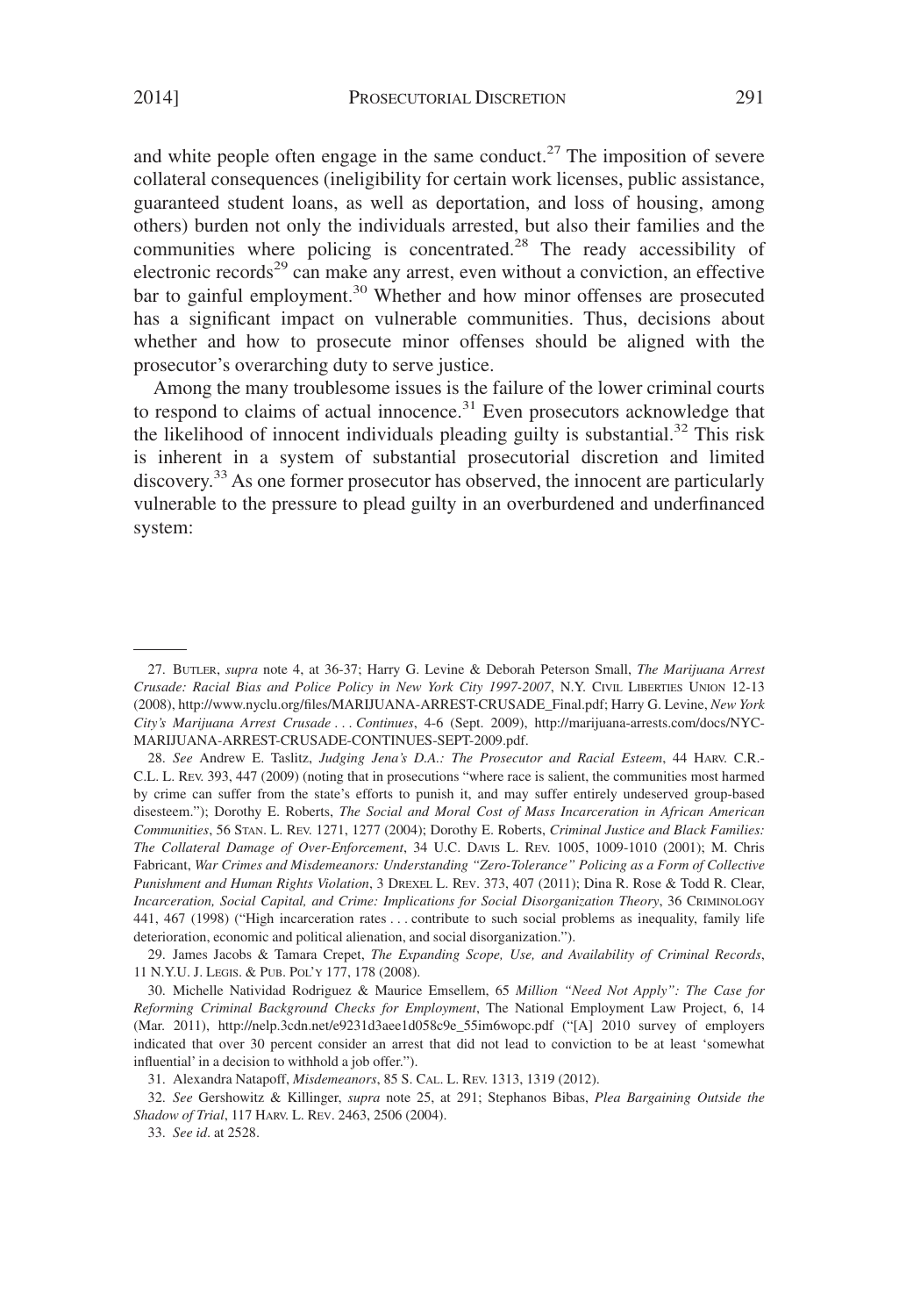and white people often engage in the same conduct.[27] The imposition of severe collateral consequences (ineligibility for certain work licenses, public assistance, guaranteed student loans, as well as deportation, and loss of housing, among others) burden not only the individuals arrested, but also their families and the communities where policing is concentrated.[28] The ready accessibility of electronic records[29] can make any arrest, even without a conviction, an effective bar to gainful employment.[30] Whether and how minor offenses are prosecuted has a significant impact on vulnerable communities. Thus, decisions about whether and how to prosecute minor offenses should be aligned with the prosecutor's overarching duty to serve justice.

Among the many troublesome issues is the failure of the lower criminal courts to respond to claims of actual innocence.[31] Even prosecutors acknowledge that the likelihood of innocent individuals pleading guilty is substantial.[32] This risk is inherent in a system of substantial prosecutorial discretion and limited discovery.[33] As one former prosecutor has observed, the innocent are particularly vulnerable to the pressure to plead guilty in an overburdened and underfinanced system:

---

27. BUTLER, *supra* note 4, at 36-37; Harry G. Levine & Deborah Peterson Small, *The Marijuana Arrest Crusade: Racial Bias and Police Policy in New York City 1997-2007*, N.Y. CIVIL LIBERTIES UNION 12-13 (2008), http://www.nyclu.org/files/MARIJUANA-ARREST-CRUSADE_Final.pdf; Harry G. Levine, *New York City's Marijuana Arrest Crusade . . . Continues*, 4-6 (Sept. 2009), http://marijuana-arrests.com/docs/NYC-MARIJUANA-ARREST-CRUSADE-CONTINUES-SEPT-2009.pdf.

28. *See* Andrew E. Taslitz, *Judging Jena's D.A.: The Prosecutor and Racial Esteem*, 44 HARV. C.R.-C.L. L. REV. 393, 447 (2009) (noting that in prosecutions "where race is salient, the communities most harmed by crime can suffer from the state's efforts to punish it, and may suffer entirely undeserved group-based disesteem."); Dorothy E. Roberts, *The Social and Moral Cost of Mass Incarceration in African American Communities*, 56 STAN. L. REV. 1271, 1277 (2004); Dorothy E. Roberts, *Criminal Justice and Black Families: The Collateral Damage of Over-Enforcement*, 34 U.C. DAVIS L. REV. 1005, 1009-1010 (2001); M. Chris Fabricant, *War Crimes and Misdemeanors: Understanding "Zero-Tolerance" Policing as a Form of Collective Punishment and Human Rights Violation*, 3 DREXEL L. REV. 373, 407 (2011); Dina R. Rose & Todd R. Clear, *Incarceration, Social Capital, and Crime: Implications for Social Disorganization Theory*, 36 CRIMINOLOGY 441, 467 (1998) ("High incarceration rates . . . contribute to such social problems as inequality, family life deterioration, economic and political alienation, and social disorganization.").

29. James Jacobs & Tamara Crepet, *The Expanding Scope, Use, and Availability of Criminal Records*, 11 N.Y.U. J. LEGIS. & PUB. POL'Y 177, 178 (2008).

30. Michelle Natividad Rodriguez & Maurice Emsellem, 65 *Million "Need Not Apply": The Case for Reforming Criminal Background Checks for Employment*, The National Employment Law Project, 6, 14 (Mar. 2011), http://nelp.3cdn.net/e9231d3aee1d058c9e_55im6wopc.pdf ("[A] 2010 survey of employers indicated that over 30 percent consider an arrest that did not lead to conviction to be at least 'somewhat influential' in a decision to withhold a job offer.").

31. Alexandra Natapoff, *Misdemeanors*, 85 S. CAL. L. REV. 1313, 1319 (2012).

32. *See* Gershowitz & Killinger, *supra* note 25, at 291; Stephanos Bibas, *Plea Bargaining Outside the Shadow of Trial*, 117 HARV. L. REV. 2463, 2506 (2004).

33. *See id*. at 2528.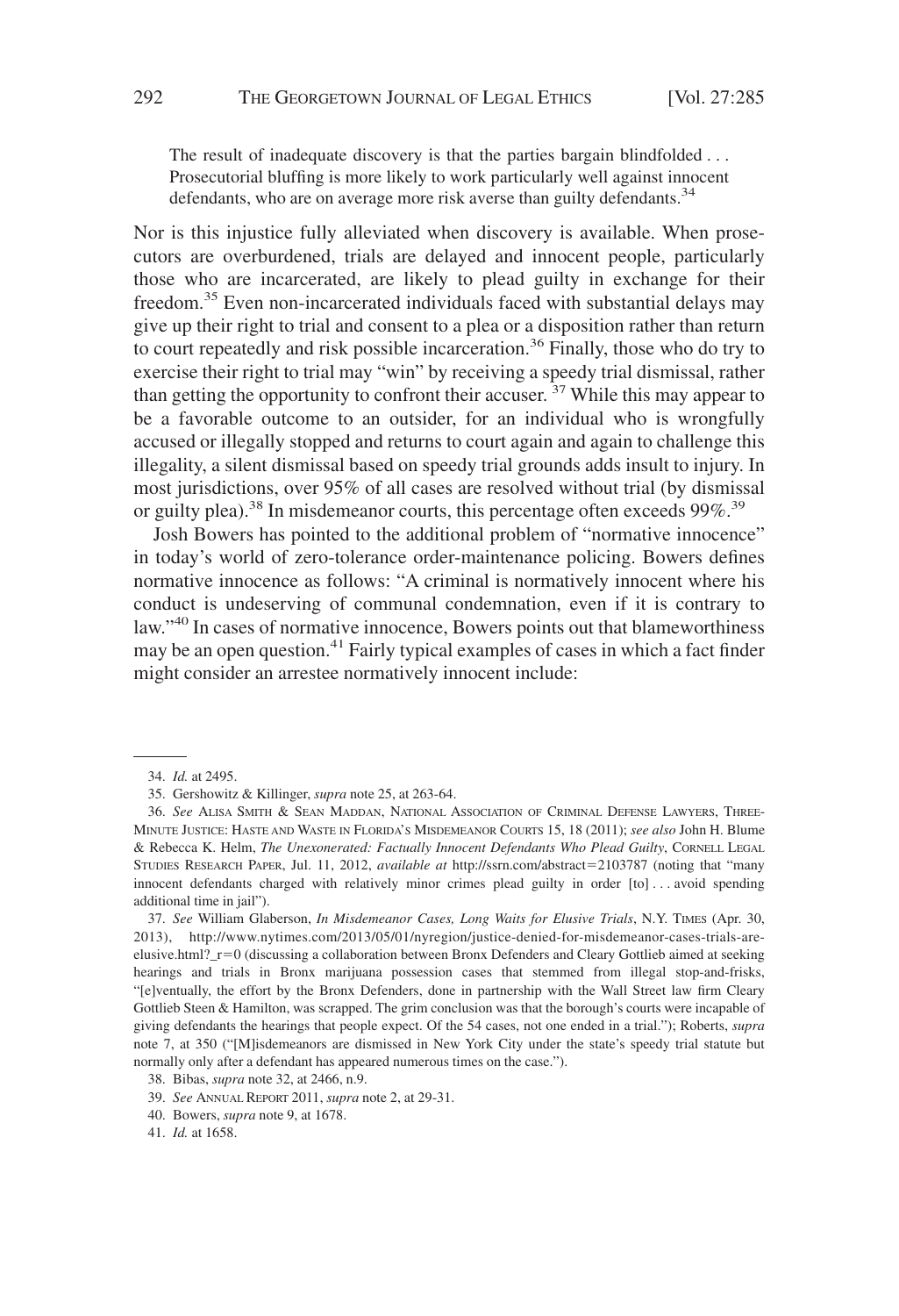> The result of inadequate discovery is that the parties bargain blindfolded . . . Prosecutorial bluffing is more likely to work particularly well against innocent defendants, who are on average more risk averse than guilty defendants.[34]

Nor is this injustice fully alleviated when discovery is available. When prosecutors are overburdened, trials are delayed and innocent people, particularly those who are incarcerated, are likely to plead guilty in exchange for their freedom.[35] Even non-incarcerated individuals faced with substantial delays may give up their right to trial and consent to a plea or a disposition rather than return to court repeatedly and risk possible incarceration.[36] Finally, those who do try to exercise their right to trial may "win" by receiving a speedy trial dismissal, rather than getting the opportunity to confront their accuser.[37] While this may appear to be a favorable outcome to an outsider, for an individual who is wrongfully accused or illegally stopped and returns to court again and again to challenge this illegality, a silent dismissal based on speedy trial grounds adds insult to injury. In most jurisdictions, over 95% of all cases are resolved without trial (by dismissal or guilty plea).[38] In misdemeanor courts, this percentage often exceeds 99%.[39]

Josh Bowers has pointed to the additional problem of "normative innocence" in today's world of zero-tolerance order-maintenance policing. Bowers defines normative innocence as follows: "A criminal is normatively innocent where his conduct is undeserving of communal condemnation, even if it is contrary to law."[40] In cases of normative innocence, Bowers points out that blameworthiness may be an open question.[41] Fairly typical examples of cases in which a fact finder might consider an arrestee normatively innocent include:

---

34. *Id.* at 2495.

35. Gershowitz & Killinger, *supra* note 25, at 263-64.

36. *See* ALISA SMITH & SEAN MADDAN, NATIONAL ASSOCIATION OF CRIMINAL DEFENSE LAWYERS, THREE-MINUTE JUSTICE: HASTE AND WASTE IN FLORIDA'S MISDEMEANOR COURTS 15, 18 (2011); *see also* John H. Blume & Rebecca K. Helm, *The Unexonerated: Factually Innocent Defendants Who Plead Guilty*, CORNELL LEGAL STUDIES RESEARCH PAPER, Jul. 11, 2012, *available at* http://ssrn.com/abstract=2103787 (noting that "many innocent defendants charged with relatively minor crimes plead guilty in order [to] . . . avoid spending additional time in jail").

37. *See* William Glaberson, *In Misdemeanor Cases, Long Waits for Elusive Trials*, N.Y. TIMES (Apr. 30, 2013), http://www.nytimes.com/2013/05/01/nyregion/justice-denied-for-misdemeanor-cases-trials-are-elusive.html?_r=0 (discussing a collaboration between Bronx Defenders and Cleary Gottlieb aimed at seeking hearings and trials in Bronx marijuana possession cases that stemmed from illegal stop-and-frisks, "[e]ventually, the effort by the Bronx Defenders, done in partnership with the Wall Street law firm Cleary Gottlieb Steen & Hamilton, was scrapped. The grim conclusion was that the borough's courts were incapable of giving defendants the hearings that people expect. Of the 54 cases, not one ended in a trial."); Roberts, *supra* note 7, at 350 ("[M]isdemeanors are dismissed in New York City under the state's speedy trial statute but normally only after a defendant has appeared numerous times on the case.").

38. Bibas, *supra* note 32, at 2466, n.9.

39. *See* ANNUAL REPORT 2011, *supra* note 2, at 29-31.

40. Bowers, *supra* note 9, at 1678.

41. *Id.* at 1658.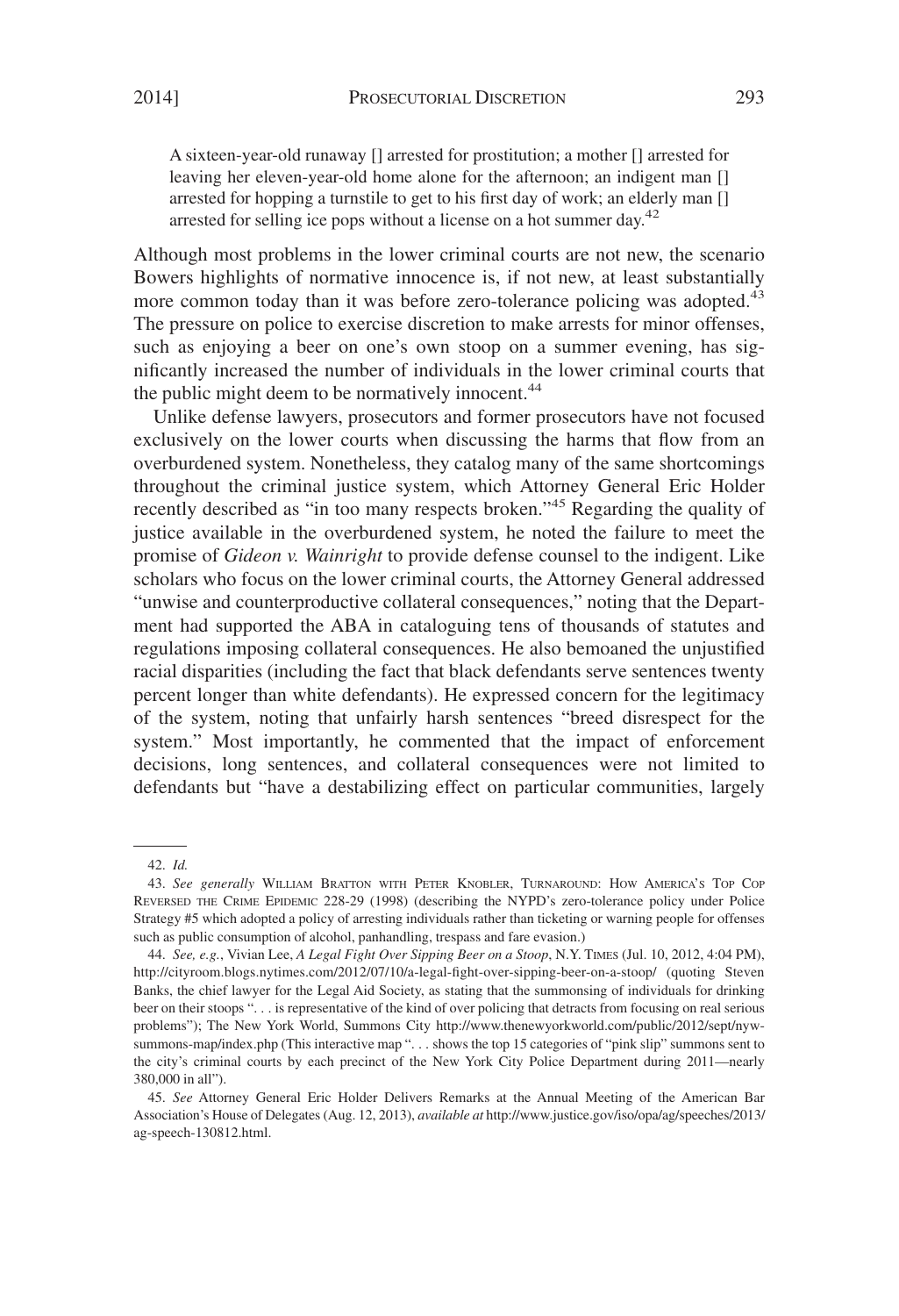> A sixteen-year-old runaway [] arrested for prostitution; a mother [] arrested for leaving her eleven-year-old home alone for the afternoon; an indigent man [] arrested for hopping a turnstile to get to his first day of work; an elderly man [] arrested for selling ice pops without a license on a hot summer day.[42]

Although most problems in the lower criminal courts are not new, the scenario Bowers highlights of normative innocence is, if not new, at least substantially more common today than it was before zero-tolerance policing was adopted.[43] The pressure on police to exercise discretion to make arrests for minor offenses, such as enjoying a beer on one's own stoop on a summer evening, has significantly increased the number of individuals in the lower criminal courts that the public might deem to be normatively innocent.[44]

Unlike defense lawyers, prosecutors and former prosecutors have not focused exclusively on the lower courts when discussing the harms that flow from an overburdened system. Nonetheless, they catalog many of the same shortcomings throughout the criminal justice system, which Attorney General Eric Holder recently described as "in too many respects broken."[45] Regarding the quality of justice available in the overburdened system, he noted the failure to meet the promise of *Gideon v. Wainright* to provide defense counsel to the indigent. Like scholars who focus on the lower criminal courts, the Attorney General addressed "unwise and counterproductive collateral consequences," noting that the Department had supported the ABA in cataloguing tens of thousands of statutes and regulations imposing collateral consequences. He also bemoaned the unjustified racial disparities (including the fact that black defendants serve sentences twenty percent longer than white defendants). He expressed concern for the legitimacy of the system, noting that unfairly harsh sentences "breed disrespect for the system." Most importantly, he commented that the impact of enforcement decisions, long sentences, and collateral consequences were not limited to defendants but "have a destabilizing effect on particular communities, largely

---

42. *Id.*

43. *See generally* William Bratton with Peter Knobler, Turnaround: How America's Top Cop Reversed the Crime Epidemic 228-29 (1998) (describing the NYPD's zero-tolerance policy under Police Strategy #5 which adopted a policy of arresting individuals rather than ticketing or warning people for offenses such as public consumption of alcohol, panhandling, trespass and fare evasion.)

44. *See, e.g.*, Vivian Lee, *A Legal Fight Over Sipping Beer on a Stoop*, N.Y. Times (Jul. 10, 2012, 4:04 PM), http://cityroom.blogs.nytimes.com/2012/07/10/a-legal-fight-over-sipping-beer-on-a-stoop/ (quoting Steven Banks, the chief lawyer for the Legal Aid Society, as stating that the summonsing of individuals for drinking beer on their stoops ". . . is representative of the kind of over policing that detracts from focusing on real serious problems"); The New York World, Summons City http://www.thenewyorkworld.com/public/2012/sept/nyw-summons-map/index.php (This interactive map ". . . shows the top 15 categories of "pink slip" summons sent to the city's criminal courts by each precinct of the New York City Police Department during 2011—nearly 380,000 in all").

45. *See* Attorney General Eric Holder Delivers Remarks at the Annual Meeting of the American Bar Association's House of Delegates (Aug. 12, 2013), *available at* http://www.justice.gov/iso/opa/ag/speeches/2013/ag-speech-130812.html.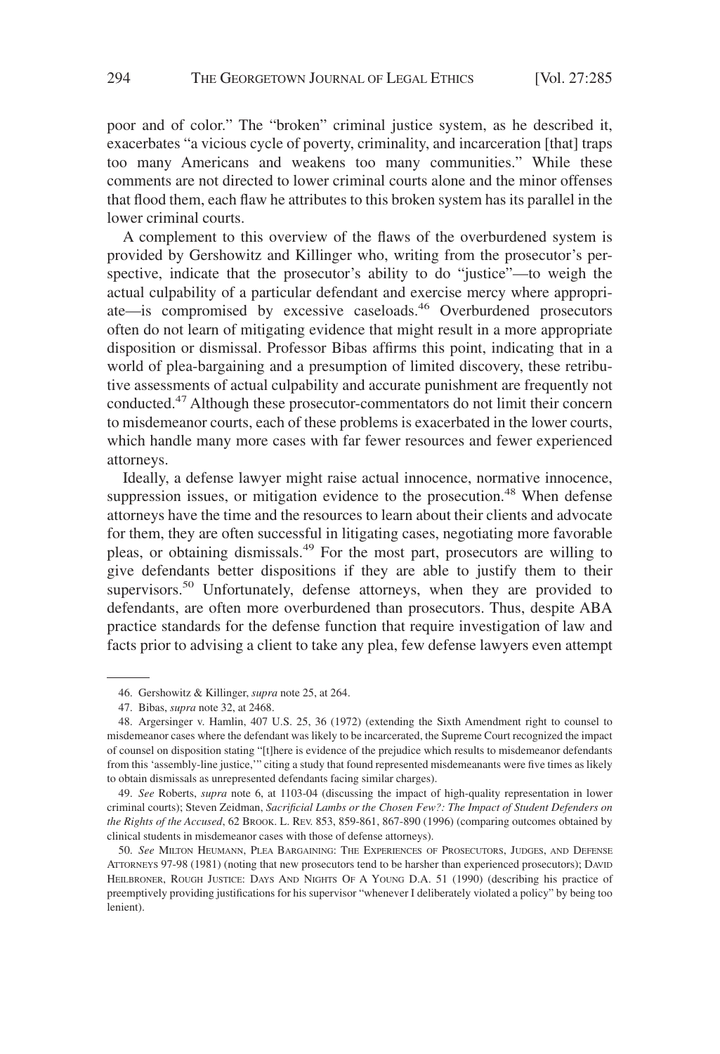poor and of color." The "broken" criminal justice system, as he described it, exacerbates "a vicious cycle of poverty, criminality, and incarceration [that] traps too many Americans and weakens too many communities." While these comments are not directed to lower criminal courts alone and the minor offenses that flood them, each flaw he attributes to this broken system has its parallel in the lower criminal courts.

A complement to this overview of the flaws of the overburdened system is provided by Gershowitz and Killinger who, writing from the prosecutor's perspective, indicate that the prosecutor's ability to do "justice"—to weigh the actual culpability of a particular defendant and exercise mercy where appropriate—is compromised by excessive caseloads.[46] Overburdened prosecutors often do not learn of mitigating evidence that might result in a more appropriate disposition or dismissal. Professor Bibas affirms this point, indicating that in a world of plea-bargaining and a presumption of limited discovery, these retributive assessments of actual culpability and accurate punishment are frequently not conducted.[47] Although these prosecutor-commentators do not limit their concern to misdemeanor courts, each of these problems is exacerbated in the lower courts, which handle many more cases with far fewer resources and fewer experienced attorneys.

Ideally, a defense lawyer might raise actual innocence, normative innocence, suppression issues, or mitigation evidence to the prosecution.[48] When defense attorneys have the time and the resources to learn about their clients and advocate for them, they are often successful in litigating cases, negotiating more favorable pleas, or obtaining dismissals.[49] For the most part, prosecutors are willing to give defendants better dispositions if they are able to justify them to their supervisors.[50] Unfortunately, defense attorneys, when they are provided to defendants, are often more overburdened than prosecutors. Thus, despite ABA practice standards for the defense function that require investigation of law and facts prior to advising a client to take any plea, few defense lawyers even attempt

---

46. Gershowitz & Killinger, *supra* note 25, at 264.

47. Bibas, *supra* note 32, at 2468.

48. Argersinger v. Hamlin, 407 U.S. 25, 36 (1972) (extending the Sixth Amendment right to counsel to misdemeanor cases where the defendant was likely to be incarcerated, the Supreme Court recognized the impact of counsel on disposition stating "[t]here is evidence of the prejudice which results to misdemeanor defendants from this 'assembly-line justice,'" citing a study that found represented misdemeanants were five times as likely to obtain dismissals as unrepresented defendants facing similar charges).

49. *See* Roberts, *supra* note 6, at 1103-04 (discussing the impact of high-quality representation in lower criminal courts); Steven Zeidman, *Sacrificial Lambs or the Chosen Few?: The Impact of Student Defenders on the Rights of the Accused*, 62 BROOK. L. REV. 853, 859-861, 867-890 (1996) (comparing outcomes obtained by clinical students in misdemeanor cases with those of defense attorneys).

50. *See* MILTON HEUMANN, PLEA BARGAINING: THE EXPERIENCES OF PROSECUTORS, JUDGES, AND DEFENSE ATTORNEYS 97-98 (1981) (noting that new prosecutors tend to be harsher than experienced prosecutors); DAVID HEILBRONER, ROUGH JUSTICE: DAYS AND NIGHTS OF A YOUNG D.A. 51 (1990) (describing his practice of preemptively providing justifications for his supervisor "whenever I deliberately violated a policy" by being too lenient).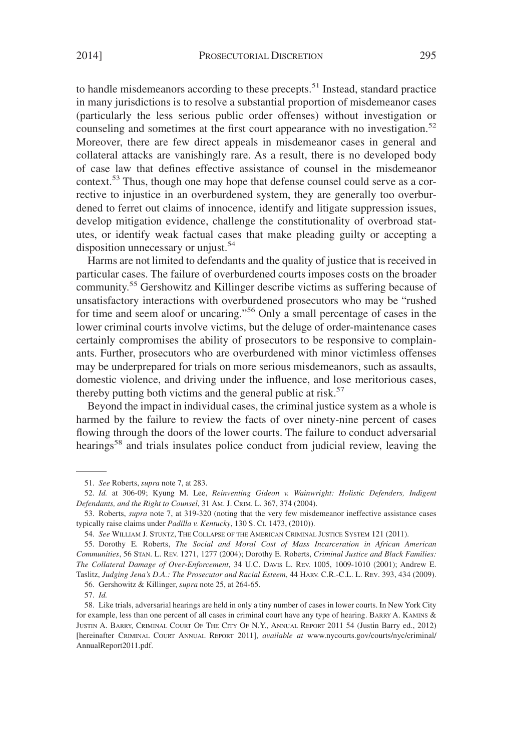to handle misdemeanors according to these precepts.[51] Instead, standard practice in many jurisdictions is to resolve a substantial proportion of misdemeanor cases (particularly the less serious public order offenses) without investigation or counseling and sometimes at the first court appearance with no investigation.[52] Moreover, there are few direct appeals in misdemeanor cases in general and collateral attacks are vanishingly rare. As a result, there is no developed body of case law that defines effective assistance of counsel in the misdemeanor context.[53] Thus, though one may hope that defense counsel could serve as a corrective to injustice in an overburdened system, they are generally too overburdened to ferret out claims of innocence, identify and litigate suppression issues, develop mitigation evidence, challenge the constitutionality of overbroad statutes, or identify weak factual cases that make pleading guilty or accepting a disposition unnecessary or unjust.[54]

Harms are not limited to defendants and the quality of justice that is received in particular cases. The failure of overburdened courts imposes costs on the broader community.[55] Gershowitz and Killinger describe victims as suffering because of unsatisfactory interactions with overburdened prosecutors who may be "rushed for time and seem aloof or uncaring."[56] Only a small percentage of cases in the lower criminal courts involve victims, but the deluge of order-maintenance cases certainly compromises the ability of prosecutors to be responsive to complainants. Further, prosecutors who are overburdened with minor victimless offenses may be underprepared for trials on more serious misdemeanors, such as assaults, domestic violence, and driving under the influence, and lose meritorious cases, thereby putting both victims and the general public at risk.[57]

Beyond the impact in individual cases, the criminal justice system as a whole is harmed by the failure to review the facts of over ninety-nine percent of cases flowing through the doors of the lower courts. The failure to conduct adversarial hearings[58] and trials insulates police conduct from judicial review, leaving the

---

51. *See* Roberts, *supra* note 7, at 283.

52. *Id.* at 306-09; Kyung M. Lee, *Reinventing Gideon v. Wainwright: Holistic Defenders, Indigent Defendants, and the Right to Counsel*, 31 AM. J. CRIM. L. 367, 374 (2004).

53. Roberts, *supra* note 7, at 319-320 (noting that the very few misdemeanor ineffective assistance cases typically raise claims under *Padilla v. Kentucky*, 130 S. Ct. 1473, (2010)).

54. *See* WILLIAM J. STUNTZ, THE COLLAPSE OF THE AMERICAN CRIMINAL JUSTICE SYSTEM 121 (2011).

55. Dorothy E. Roberts, *The Social and Moral Cost of Mass Incarceration in African American Communities*, 56 STAN. L. REV. 1271, 1277 (2004); Dorothy E. Roberts, *Criminal Justice and Black Families: The Collateral Damage of Over-Enforcement*, 34 U.C. DAVIS L. REV. 1005, 1009-1010 (2001); Andrew E. Taslitz, *Judging Jena's D.A.: The Prosecutor and Racial Esteem*, 44 HARV. C.R.-C.L. L. REV. 393, 434 (2009).

56. Gershowitz & Killinger, *supra* note 25, at 264-65.

57. *Id.*

58. Like trials, adversarial hearings are held in only a tiny number of cases in lower courts. In New York City for example, less than one percent of all cases in criminal court have any type of hearing. BARRY A. KAMINS & JUSTIN A. BARRY, CRIMINAL COURT OF THE CITY OF N.Y., ANNUAL REPORT 2011 54 (Justin Barry ed., 2012) [hereinafter CRIMINAL COURT ANNUAL REPORT 2011], *available at* www.nycourts.gov/courts/nyc/criminal/AnnualReport2011.pdf.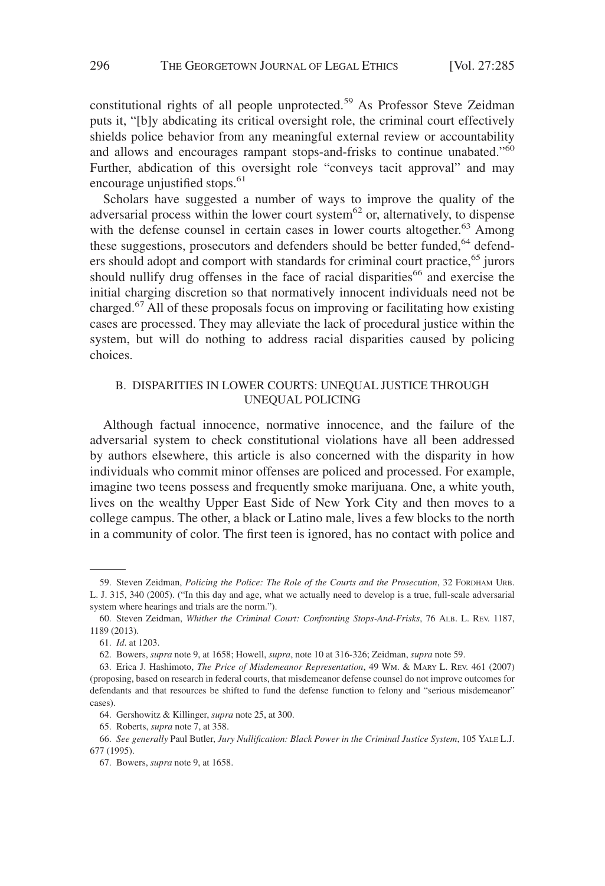constitutional rights of all people unprotected.[59] As Professor Steve Zeidman puts it, "[b]y abdicating its critical oversight role, the criminal court effectively shields police behavior from any meaningful external review or accountability and allows and encourages rampant stops-and-frisks to continue unabated."[60] Further, abdication of this oversight role "conveys tacit approval" and may encourage unjustified stops.[61]

Scholars have suggested a number of ways to improve the quality of the adversarial process within the lower court system[62] or, alternatively, to dispense with the defense counsel in certain cases in lower courts altogether.[63] Among these suggestions, prosecutors and defenders should be better funded,[64] defenders should adopt and comport with standards for criminal court practice,[65] jurors should nullify drug offenses in the face of racial disparities[66] and exercise the initial charging discretion so that normatively innocent individuals need not be charged.[67] All of these proposals focus on improving or facilitating how existing cases are processed. They may alleviate the lack of procedural justice within the system, but will do nothing to address racial disparities caused by policing choices.

### B. DISPARITIES IN LOWER COURTS: UNEQUAL JUSTICE THROUGH UNEQUAL POLICING

Although factual innocence, normative innocence, and the failure of the adversarial system to check constitutional violations have all been addressed by authors elsewhere, this article is also concerned with the disparity in how individuals who commit minor offenses are policed and processed. For example, imagine two teens possess and frequently smoke marijuana. One, a white youth, lives on the wealthy Upper East Side of New York City and then moves to a college campus. The other, a black or Latino male, lives a few blocks to the north in a community of color. The first teen is ignored, has no contact with police and

---

59. Steven Zeidman, *Policing the Police: The Role of the Courts and the Prosecution*, 32 FORDHAM URB. L. J. 315, 340 (2005). ("In this day and age, what we actually need to develop is a true, full-scale adversarial system where hearings and trials are the norm.").

60. Steven Zeidman, *Whither the Criminal Court: Confronting Stops-And-Frisks*, 76 ALB. L. REV. 1187, 1189 (2013).

61. *Id*. at 1203.

62. Bowers, *supra* note 9, at 1658; Howell, *supra*, note 10 at 316-326; Zeidman, *supra* note 59.

63. Erica J. Hashimoto, *The Price of Misdemeanor Representation*, 49 WM. & MARY L. REV. 461 (2007) (proposing, based on research in federal courts, that misdemeanor defense counsel do not improve outcomes for defendants and that resources be shifted to fund the defense function to felony and "serious misdemeanor" cases).

64. Gershowitz & Killinger, *supra* note 25, at 300.

65. Roberts, *supra* note 7, at 358.

66. *See generally* Paul Butler, *Jury Nullification: Black Power in the Criminal Justice System*, 105 YALE L.J. 677 (1995).

67. Bowers, *supra* note 9, at 1658.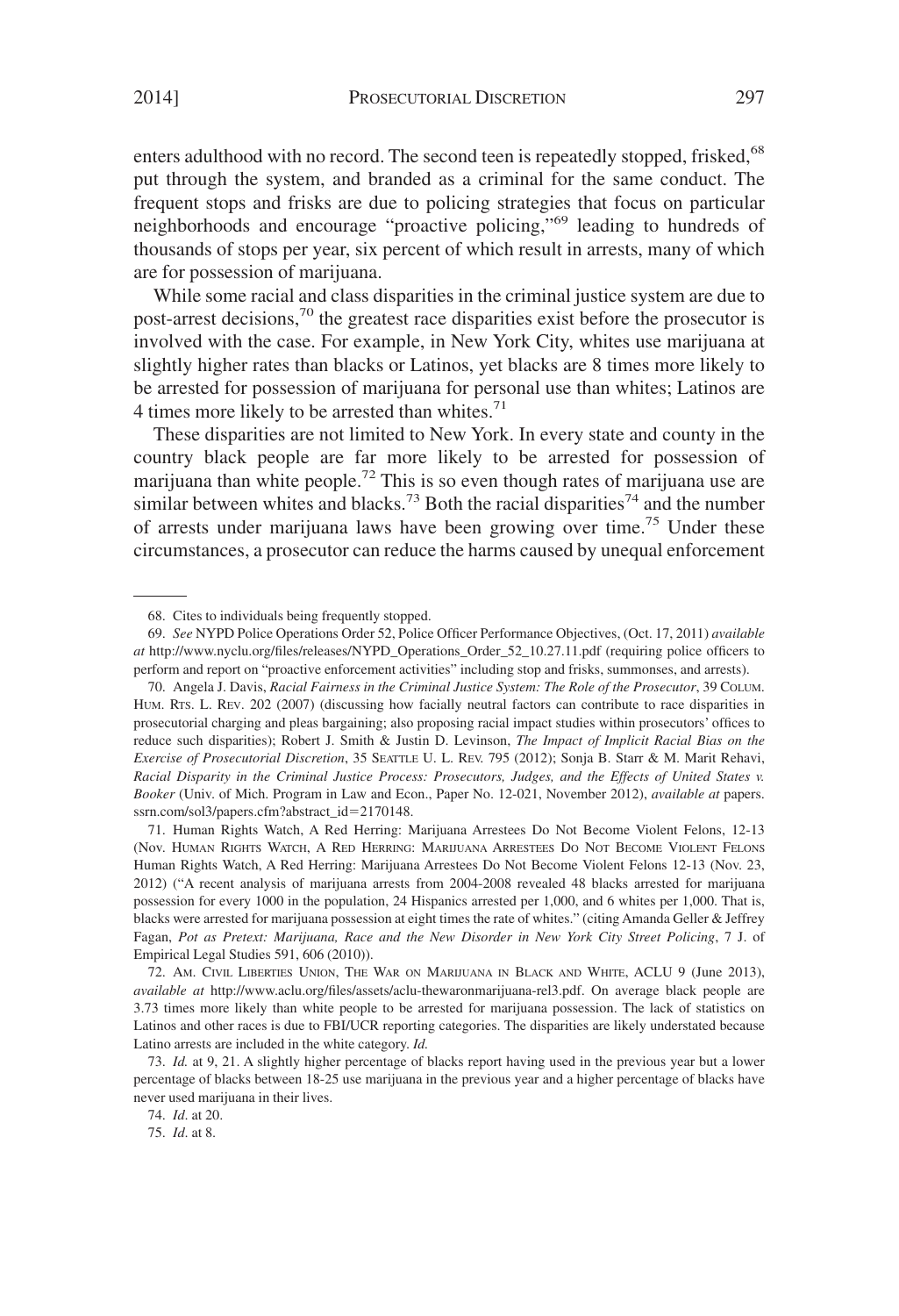enters adulthood with no record. The second teen is repeatedly stopped, frisked,[68] put through the system, and branded as a criminal for the same conduct. The frequent stops and frisks are due to policing strategies that focus on particular neighborhoods and encourage "proactive policing,"[69] leading to hundreds of thousands of stops per year, six percent of which result in arrests, many of which are for possession of marijuana.

While some racial and class disparities in the criminal justice system are due to post-arrest decisions,[70] the greatest race disparities exist before the prosecutor is involved with the case. For example, in New York City, whites use marijuana at slightly higher rates than blacks or Latinos, yet blacks are 8 times more likely to be arrested for possession of marijuana for personal use than whites; Latinos are 4 times more likely to be arrested than whites.[71]

These disparities are not limited to New York. In every state and county in the country black people are far more likely to be arrested for possession of marijuana than white people.[72] This is so even though rates of marijuana use are similar between whites and blacks.[73] Both the racial disparities[74] and the number of arrests under marijuana laws have been growing over time.[75] Under these circumstances, a prosecutor can reduce the harms caused by unequal enforcement

---

68. Cites to individuals being frequently stopped.

69. *See* NYPD Police Operations Order 52, Police Officer Performance Objectives, (Oct. 17, 2011) *available at* http://www.nyclu.org/files/releases/NYPD_Operations_Order_52_10.27.11.pdf (requiring police officers to perform and report on "proactive enforcement activities" including stop and frisks, summonses, and arrests).

70. Angela J. Davis, *Racial Fairness in the Criminal Justice System: The Role of the Prosecutor*, 39 COLUM. HUM. RTS. L. REV. 202 (2007) (discussing how facially neutral factors can contribute to race disparities in prosecutorial charging and pleas bargaining; also proposing racial impact studies within prosecutors' offices to reduce such disparities); Robert J. Smith & Justin D. Levinson, *The Impact of Implicit Racial Bias on the Exercise of Prosecutorial Discretion*, 35 SEATTLE U. L. REV. 795 (2012); Sonja B. Starr & M. Marit Rehavi, *Racial Disparity in the Criminal Justice Process: Prosecutors, Judges, and the Effects of United States v. Booker* (Univ. of Mich. Program in Law and Econ., Paper No. 12-021, November 2012), *available at* papers.ssrn.com/sol3/papers.cfm?abstract_id=2170148.

71. Human Rights Watch, A Red Herring: Marijuana Arrestees Do Not Become Violent Felons, 12-13 (Nov. HUMAN RIGHTS WATCH, A RED HERRING: MARIJUANA ARRESTEES DO NOT BECOME VIOLENT FELONS Human Rights Watch, A Red Herring: Marijuana Arrestees Do Not Become Violent Felons 12-13 (Nov. 23, 2012) ("A recent analysis of marijuana arrests from 2004-2008 revealed 48 blacks arrested for marijuana possession for every 1000 in the population, 24 Hispanics arrested per 1,000, and 6 whites per 1,000. That is, blacks were arrested for marijuana possession at eight times the rate of whites." (citing Amanda Geller & Jeffrey Fagan, *Pot as Pretext: Marijuana, Race and the New Disorder in New York City Street Policing*, 7 J. of Empirical Legal Studies 591, 606 (2010)).

72. AM. CIVIL LIBERTIES UNION, THE WAR ON MARIJUANA IN BLACK AND WHITE, ACLU 9 (June 2013), *available at* http://www.aclu.org/files/assets/aclu-thewaronmarijuana-rel3.pdf. On average black people are 3.73 times more likely than white people to be arrested for marijuana possession. The lack of statistics on Latinos and other races is due to FBI/UCR reporting categories. The disparities are likely understated because Latino arrests are included in the white category. *Id.*

73. *Id.* at 9, 21. A slightly higher percentage of blacks report having used in the previous year but a lower percentage of blacks between 18-25 use marijuana in the previous year and a higher percentage of blacks have never used marijuana in their lives.

74. *Id*. at 20.

75. *Id*. at 8.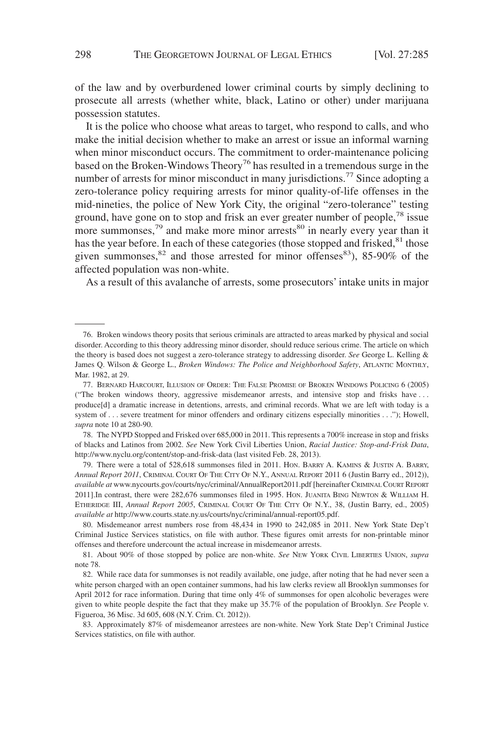of the law and by overburdened lower criminal courts by simply declining to prosecute all arrests (whether white, black, Latino or other) under marijuana possession statutes.

It is the police who choose what areas to target, who respond to calls, and who make the initial decision whether to make an arrest or issue an informal warning when minor misconduct occurs. The commitment to order-maintenance policing based on the Broken-Windows Theory[76] has resulted in a tremendous surge in the number of arrests for minor misconduct in many jurisdictions.[77] Since adopting a zero-tolerance policy requiring arrests for minor quality-of-life offenses in the mid-nineties, the police of New York City, the original "zero-tolerance" testing ground, have gone on to stop and frisk an ever greater number of people,[78] issue more summonses,[79] and make more minor arrests[80] in nearly every year than it has the year before. In each of these categories (those stopped and frisked,[81] those given summonses,[82] and those arrested for minor offenses[83]), 85-90% of the affected population was non-white.

As a result of this avalanche of arrests, some prosecutors' intake units in major

---

76. Broken windows theory posits that serious criminals are attracted to areas marked by physical and social disorder. According to this theory addressing minor disorder, should reduce serious crime. The article on which the theory is based does not suggest a zero-tolerance strategy to addressing disorder. *See* George L. Kelling & James Q. Wilson & George L., *Broken Windows: The Police and Neighborhood Safety*, ATLANTIC MONTHLY, Mar. 1982, at 29.

77. BERNARD HARCOURT, ILLUSION OF ORDER: THE FALSE PROMISE OF BROKEN WINDOWS POLICING 6 (2005) ("The broken windows theory, aggressive misdemeanor arrests, and intensive stop and frisks have . . . produce[d] a dramatic increase in detentions, arrests, and criminal records. What we are left with today is a system of . . . severe treatment for minor offenders and ordinary citizens especially minorities . . ."); Howell, *supra* note 10 at 280-90.

78. The NYPD Stopped and Frisked over 685,000 in 2011. This represents a 700% increase in stop and frisks of blacks and Latinos from 2002. *See* New York Civil Liberties Union, *Racial Justice: Stop-and-Frisk Data*, http://www.nyclu.org/content/stop-and-frisk-data (last visited Feb. 28, 2013).

79. There were a total of 528,618 summonses filed in 2011. HON. BARRY A. KAMINS & JUSTIN A. BARRY, *Annual Report 2011*, CRIMINAL COURT OF THE CITY OF N.Y., ANNUAL REPORT 2011 6 (Justin Barry ed., 2012)), *available at* www.nycourts.gov/courts/nyc/criminal/AnnualReport2011.pdf [hereinafter CRIMINAL COURT REPORT 2011].In contrast, there were 282,676 summonses filed in 1995. HON. JUANITA BING NEWTON & WILLIAM H. ETHERIDGE III, *Annual Report 2005*, CRIMINAL COURT OF THE CITY OF N.Y., 38, (Justin Barry, ed., 2005) *available at* http://www.courts.state.ny.us/courts/nyc/criminal/annual-report05.pdf.

80. Misdemeanor arrest numbers rose from 48,434 in 1990 to 242,085 in 2011. New York State Dep't Criminal Justice Services statistics, on file with author. These figures omit arrests for non-printable minor offenses and therefore undercount the actual increase in misdemeanor arrests.

81. About 90% of those stopped by police are non-white. *See* NEW YORK CIVIL LIBERTIES UNION, *supra* note 78.

82. While race data for summonses is not readily available, one judge, after noting that he had never seen a white person charged with an open container summons, had his law clerks review all Brooklyn summonses for April 2012 for race information. During that time only 4% of summonses for open alcoholic beverages were given to white people despite the fact that they make up 35.7% of the population of Brooklyn. *See* People v. Figueroa, 36 Misc. 3d 605, 608 (N.Y. Crim. Ct. 2012)).

83. Approximately 87% of misdemeanor arrestees are non-white. New York State Dep't Criminal Justice Services statistics, on file with author.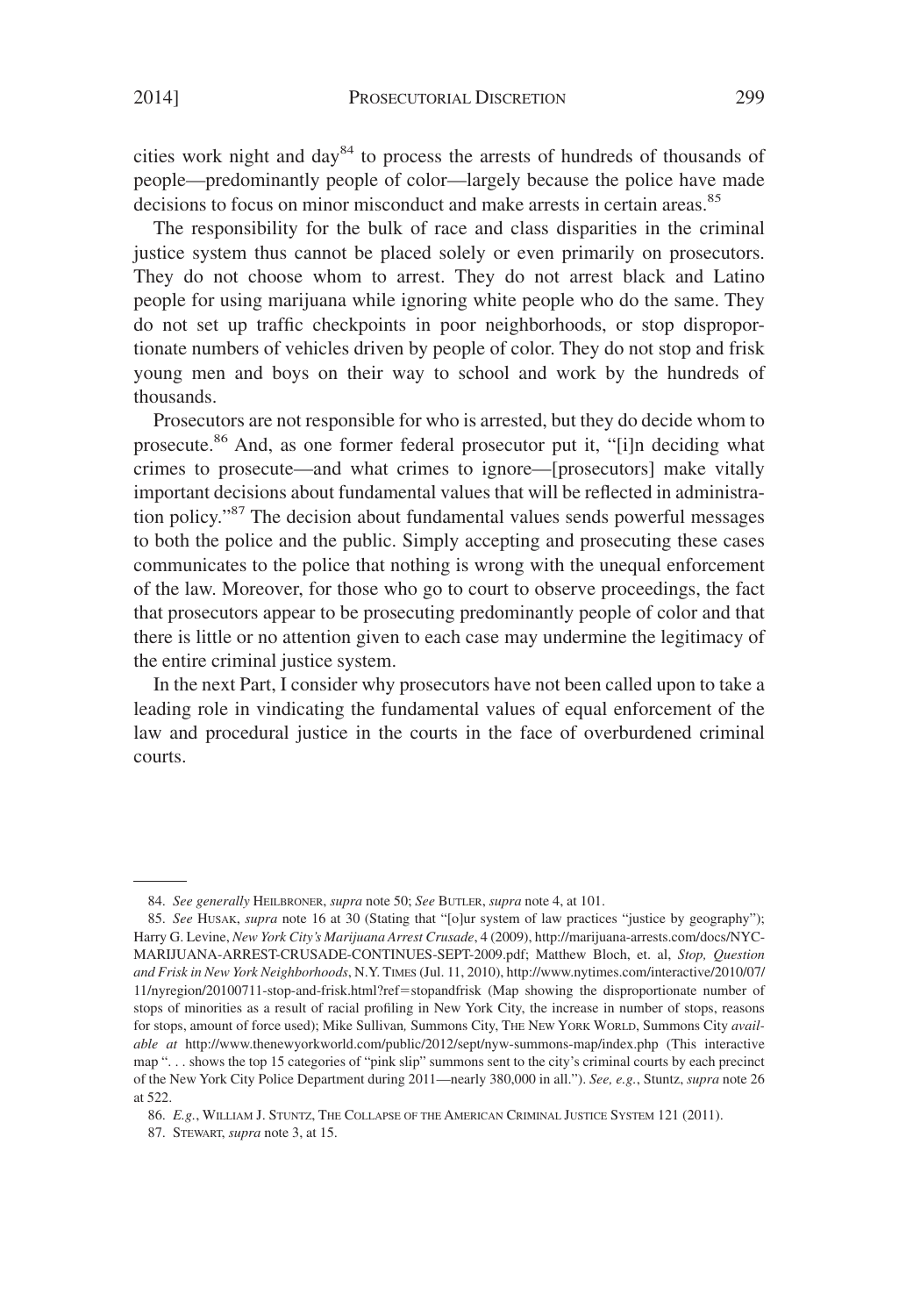cities work night and day[84] to process the arrests of hundreds of thousands of people—predominantly people of color—largely because the police have made decisions to focus on minor misconduct and make arrests in certain areas.[85]

The responsibility for the bulk of race and class disparities in the criminal justice system thus cannot be placed solely or even primarily on prosecutors. They do not choose whom to arrest. They do not arrest black and Latino people for using marijuana while ignoring white people who do the same. They do not set up traffic checkpoints in poor neighborhoods, or stop disproportionate numbers of vehicles driven by people of color. They do not stop and frisk young men and boys on their way to school and work by the hundreds of thousands.

Prosecutors are not responsible for who is arrested, but they do decide whom to prosecute.[86] And, as one former federal prosecutor put it, "[i]n deciding what crimes to prosecute—and what crimes to ignore—[prosecutors] make vitally important decisions about fundamental values that will be reflected in administration policy."[87] The decision about fundamental values sends powerful messages to both the police and the public. Simply accepting and prosecuting these cases communicates to the police that nothing is wrong with the unequal enforcement of the law. Moreover, for those who go to court to observe proceedings, the fact that prosecutors appear to be prosecuting predominantly people of color and that there is little or no attention given to each case may undermine the legitimacy of the entire criminal justice system.

In the next Part, I consider why prosecutors have not been called upon to take a leading role in vindicating the fundamental values of equal enforcement of the law and procedural justice in the courts in the face of overburdened criminal courts.

---

84. *See generally* HEILBRONER, *supra* note 50; *See* BUTLER, *supra* note 4, at 101.

85. *See* HUSAK, *supra* note 16 at 30 (Stating that "[o]ur system of law practices "justice by geography"); Harry G. Levine, *New York City's Marijuana Arrest Crusade*, 4 (2009), http://marijuana-arrests.com/docs/NYC-MARIJUANA-ARREST-CRUSADE-CONTINUES-SEPT-2009.pdf; Matthew Bloch, et. al, *Stop, Question and Frisk in New York Neighborhoods*, N.Y. TIMES (Jul. 11, 2010), http://www.nytimes.com/interactive/2010/07/11/nyregion/20100711-stop-and-frisk.html?ref=stopandfrisk (Map showing the disproportionate number of stops of minorities as a result of racial profiling in New York City, the increase in number of stops, reasons for stops, amount of force used); Mike Sullivan*,* Summons City, THE NEW YORK WORLD, Summons City *available at* http://www.thenewyorkworld.com/public/2012/sept/nyw-summons-map/index.php (This interactive map ". . . shows the top 15 categories of "pink slip" summons sent to the city's criminal courts by each precinct of the New York City Police Department during 2011—nearly 380,000 in all."). *See, e.g.*, Stuntz, *supra* note 26 at 522.

86. *E.g.*, WILLIAM J. STUNTZ, THE COLLAPSE OF THE AMERICAN CRIMINAL JUSTICE SYSTEM 121 (2011).

87. STEWART, *supra* note 3, at 15.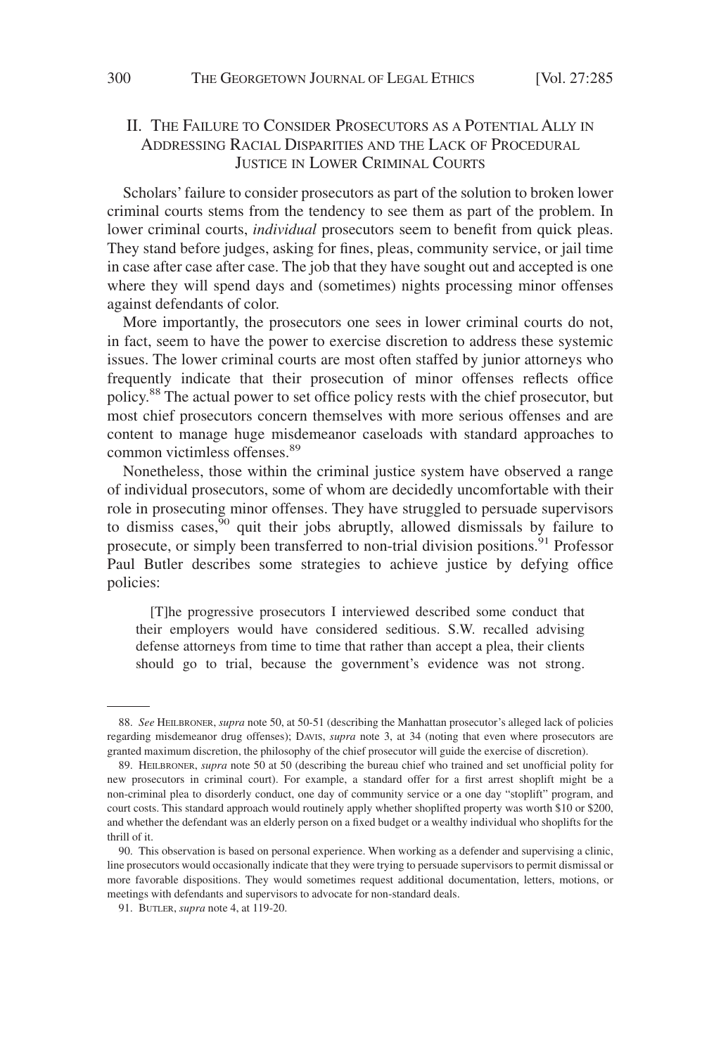## II. The Failure to Consider Prosecutors as a Potential Ally in Addressing Racial Disparities and the Lack of Procedural Justice in Lower Criminal Courts

Scholars' failure to consider prosecutors as part of the solution to broken lower criminal courts stems from the tendency to see them as part of the problem. In lower criminal courts, *individual* prosecutors seem to benefit from quick pleas. They stand before judges, asking for fines, pleas, community service, or jail time in case after case after case. The job that they have sought out and accepted is one where they will spend days and (sometimes) nights processing minor offenses against defendants of color.

More importantly, the prosecutors one sees in lower criminal courts do not, in fact, seem to have the power to exercise discretion to address these systemic issues. The lower criminal courts are most often staffed by junior attorneys who frequently indicate that their prosecution of minor offenses reflects office policy.[88] The actual power to set office policy rests with the chief prosecutor, but most chief prosecutors concern themselves with more serious offenses and are content to manage huge misdemeanor caseloads with standard approaches to common victimless offenses.[89]

Nonetheless, those within the criminal justice system have observed a range of individual prosecutors, some of whom are decidedly uncomfortable with their role in prosecuting minor offenses. They have struggled to persuade supervisors to dismiss cases,[90] quit their jobs abruptly, allowed dismissals by failure to prosecute, or simply been transferred to non-trial division positions.[91] Professor Paul Butler describes some strategies to achieve justice by defying office policies:

> [T]he progressive prosecutors I interviewed described some conduct that their employers would have considered seditious. S.W. recalled advising defense attorneys from time to time that rather than accept a plea, their clients should go to trial, because the government's evidence was not strong.

---

88. *See* Heilbroner, *supra* note 50, at 50-51 (describing the Manhattan prosecutor's alleged lack of policies regarding misdemeanor drug offenses); Davis, *supra* note 3, at 34 (noting that even where prosecutors are granted maximum discretion, the philosophy of the chief prosecutor will guide the exercise of discretion).

89. Heilbroner, *supra* note 50 at 50 (describing the bureau chief who trained and set unofficial polity for new prosecutors in criminal court). For example, a standard offer for a first arrest shoplift might be a non-criminal plea to disorderly conduct, one day of community service or a one day "stoplift" program, and court costs. This standard approach would routinely apply whether shoplifted property was worth $10 or $200, and whether the defendant was an elderly person on a fixed budget or a wealthy individual who shoplifts for the thrill of it.

90. This observation is based on personal experience. When working as a defender and supervising a clinic, line prosecutors would occasionally indicate that they were trying to persuade supervisors to permit dismissal or more favorable dispositions. They would sometimes request additional documentation, letters, motions, or meetings with defendants and supervisors to advocate for non-standard deals.

91. Butler, *supra* note 4, at 119-20.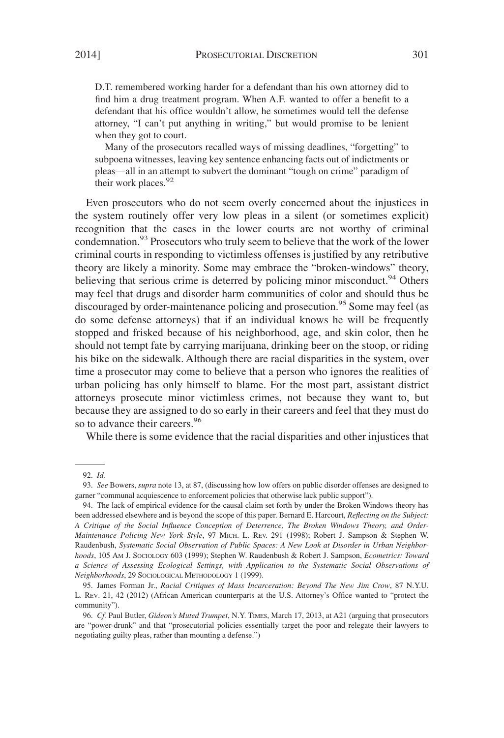> D.T. remembered working harder for a defendant than his own attorney did to find him a drug treatment program. When A.F. wanted to offer a benefit to a defendant that his office wouldn't allow, he sometimes would tell the defense attorney, "I can't put anything in writing," but would promise to be lenient when they got to court.
>
> Many of the prosecutors recalled ways of missing deadlines, "forgetting" to subpoena witnesses, leaving key sentence enhancing facts out of indictments or pleas—all in an attempt to subvert the dominant "tough on crime" paradigm of their work places.[92]

Even prosecutors who do not seem overly concerned about the injustices in the system routinely offer very low pleas in a silent (or sometimes explicit) recognition that the cases in the lower courts are not worthy of criminal condemnation.[93] Prosecutors who truly seem to believe that the work of the lower criminal courts in responding to victimless offenses is justified by any retributive theory are likely a minority. Some may embrace the "broken-windows" theory, believing that serious crime is deterred by policing minor misconduct.[94] Others may feel that drugs and disorder harm communities of color and should thus be discouraged by order-maintenance policing and prosecution.[95] Some may feel (as do some defense attorneys) that if an individual knows he will be frequently stopped and frisked because of his neighborhood, age, and skin color, then he should not tempt fate by carrying marijuana, drinking beer on the stoop, or riding his bike on the sidewalk. Although there are racial disparities in the system, over time a prosecutor may come to believe that a person who ignores the realities of urban policing has only himself to blame. For the most part, assistant district attorneys prosecute minor victimless crimes, not because they want to, but because they are assigned to do so early in their careers and feel that they must do so to advance their careers.[96]

While there is some evidence that the racial disparities and other injustices that

---

92. *Id.*

93. *See* Bowers, *supra* note 13, at 87, (discussing how low offers on public disorder offenses are designed to garner "communal acquiescence to enforcement policies that otherwise lack public support").

94. The lack of empirical evidence for the causal claim set forth by under the Broken Windows theory has been addressed elsewhere and is beyond the scope of this paper. Bernard E. Harcourt, *Reflecting on the Subject: A Critique of the Social Influence Conception of Deterrence, The Broken Windows Theory, and Order-Maintenance Policing New York Style*, 97 MICH. L. REV. 291 (1998); Robert J. Sampson & Stephen W. Raudenbush, *Systematic Social Observation of Public Spaces: A New Look at Disorder in Urban Neighborhoods*, 105 AM J. SOCIOLOGY 603 (1999); Stephen W. Raudenbush & Robert J. Sampson, *Ecometrics: Toward a Science of Assessing Ecological Settings, with Application to the Systematic Social Observations of Neighborhoods*, 29 SOCIOLOGICAL METHODOLOGY 1 (1999).

95. James Forman Jr., *Racial Critiques of Mass Incarceration: Beyond The New Jim Crow*, 87 N.Y.U. L. REV. 21, 42 (2012) (African American counterparts at the U.S. Attorney's Office wanted to "protect the community").

96. *Cf.* Paul Butler, *Gideon's Muted Trumpet*, N.Y. TIMES, March 17, 2013, at A21 (arguing that prosecutors are "power-drunk" and that "prosecutorial policies essentially target the poor and relegate their lawyers to negotiating guilty pleas, rather than mounting a defense.")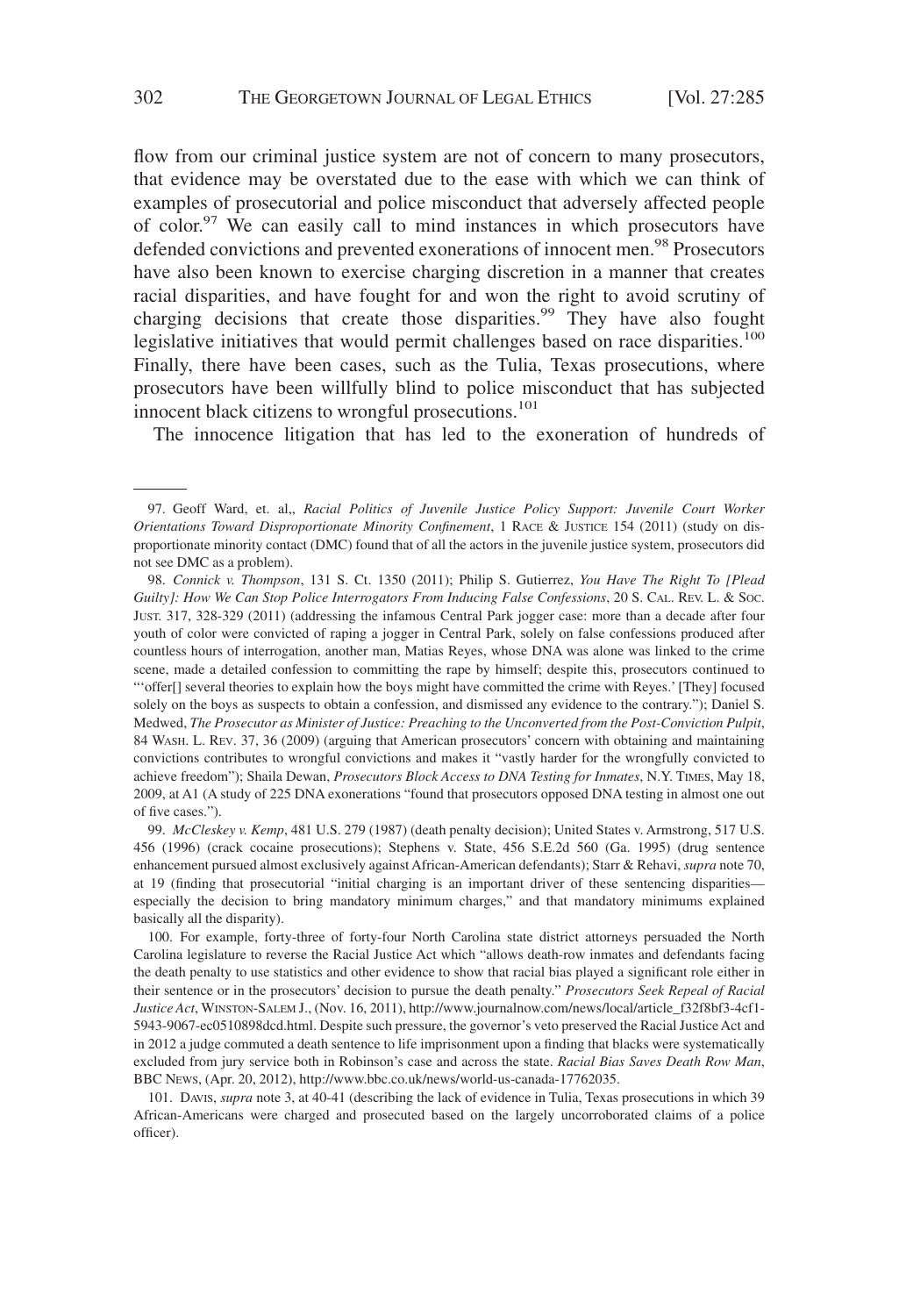flow from our criminal justice system are not of concern to many prosecutors, that evidence may be overstated due to the ease with which we can think of examples of prosecutorial and police misconduct that adversely affected people of color.[97] We can easily call to mind instances in which prosecutors have defended convictions and prevented exonerations of innocent men.[98] Prosecutors have also been known to exercise charging discretion in a manner that creates racial disparities, and have fought for and won the right to avoid scrutiny of charging decisions that create those disparities.[99] They have also fought legislative initiatives that would permit challenges based on race disparities.[100] Finally, there have been cases, such as the Tulia, Texas prosecutions, where prosecutors have been willfully blind to police misconduct that has subjected innocent black citizens to wrongful prosecutions.[101]

The innocence litigation that has led to the exoneration of hundreds of

---

97. Geoff Ward, et. al,, *Racial Politics of Juvenile Justice Policy Support: Juvenile Court Worker Orientations Toward Disproportionate Minority Confinement*, 1 RACE & JUSTICE 154 (2011) (study on disproportionate minority contact (DMC) found that of all the actors in the juvenile justice system, prosecutors did not see DMC as a problem).

98. *Connick v. Thompson*, 131 S. Ct. 1350 (2011); Philip S. Gutierrez, *You Have The Right To [Plead Guilty]: How We Can Stop Police Interrogators From Inducing False Confessions*, 20 S. CAL. REV. L. & SOC. JUST. 317, 328-329 (2011) (addressing the infamous Central Park jogger case: more than a decade after four youth of color were convicted of raping a jogger in Central Park, solely on false confessions produced after countless hours of interrogation, another man, Matias Reyes, whose DNA was alone was linked to the crime scene, made a detailed confession to committing the rape by himself; despite this, prosecutors continued to "'offer[] several theories to explain how the boys might have committed the crime with Reyes.' [They] focused solely on the boys as suspects to obtain a confession, and dismissed any evidence to the contrary."); Daniel S. Medwed, *The Prosecutor as Minister of Justice: Preaching to the Unconverted from the Post-Conviction Pulpit*, 84 WASH. L. REV. 37, 36 (2009) (arguing that American prosecutors' concern with obtaining and maintaining convictions contributes to wrongful convictions and makes it "vastly harder for the wrongfully convicted to achieve freedom"); Shaila Dewan, *Prosecutors Block Access to DNA Testing for Inmates*, N.Y. TIMES, May 18, 2009, at A1 (A study of 225 DNA exonerations "found that prosecutors opposed DNA testing in almost one out of five cases.").

99. *McCleskey v. Kemp*, 481 U.S. 279 (1987) (death penalty decision); United States v. Armstrong, 517 U.S. 456 (1996) (crack cocaine prosecutions); Stephens v. State, 456 S.E.2d 560 (Ga. 1995) (drug sentence enhancement pursued almost exclusively against African-American defendants); Starr & Rehavi, *supra* note 70, at 19 (finding that prosecutorial "initial charging is an important driver of these sentencing disparities—especially the decision to bring mandatory minimum charges," and that mandatory minimums explained basically all the disparity).

100. For example, forty-three of forty-four North Carolina state district attorneys persuaded the North Carolina legislature to reverse the Racial Justice Act which "allows death-row inmates and defendants facing the death penalty to use statistics and other evidence to show that racial bias played a significant role either in their sentence or in the prosecutors' decision to pursue the death penalty." *Prosecutors Seek Repeal of Racial Justice Act*, WINSTON-SALEM J., (Nov. 16, 2011), http://www.journalnow.com/news/local/article_f32f8bf3-4cf1-5943-9067-ec0510898dcd.html. Despite such pressure, the governor's veto preserved the Racial Justice Act and in 2012 a judge commuted a death sentence to life imprisonment upon a finding that blacks were systematically excluded from jury service both in Robinson's case and across the state. *Racial Bias Saves Death Row Man*, BBC NEWS, (Apr. 20, 2012), http://www.bbc.co.uk/news/world-us-canada-17762035.

101. DAVIS, *supra* note 3, at 40-41 (describing the lack of evidence in Tulia, Texas prosecutions in which 39 African-Americans were charged and prosecuted based on the largely uncorroborated claims of a police officer).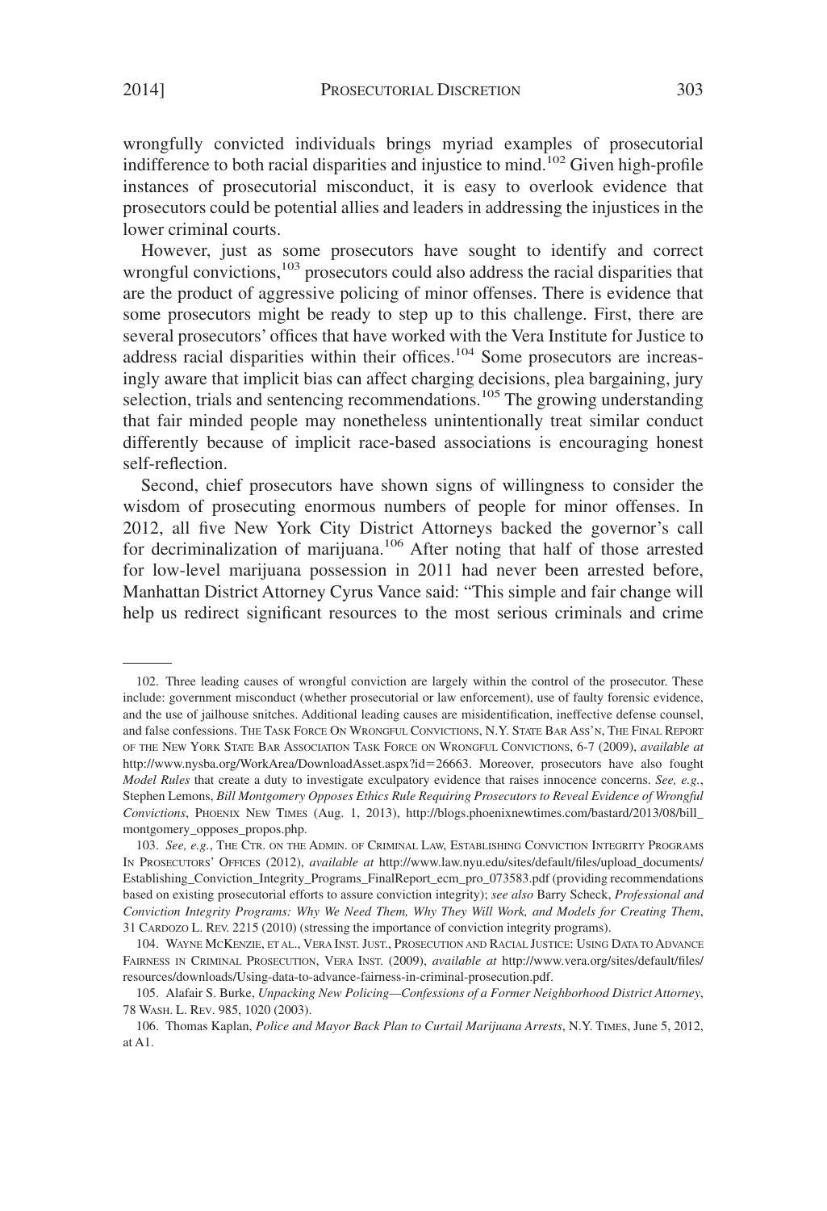wrongfully convicted individuals brings myriad examples of prosecutorial indifference to both racial disparities and injustice to mind.[102] Given high-profile instances of prosecutorial misconduct, it is easy to overlook evidence that prosecutors could be potential allies and leaders in addressing the injustices in the lower criminal courts.

However, just as some prosecutors have sought to identify and correct wrongful convictions,[103] prosecutors could also address the racial disparities that are the product of aggressive policing of minor offenses. There is evidence that some prosecutors might be ready to step up to this challenge. First, there are several prosecutors' offices that have worked with the Vera Institute for Justice to address racial disparities within their offices.[104] Some prosecutors are increasingly aware that implicit bias can affect charging decisions, plea bargaining, jury selection, trials and sentencing recommendations.[105] The growing understanding that fair minded people may nonetheless unintentionally treat similar conduct differently because of implicit race-based associations is encouraging honest self-reflection.

Second, chief prosecutors have shown signs of willingness to consider the wisdom of prosecuting enormous numbers of people for minor offenses. In 2012, all five New York City District Attorneys backed the governor's call for decriminalization of marijuana.[106] After noting that half of those arrested for low-level marijuana possession in 2011 had never been arrested before, Manhattan District Attorney Cyrus Vance said: "This simple and fair change will help us redirect significant resources to the most serious criminals and crime

---

102. Three leading causes of wrongful conviction are largely within the control of the prosecutor. These include: government misconduct (whether prosecutorial or law enforcement), use of faulty forensic evidence, and the use of jailhouse snitches. Additional leading causes are misidentification, ineffective defense counsel, and false confessions. THE TASK FORCE ON WRONGFUL CONVICTIONS, N.Y. STATE BAR ASS'N, THE FINAL REPORT OF THE NEW YORK STATE BAR ASSOCIATION TASK FORCE ON WRONGFUL CONVICTIONS, 6-7 (2009), *available at* http://www.nysba.org/WorkArea/DownloadAsset.aspx?id=26663. Moreover, prosecutors have also fought *Model Rules* that create a duty to investigate exculpatory evidence that raises innocence concerns. *See, e.g.*, Stephen Lemons, *Bill Montgomery Opposes Ethics Rule Requiring Prosecutors to Reveal Evidence of Wrongful Convictions*, PHOENIX NEW TIMES (Aug. 1, 2013), http://blogs.phoenixnewtimes.com/bastard/2013/08/bill_montgomery_opposes_propos.php.

103. *See, e.g.*, THE CTR. ON THE ADMIN. OF CRIMINAL LAW, ESTABLISHING CONVICTION INTEGRITY PROGRAMS IN PROSECUTORS' OFFICES (2012), *available at* http://www.law.nyu.edu/sites/default/files/upload_documents/Establishing_Conviction_Integrity_Programs_FinalReport_ecm_pro_073583.pdf (providing recommendations based on existing prosecutorial efforts to assure conviction integrity); *see also* Barry Scheck, *Professional and Conviction Integrity Programs: Why We Need Them, Why They Will Work, and Models for Creating Them*, 31 CARDOZO L. REV. 2215 (2010) (stressing the importance of conviction integrity programs).

104. WAYNE MCKENZIE, ET AL., VERA INST. JUST., PROSECUTION AND RACIAL JUSTICE: USING DATA TO ADVANCE FAIRNESS IN CRIMINAL PROSECUTION, VERA INST. (2009), *available at* http://www.vera.org/sites/default/files/resources/downloads/Using-data-to-advance-fairness-in-criminal-prosecution.pdf.

105. Alafair S. Burke, *Unpacking New Policing—Confessions of a Former Neighborhood District Attorney*, 78 WASH. L. REV. 985, 1020 (2003).

106. Thomas Kaplan, *Police and Mayor Back Plan to Curtail Marijuana Arrests*, N.Y. TIMES, June 5, 2012, at A1.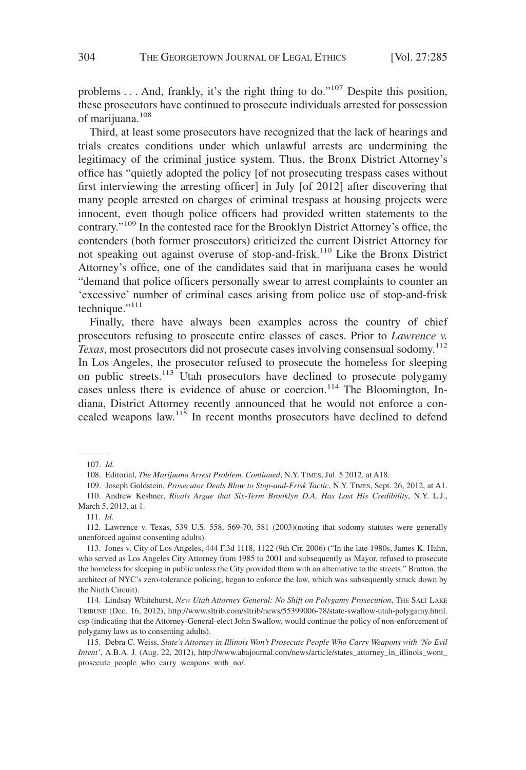problems . . . And, frankly, it's the right thing to do."[107] Despite this position, these prosecutors have continued to prosecute individuals arrested for possession of marijuana.[108]

Third, at least some prosecutors have recognized that the lack of hearings and trials creates conditions under which unlawful arrests are undermining the legitimacy of the criminal justice system. Thus, the Bronx District Attorney's office has "quietly adopted the policy [of not prosecuting trespass cases without first interviewing the arresting officer] in July [of 2012] after discovering that many people arrested on charges of criminal trespass at housing projects were innocent, even though police officers had provided written statements to the contrary."[109] In the contested race for the Brooklyn District Attorney's office, the contenders (both former prosecutors) criticized the current District Attorney for not speaking out against overuse of stop-and-frisk.[110] Like the Bronx District Attorney's office, one of the candidates said that in marijuana cases he would "demand that police officers personally swear to arrest complaints to counter an 'excessive' number of criminal cases arising from police use of stop-and-frisk technique."[111]

Finally, there have always been examples across the country of chief prosecutors refusing to prosecute entire classes of cases. Prior to *Lawrence v. Texas*, most prosecutors did not prosecute cases involving consensual sodomy.[112] In Los Angeles, the prosecutor refused to prosecute the homeless for sleeping on public streets.[113] Utah prosecutors have declined to prosecute polygamy cases unless there is evidence of abuse or coercion.[114] The Bloomington, Indiana, District Attorney recently announced that he would not enforce a concealed weapons law.[115] In recent months prosecutors have declined to defend

---

107. *Id.*

108. Editorial, *The Marijuana Arrest Problem, Continued*, N.Y. TIMES, Jul. 5 2012, at A18.

109. Joseph Goldstein, *Prosecutor Deals Blow to Stop-and-Frisk Tactic*, N.Y. TIMES, Sept. 26, 2012, at A1.

110. Andrew Keshner, *Rivals Argue that Six-Term Brooklyn D.A. Has Lost His Credibility*, N.Y. L.J., March 5, 2013, at 1.

111. *Id.*

112. Lawrence v. Texas, 539 U.S. 558, 569-70, 581 (2003)(noting that sodomy statutes were generally unenforced against consenting adults).

113. Jones v. City of Los Angeles, 444 F.3d 1118, 1122 (9th Cir. 2006) ("In the late 1980s, James K. Hahn, who served as Los Angeles City Attorney from 1985 to 2001 and subsequently as Mayor, refused to prosecute the homeless for sleeping in public unless the City provided them with an alternative to the streets." Bratton, the architect of NYC's zero-tolerance policing, began to enforce the law, which was subsequently struck down by the Ninth Circuit).

114. Lindsay Whitehurst, *New Utah Attorney General: No Shift on Polygamy Prosecution*, THE SALT LAKE TRIBUNE (Dec. 16, 2012), http://www.sltrib.com/sltrib/news/55399006-78/state-swallow-utah-polygamy.html.csp (indicating that the Attorney-General-elect John Swallow, would continue the policy of non-enforcement of polygamy laws as to consenting adults).

115. Debra C. Weiss, *State's Attorney in Illinois Won't Prosecute People Who Carry Weapons with 'No Evil Intent'*, A.B.A. J. (Aug. 22, 2012), http://www.abajournal.com/news/article/states_attorney_in_illinois_wont_prosecute_people_who_carry_weapons_with_no/.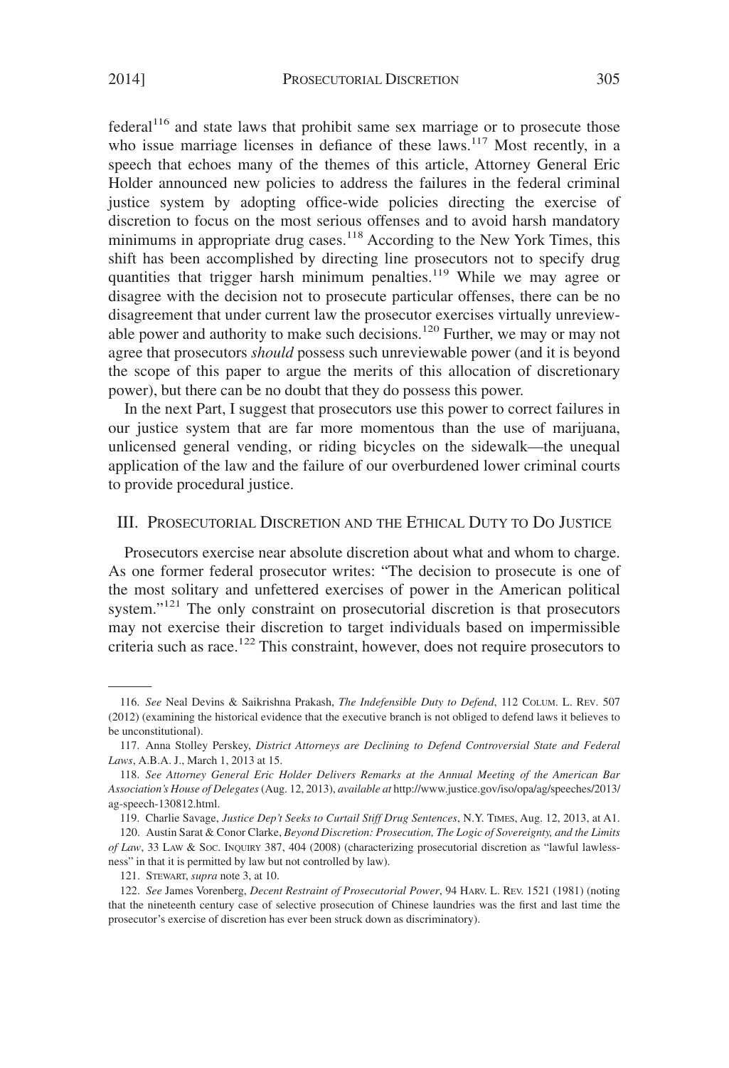federal[116] and state laws that prohibit same sex marriage or to prosecute those who issue marriage licenses in defiance of these laws.[117] Most recently, in a speech that echoes many of the themes of this article, Attorney General Eric Holder announced new policies to address the failures in the federal criminal justice system by adopting office-wide policies directing the exercise of discretion to focus on the most serious offenses and to avoid harsh mandatory minimums in appropriate drug cases.[118] According to the New York Times, this shift has been accomplished by directing line prosecutors not to specify drug quantities that trigger harsh minimum penalties.[119] While we may agree or disagree with the decision not to prosecute particular offenses, there can be no disagreement that under current law the prosecutor exercises virtually unreviewable power and authority to make such decisions.[120] Further, we may or may not agree that prosecutors *should* possess such unreviewable power (and it is beyond the scope of this paper to argue the merits of this allocation of discretionary power), but there can be no doubt that they do possess this power.

In the next Part, I suggest that prosecutors use this power to correct failures in our justice system that are far more momentous than the use of marijuana, unlicensed general vending, or riding bicycles on the sidewalk—the unequal application of the law and the failure of our overburdened lower criminal courts to provide procedural justice.

## III. Prosecutorial Discretion and the Ethical Duty to Do Justice

Prosecutors exercise near absolute discretion about what and whom to charge. As one former federal prosecutor writes: "The decision to prosecute is one of the most solitary and unfettered exercises of power in the American political system."[121] The only constraint on prosecutorial discretion is that prosecutors may not exercise their discretion to target individuals based on impermissible criteria such as race.[122] This constraint, however, does not require prosecutors to

---

116. *See* Neal Devins & Saikrishna Prakash, *The Indefensible Duty to Defend*, 112 Colum. L. Rev. 507 (2012) (examining the historical evidence that the executive branch is not obliged to defend laws it believes to be unconstitutional).

117. Anna Stolley Perskey, *District Attorneys are Declining to Defend Controversial State and Federal Laws*, A.B.A. J., March 1, 2013 at 15.

118. *See Attorney General Eric Holder Delivers Remarks at the Annual Meeting of the American Bar Association's House of Delegates* (Aug. 12, 2013), *available at* http://www.justice.gov/iso/opa/ag/speeches/2013/ag-speech-130812.html.

119. Charlie Savage, *Justice Dep't Seeks to Curtail Stiff Drug Sentences*, N.Y. Times, Aug. 12, 2013, at A1.

120. Austin Sarat & Conor Clarke, *Beyond Discretion: Prosecution, The Logic of Sovereignty, and the Limits of Law*, 33 Law & Soc. Inquiry 387, 404 (2008) (characterizing prosecutorial discretion as "lawful lawlessness" in that it is permitted by law but not controlled by law).

121. Stewart, *supra* note 3, at 10.

122. *See* James Vorenberg, *Decent Restraint of Prosecutorial Power*, 94 Harv. L. Rev. 1521 (1981) (noting that the nineteenth century case of selective prosecution of Chinese laundries was the first and last time the prosecutor's exercise of discretion has ever been struck down as discriminatory).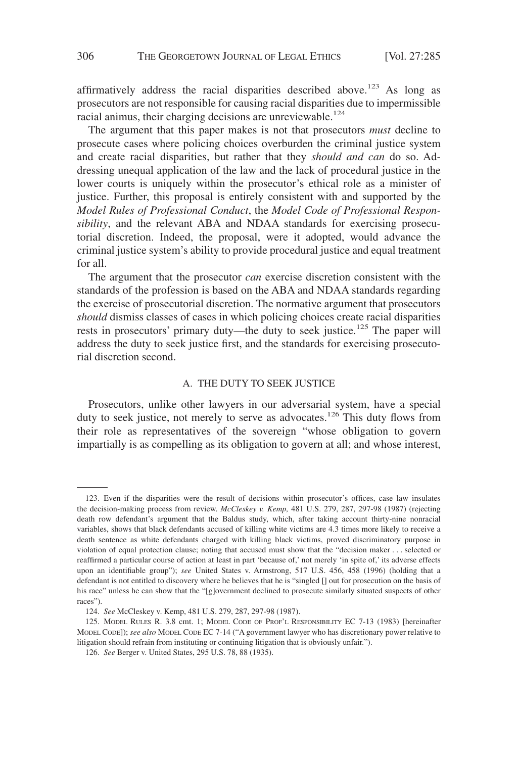affirmatively address the racial disparities described above.[123] As long as prosecutors are not responsible for causing racial disparities due to impermissible racial animus, their charging decisions are unreviewable.[124]

The argument that this paper makes is not that prosecutors *must* decline to prosecute cases where policing choices overburden the criminal justice system and create racial disparities, but rather that they *should and can* do so. Addressing unequal application of the law and the lack of procedural justice in the lower courts is uniquely within the prosecutor's ethical role as a minister of justice. Further, this proposal is entirely consistent with and supported by the *Model Rules of Professional Conduct*, the *Model Code of Professional Responsibility*, and the relevant ABA and NDAA standards for exercising prosecutorial discretion. Indeed, the proposal, were it adopted, would advance the criminal justice system's ability to provide procedural justice and equal treatment for all.

The argument that the prosecutor *can* exercise discretion consistent with the standards of the profession is based on the ABA and NDAA standards regarding the exercise of prosecutorial discretion. The normative argument that prosecutors *should* dismiss classes of cases in which policing choices create racial disparities rests in prosecutors' primary duty—the duty to seek justice.[125] The paper will address the duty to seek justice first, and the standards for exercising prosecutorial discretion second.

### A. THE DUTY TO SEEK JUSTICE

Prosecutors, unlike other lawyers in our adversarial system, have a special duty to seek justice, not merely to serve as advocates.[126] This duty flows from their role as representatives of the sovereign "whose obligation to govern impartially is as compelling as its obligation to govern at all; and whose interest,

---

123. Even if the disparities were the result of decisions within prosecutor's offices, case law insulates the decision-making process from review. *McCleskey v. Kemp,* 481 U.S. 279, 287, 297-98 (1987) (rejecting death row defendant's argument that the Baldus study, which, after taking account thirty-nine nonracial variables, shows that black defendants accused of killing white victims are 4.3 times more likely to receive a death sentence as white defendants charged with killing black victims, proved discriminatory purpose in violation of equal protection clause; noting that accused must show that the "decision maker . . . selected or reaffirmed a particular course of action at least in part 'because of,' not merely 'in spite of,' its adverse effects upon an identifiable group"); *see* United States v. Armstrong, 517 U.S. 456, 458 (1996) (holding that a defendant is not entitled to discovery where he believes that he is "singled [] out for prosecution on the basis of his race" unless he can show that the "[g]overnment declined to prosecute similarly situated suspects of other races").

124. *See* McCleskey v. Kemp, 481 U.S. 279, 287, 297-98 (1987).

125. MODEL RULES R. 3.8 cmt. 1; MODEL CODE OF PROF'L RESPONSIBILITY EC 7-13 (1983) [hereinafter MODEL CODE]; *see also* MODEL CODE EC 7-14 ("A government lawyer who has discretionary power relative to litigation should refrain from instituting or continuing litigation that is obviously unfair.").

126. *See* Berger v. United States, 295 U.S. 78, 88 (1935).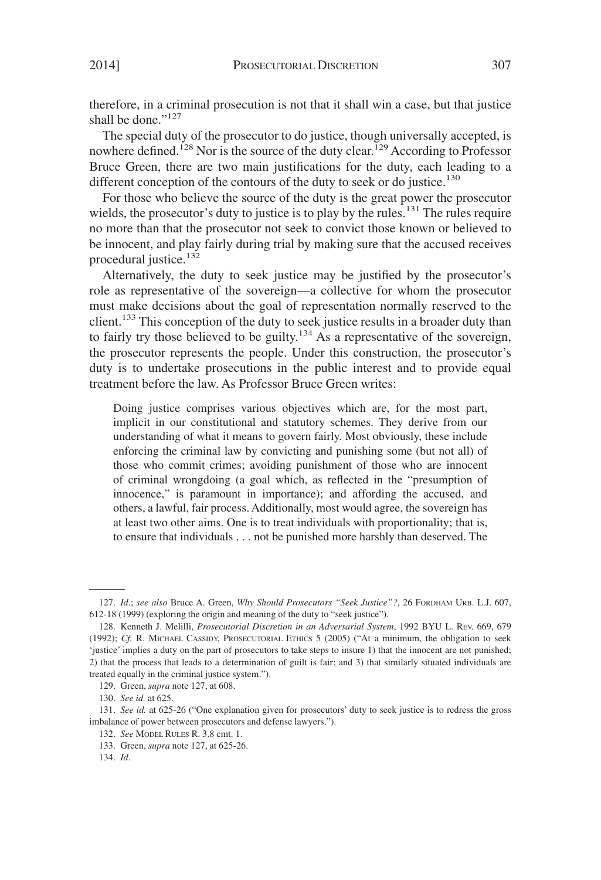therefore, in a criminal prosecution is not that it shall win a case, but that justice shall be done."[127]

The special duty of the prosecutor to do justice, though universally accepted, is nowhere defined.[128] Nor is the source of the duty clear.[129] According to Professor Bruce Green, there are two main justifications for the duty, each leading to a different conception of the contours of the duty to seek or do justice.[130]

For those who believe the source of the duty is the great power the prosecutor wields, the prosecutor's duty to justice is to play by the rules.[131] The rules require no more than that the prosecutor not seek to convict those known or believed to be innocent, and play fairly during trial by making sure that the accused receives procedural justice.[132]

Alternatively, the duty to seek justice may be justified by the prosecutor's role as representative of the sovereign—a collective for whom the prosecutor must make decisions about the goal of representation normally reserved to the client.[133] This conception of the duty to seek justice results in a broader duty than to fairly try those believed to be guilty.[134] As a representative of the sovereign, the prosecutor represents the people. Under this construction, the prosecutor's duty is to undertake prosecutions in the public interest and to provide equal treatment before the law. As Professor Bruce Green writes:

> Doing justice comprises various objectives which are, for the most part, implicit in our constitutional and statutory schemes. They derive from our understanding of what it means to govern fairly. Most obviously, these include enforcing the criminal law by convicting and punishing some (but not all) of those who commit crimes; avoiding punishment of those who are innocent of criminal wrongdoing (a goal which, as reflected in the "presumption of innocence," is paramount in importance); and affording the accused, and others, a lawful, fair process. Additionally, most would agree, the sovereign has at least two other aims. One is to treat individuals with proportionality; that is, to ensure that individuals . . . not be punished more harshly than deserved. The

---

127. *Id*.; *see also* Bruce A. Green, *Why Should Prosecutors "Seek Justice"?*, 26 FORDHAM URB. L.J. 607, 612-18 (1999) (exploring the origin and meaning of the duty to "seek justice").

128. Kenneth J. Melilli, *Prosecutorial Discretion in an Adversarial System*, 1992 BYU L. REV. 669, 679 (1992); *Cf.* R. MICHAEL CASSIDY, PROSECUTORIAL ETHICS 5 (2005) ("At a minimum, the obligation to seek 'justice' implies a duty on the part of prosecutors to take steps to insure 1) that the innocent are not punished; 2) that the process that leads to a determination of guilt is fair; and 3) that similarly situated individuals are treated equally in the criminal justice system.").

129. Green, *supra* note 127, at 608.

130. *See id.* at 625.

131. *See id.* at 625-26 ("One explanation given for prosecutors' duty to seek justice is to redress the gross imbalance of power between prosecutors and defense lawyers.").

132. *See* MODEL RULES R. 3.8 cmt. 1.

133. Green, *supra* note 127, at 625-26.

134. *Id*.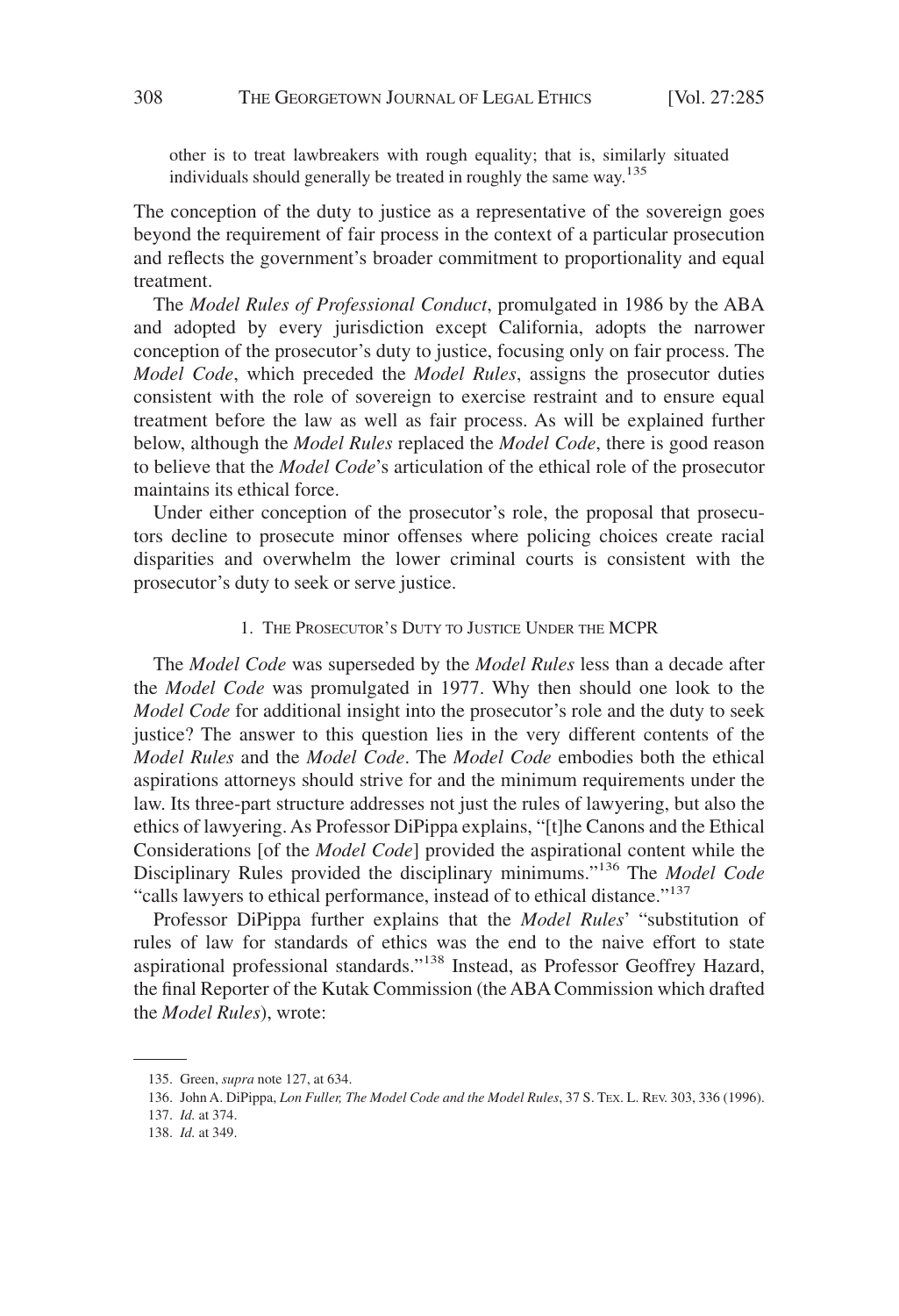other is to treat lawbreakers with rough equality; that is, similarly situated individuals should generally be treated in roughly the same way.[135]

The conception of the duty to justice as a representative of the sovereign goes beyond the requirement of fair process in the context of a particular prosecution and reflects the government's broader commitment to proportionality and equal treatment.

The *Model Rules of Professional Conduct*, promulgated in 1986 by the ABA and adopted by every jurisdiction except California, adopts the narrower conception of the prosecutor's duty to justice, focusing only on fair process. The *Model Code*, which preceded the *Model Rules*, assigns the prosecutor duties consistent with the role of sovereign to exercise restraint and to ensure equal treatment before the law as well as fair process. As will be explained further below, although the *Model Rules* replaced the *Model Code*, there is good reason to believe that the *Model Code*'s articulation of the ethical role of the prosecutor maintains its ethical force.

Under either conception of the prosecutor's role, the proposal that prosecutors decline to prosecute minor offenses where policing choices create racial disparities and overwhelm the lower criminal courts is consistent with the prosecutor's duty to seek or serve justice.

### 1. The Prosecutor's Duty to Justice Under the MCPR

The *Model Code* was superseded by the *Model Rules* less than a decade after the *Model Code* was promulgated in 1977. Why then should one look to the *Model Code* for additional insight into the prosecutor's role and the duty to seek justice? The answer to this question lies in the very different contents of the *Model Rules* and the *Model Code*. The *Model Code* embodies both the ethical aspirations attorneys should strive for and the minimum requirements under the law. Its three-part structure addresses not just the rules of lawyering, but also the ethics of lawyering. As Professor DiPippa explains, "[t]he Canons and the Ethical Considerations [of the *Model Code*] provided the aspirational content while the Disciplinary Rules provided the disciplinary minimums."[136] The *Model Code* "calls lawyers to ethical performance, instead of to ethical distance."[137]

Professor DiPippa further explains that the *Model Rules*' "substitution of rules of law for standards of ethics was the end to the naive effort to state aspirational professional standards."[138] Instead, as Professor Geoffrey Hazard, the final Reporter of the Kutak Commission (the ABA Commission which drafted the *Model Rules*), wrote:

---

135. Green, *supra* note 127, at 634.

136. John A. DiPippa, *Lon Fuller, The Model Code and the Model Rules*, 37 S. Tex. L. Rev. 303, 336 (1996).

137. *Id.* at 374.

138. *Id.* at 349.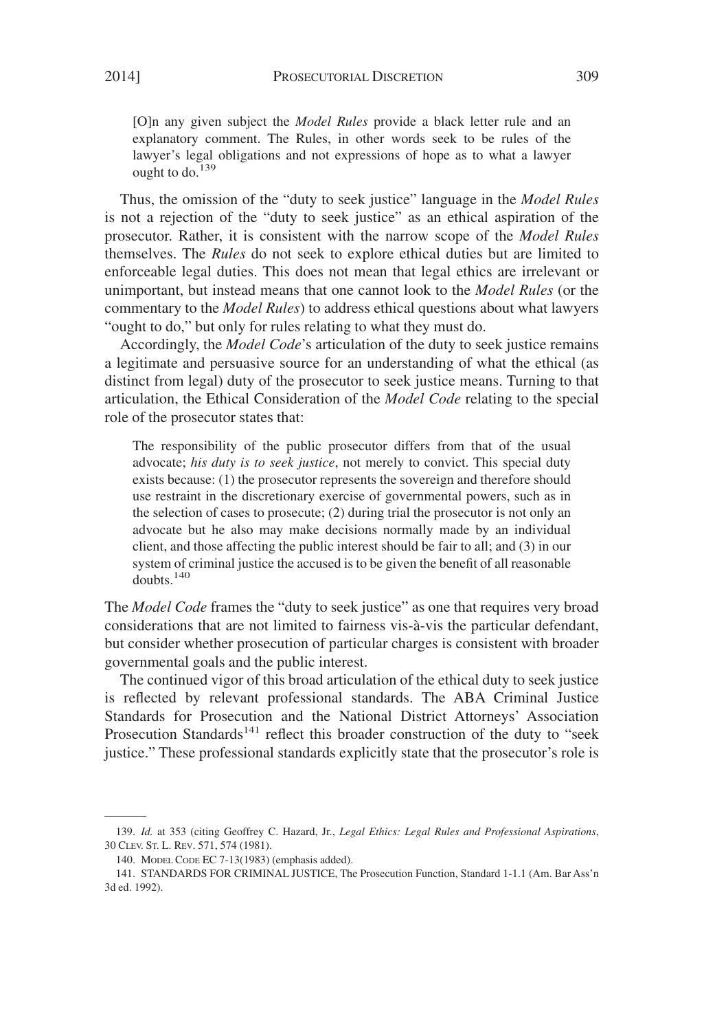> [O]n any given subject the *Model Rules* provide a black letter rule and an explanatory comment. The Rules, in other words seek to be rules of the lawyer's legal obligations and not expressions of hope as to what a lawyer ought to do.[139]

Thus, the omission of the "duty to seek justice" language in the *Model Rules* is not a rejection of the "duty to seek justice" as an ethical aspiration of the prosecutor. Rather, it is consistent with the narrow scope of the *Model Rules* themselves. The *Rules* do not seek to explore ethical duties but are limited to enforceable legal duties. This does not mean that legal ethics are irrelevant or unimportant, but instead means that one cannot look to the *Model Rules* (or the commentary to the *Model Rules*) to address ethical questions about what lawyers "ought to do," but only for rules relating to what they must do.

Accordingly, the *Model Code*'s articulation of the duty to seek justice remains a legitimate and persuasive source for an understanding of what the ethical (as distinct from legal) duty of the prosecutor to seek justice means. Turning to that articulation, the Ethical Consideration of the *Model Code* relating to the special role of the prosecutor states that:

> The responsibility of the public prosecutor differs from that of the usual advocate; *his duty is to seek justice*, not merely to convict. This special duty exists because: (1) the prosecutor represents the sovereign and therefore should use restraint in the discretionary exercise of governmental powers, such as in the selection of cases to prosecute; (2) during trial the prosecutor is not only an advocate but he also may make decisions normally made by an individual client, and those affecting the public interest should be fair to all; and (3) in our system of criminal justice the accused is to be given the benefit of all reasonable doubts.[140]

The *Model Code* frames the "duty to seek justice" as one that requires very broad considerations that are not limited to fairness vis-à-vis the particular defendant, but consider whether prosecution of particular charges is consistent with broader governmental goals and the public interest.

The continued vigor of this broad articulation of the ethical duty to seek justice is reflected by relevant professional standards. The ABA Criminal Justice Standards for Prosecution and the National District Attorneys' Association Prosecution Standards[141] reflect this broader construction of the duty to "seek justice." These professional standards explicitly state that the prosecutor's role is

---

139. *Id.* at 353 (citing Geoffrey C. Hazard, Jr., *Legal Ethics: Legal Rules and Professional Aspirations*, 30 CLEV. ST. L. REV. 571, 574 (1981).

140. MODEL CODE EC 7-13(1983) (emphasis added).

141. STANDARDS FOR CRIMINAL JUSTICE, The Prosecution Function, Standard 1-1.1 (Am. Bar Ass'n 3d ed. 1992).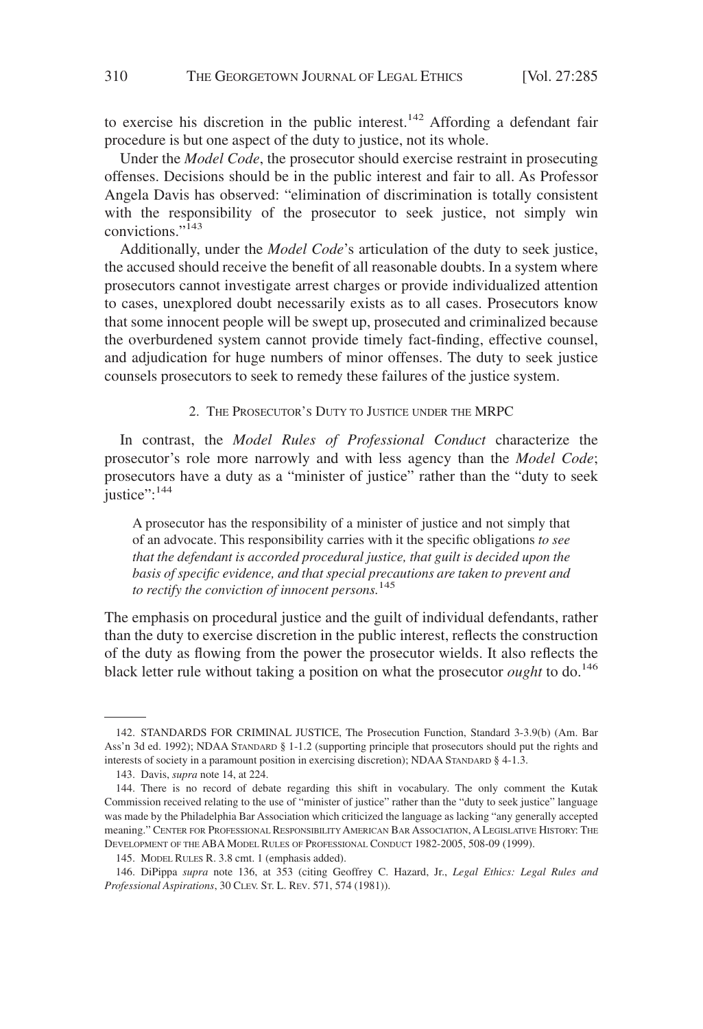to exercise his discretion in the public interest.[142] Affording a defendant fair procedure is but one aspect of the duty to justice, not its whole.

Under the *Model Code*, the prosecutor should exercise restraint in prosecuting offenses. Decisions should be in the public interest and fair to all. As Professor Angela Davis has observed: "elimination of discrimination is totally consistent with the responsibility of the prosecutor to seek justice, not simply win convictions."[143]

Additionally, under the *Model Code*'s articulation of the duty to seek justice, the accused should receive the benefit of all reasonable doubts. In a system where prosecutors cannot investigate arrest charges or provide individualized attention to cases, unexplored doubt necessarily exists as to all cases. Prosecutors know that some innocent people will be swept up, prosecuted and criminalized because the overburdened system cannot provide timely fact-finding, effective counsel, and adjudication for huge numbers of minor offenses. The duty to seek justice counsels prosecutors to seek to remedy these failures of the justice system.

### 2. The Prosecutor's Duty to Justice under the MRPC

In contrast, the *Model Rules of Professional Conduct* characterize the prosecutor's role more narrowly and with less agency than the *Model Code*; prosecutors have a duty as a "minister of justice" rather than the "duty to seek justice":[144]

> A prosecutor has the responsibility of a minister of justice and not simply that of an advocate. This responsibility carries with it the specific obligations *to see that the defendant is accorded procedural justice, that guilt is decided upon the basis of specific evidence, and that special precautions are taken to prevent and to rectify the conviction of innocent persons.*[145]

The emphasis on procedural justice and the guilt of individual defendants, rather than the duty to exercise discretion in the public interest, reflects the construction of the duty as flowing from the power the prosecutor wields. It also reflects the black letter rule without taking a position on what the prosecutor *ought* to do.[146]

---

142. STANDARDS FOR CRIMINAL JUSTICE, The Prosecution Function, Standard 3-3.9(b) (Am. Bar Ass'n 3d ed. 1992); NDAA STANDARD § 1-1.2 (supporting principle that prosecutors should put the rights and interests of society in a paramount position in exercising discretion); NDAA STANDARD § 4-1.3.

143. Davis, *supra* note 14, at 224.

144. There is no record of debate regarding this shift in vocabulary. The only comment the Kutak Commission received relating to the use of "minister of justice" rather than the "duty to seek justice" language was made by the Philadelphia Bar Association which criticized the language as lacking "any generally accepted meaning." CENTER FOR PROFESSIONAL RESPONSIBILITY AMERICAN BAR ASSOCIATION, A LEGISLATIVE HISTORY: THE DEVELOPMENT OF THE ABA MODEL RULES OF PROFESSIONAL CONDUCT 1982-2005, 508-09 (1999).

145. MODEL RULES R. 3.8 cmt. 1 (emphasis added).

146. DiPippa *supra* note 136, at 353 (citing Geoffrey C. Hazard, Jr., *Legal Ethics: Legal Rules and Professional Aspirations*, 30 CLEV. ST. L. REV. 571, 574 (1981)).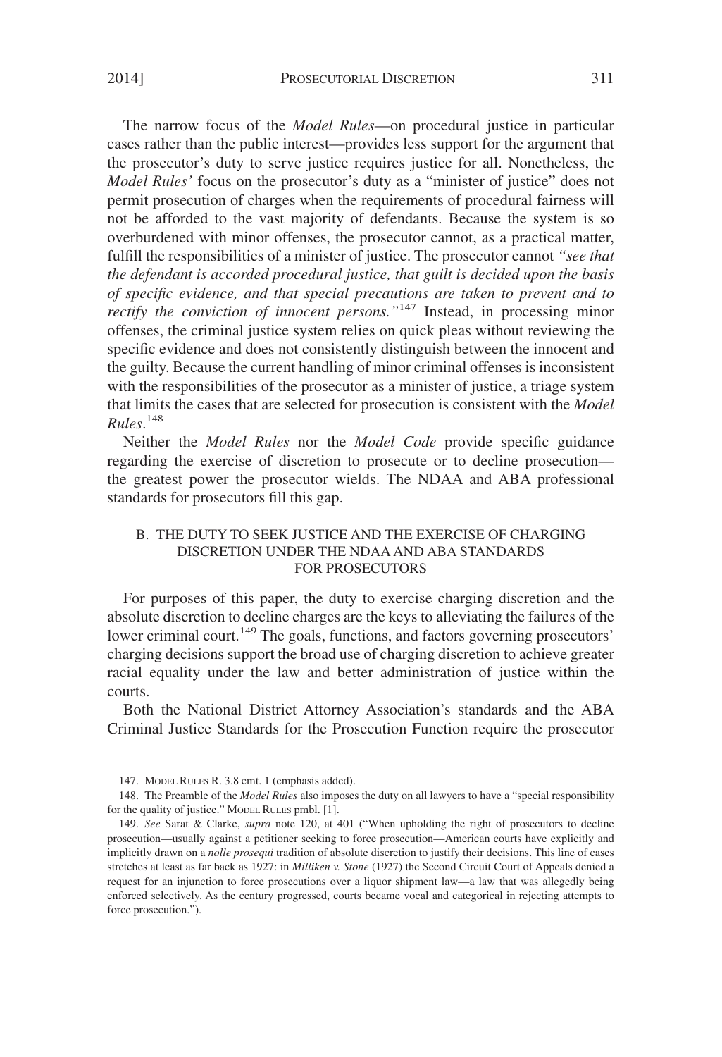The narrow focus of the *Model Rules*—on procedural justice in particular cases rather than the public interest—provides less support for the argument that the prosecutor's duty to serve justice requires justice for all. Nonetheless, the *Model Rules'* focus on the prosecutor's duty as a "minister of justice" does not permit prosecution of charges when the requirements of procedural fairness will not be afforded to the vast majority of defendants. Because the system is so overburdened with minor offenses, the prosecutor cannot, as a practical matter, fulfill the responsibilities of a minister of justice. The prosecutor cannot *"see that the defendant is accorded procedural justice, that guilt is decided upon the basis of specific evidence, and that special precautions are taken to prevent and to rectify the conviction of innocent persons."*[147] Instead, in processing minor offenses, the criminal justice system relies on quick pleas without reviewing the specific evidence and does not consistently distinguish between the innocent and the guilty. Because the current handling of minor criminal offenses is inconsistent with the responsibilities of the prosecutor as a minister of justice, a triage system that limits the cases that are selected for prosecution is consistent with the *Model Rules*.[148]

Neither the *Model Rules* nor the *Model Code* provide specific guidance regarding the exercise of discretion to prosecute or to decline prosecution—the greatest power the prosecutor wields. The NDAA and ABA professional standards for prosecutors fill this gap.

### B. THE DUTY TO SEEK JUSTICE AND THE EXERCISE OF CHARGING DISCRETION UNDER THE NDAA AND ABA STANDARDS FOR PROSECUTORS

For purposes of this paper, the duty to exercise charging discretion and the absolute discretion to decline charges are the keys to alleviating the failures of the lower criminal court.[149] The goals, functions, and factors governing prosecutors' charging decisions support the broad use of charging discretion to achieve greater racial equality under the law and better administration of justice within the courts.

Both the National District Attorney Association's standards and the ABA Criminal Justice Standards for the Prosecution Function require the prosecutor

---

147. MODEL RULES R. 3.8 cmt. 1 (emphasis added).

148. The Preamble of the *Model Rules* also imposes the duty on all lawyers to have a "special responsibility for the quality of justice." MODEL RULES pmbl. [1].

149. *See* Sarat & Clarke, *supra* note 120, at 401 ("When upholding the right of prosecutors to decline prosecution—usually against a petitioner seeking to force prosecution—American courts have explicitly and implicitly drawn on a *nolle prosequi* tradition of absolute discretion to justify their decisions. This line of cases stretches at least as far back as 1927: in *Milliken v. Stone* (1927) the Second Circuit Court of Appeals denied a request for an injunction to force prosecutions over a liquor shipment law—a law that was allegedly being enforced selectively. As the century progressed, courts became vocal and categorical in rejecting attempts to force prosecution.").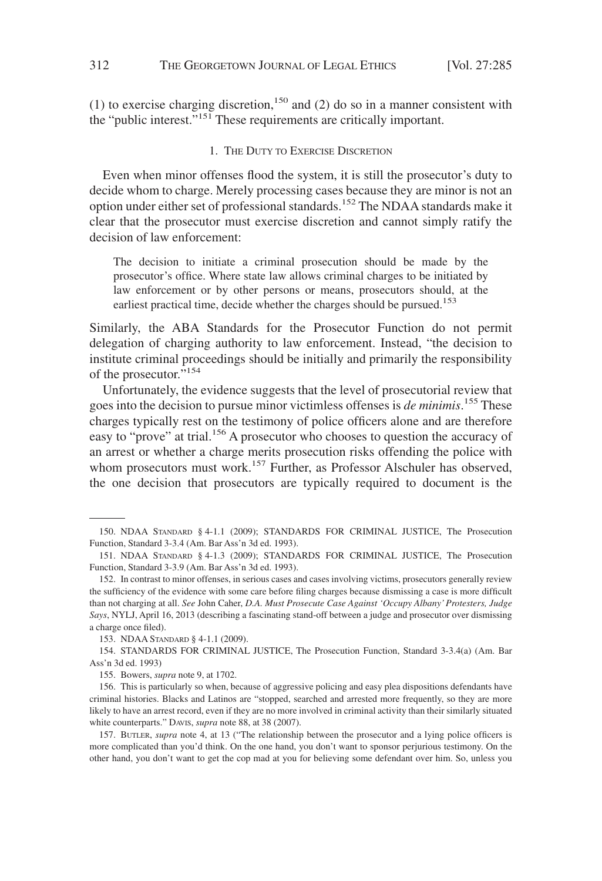(1) to exercise charging discretion,[150] and (2) do so in a manner consistent with the "public interest."[151] These requirements are critically important.

### 1. The Duty to Exercise Discretion

Even when minor offenses flood the system, it is still the prosecutor's duty to decide whom to charge. Merely processing cases because they are minor is not an option under either set of professional standards.[152] The NDAA standards make it clear that the prosecutor must exercise discretion and cannot simply ratify the decision of law enforcement:

> The decision to initiate a criminal prosecution should be made by the prosecutor's office. Where state law allows criminal charges to be initiated by law enforcement or by other persons or means, prosecutors should, at the earliest practical time, decide whether the charges should be pursued.[153]

Similarly, the ABA Standards for the Prosecutor Function do not permit delegation of charging authority to law enforcement. Instead, "the decision to institute criminal proceedings should be initially and primarily the responsibility of the prosecutor."[154]

Unfortunately, the evidence suggests that the level of prosecutorial review that goes into the decision to pursue minor victimless offenses is *de minimis*.[155] These charges typically rest on the testimony of police officers alone and are therefore easy to "prove" at trial.[156] A prosecutor who chooses to question the accuracy of an arrest or whether a charge merits prosecution risks offending the police with whom prosecutors must work.[157] Further, as Professor Alschuler has observed, the one decision that prosecutors are typically required to document is the

---

150. NDAA Standard § 4-1.1 (2009); STANDARDS FOR CRIMINAL JUSTICE, The Prosecution Function, Standard 3-3.4 (Am. Bar Ass'n 3d ed. 1993).

151. NDAA Standard § 4-1.3 (2009); STANDARDS FOR CRIMINAL JUSTICE, The Prosecution Function, Standard 3-3.9 (Am. Bar Ass'n 3d ed. 1993).

152. In contrast to minor offenses, in serious cases and cases involving victims, prosecutors generally review the sufficiency of the evidence with some care before filing charges because dismissing a case is more difficult than not charging at all. *See* John Caher, *D.A. Must Prosecute Case Against 'Occupy Albany' Protesters, Judge Says*, NYLJ, April 16, 2013 (describing a fascinating stand-off between a judge and prosecutor over dismissing a charge once filed).

153. NDAA Standard § 4-1.1 (2009).

154. STANDARDS FOR CRIMINAL JUSTICE, The Prosecution Function, Standard 3-3.4(a) (Am. Bar Ass'n 3d ed. 1993)

155. Bowers, *supra* note 9, at 1702.

156. This is particularly so when, because of aggressive policing and easy plea dispositions defendants have criminal histories. Blacks and Latinos are "stopped, searched and arrested more frequently, so they are more likely to have an arrest record, even if they are no more involved in criminal activity than their similarly situated white counterparts." Davis, *supra* note 88, at 38 (2007).

157. Butler, *supra* note 4, at 13 ("The relationship between the prosecutor and a lying police officers is more complicated than you'd think. On the one hand, you don't want to sponsor perjurious testimony. On the other hand, you don't want to get the cop mad at you for believing some defendant over him. So, unless you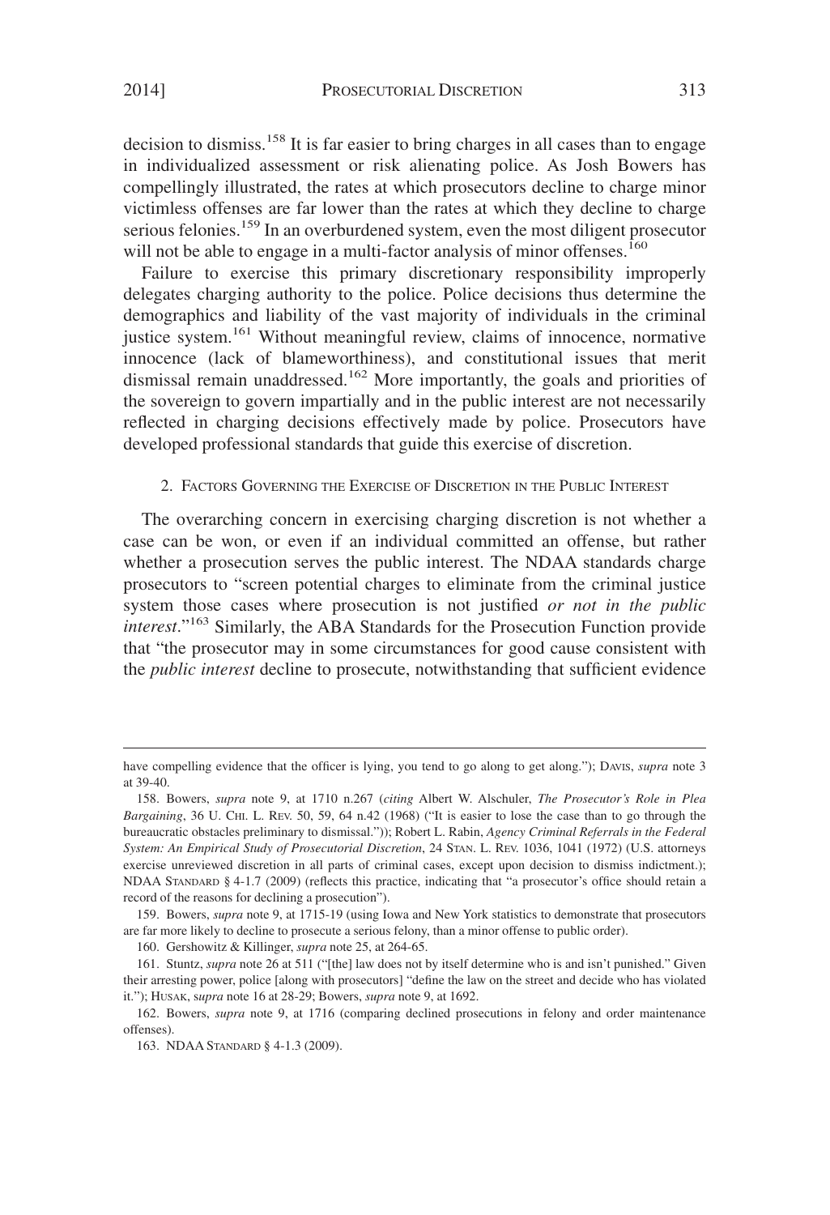decision to dismiss.[158] It is far easier to bring charges in all cases than to engage in individualized assessment or risk alienating police. As Josh Bowers has compellingly illustrated, the rates at which prosecutors decline to charge minor victimless offenses are far lower than the rates at which they decline to charge serious felonies.[159] In an overburdened system, even the most diligent prosecutor will not be able to engage in a multi-factor analysis of minor offenses.[160]

Failure to exercise this primary discretionary responsibility improperly delegates charging authority to the police. Police decisions thus determine the demographics and liability of the vast majority of individuals in the criminal justice system.[161] Without meaningful review, claims of innocence, normative innocence (lack of blameworthiness), and constitutional issues that merit dismissal remain unaddressed.[162] More importantly, the goals and priorities of the sovereign to govern impartially and in the public interest are not necessarily reflected in charging decisions effectively made by police. Prosecutors have developed professional standards that guide this exercise of discretion.

### 2. Factors Governing the Exercise of Discretion in the Public Interest

The overarching concern in exercising charging discretion is not whether a case can be won, or even if an individual committed an offense, but rather whether a prosecution serves the public interest. The NDAA standards charge prosecutors to "screen potential charges to eliminate from the criminal justice system those cases where prosecution is not justified *or not in the public interest*."[163] Similarly, the ABA Standards for the Prosecution Function provide that "the prosecutor may in some circumstances for good cause consistent with the *public interest* decline to prosecute, notwithstanding that sufficient evidence

---

have compelling evidence that the officer is lying, you tend to go along to get along."); Davis, *supra* note 3 at 39-40.

158. Bowers, *supra* note 9, at 1710 n.267 (*citing* Albert W. Alschuler, *The Prosecutor's Role in Plea Bargaining*, 36 U. Chi. L. Rev. 50, 59, 64 n.42 (1968) ("It is easier to lose the case than to go through the bureaucratic obstacles preliminary to dismissal.")); Robert L. Rabin, *Agency Criminal Referrals in the Federal System: An Empirical Study of Prosecutorial Discretion*, 24 Stan. L. Rev. 1036, 1041 (1972) (U.S. attorneys exercise unreviewed discretion in all parts of criminal cases, except upon decision to dismiss indictment.); NDAA Standard § 4-1.7 (2009) (reflects this practice, indicating that "a prosecutor's office should retain a record of the reasons for declining a prosecution").

159. Bowers, *supra* note 9, at 1715-19 (using Iowa and New York statistics to demonstrate that prosecutors are far more likely to decline to prosecute a serious felony, than a minor offense to public order).

160. Gershowitz & Killinger, *supra* note 25, at 264-65.

161. Stuntz, *supra* note 26 at 511 ("[the] law does not by itself determine who is and isn't punished." Given their arresting power, police [along with prosecutors] "define the law on the street and decide who has violated it."); Husak, s*upra* note 16 at 28-29; Bowers, *supra* note 9, at 1692.

162. Bowers, *supra* note 9, at 1716 (comparing declined prosecutions in felony and order maintenance offenses).

163. NDAA Standard § 4-1.3 (2009).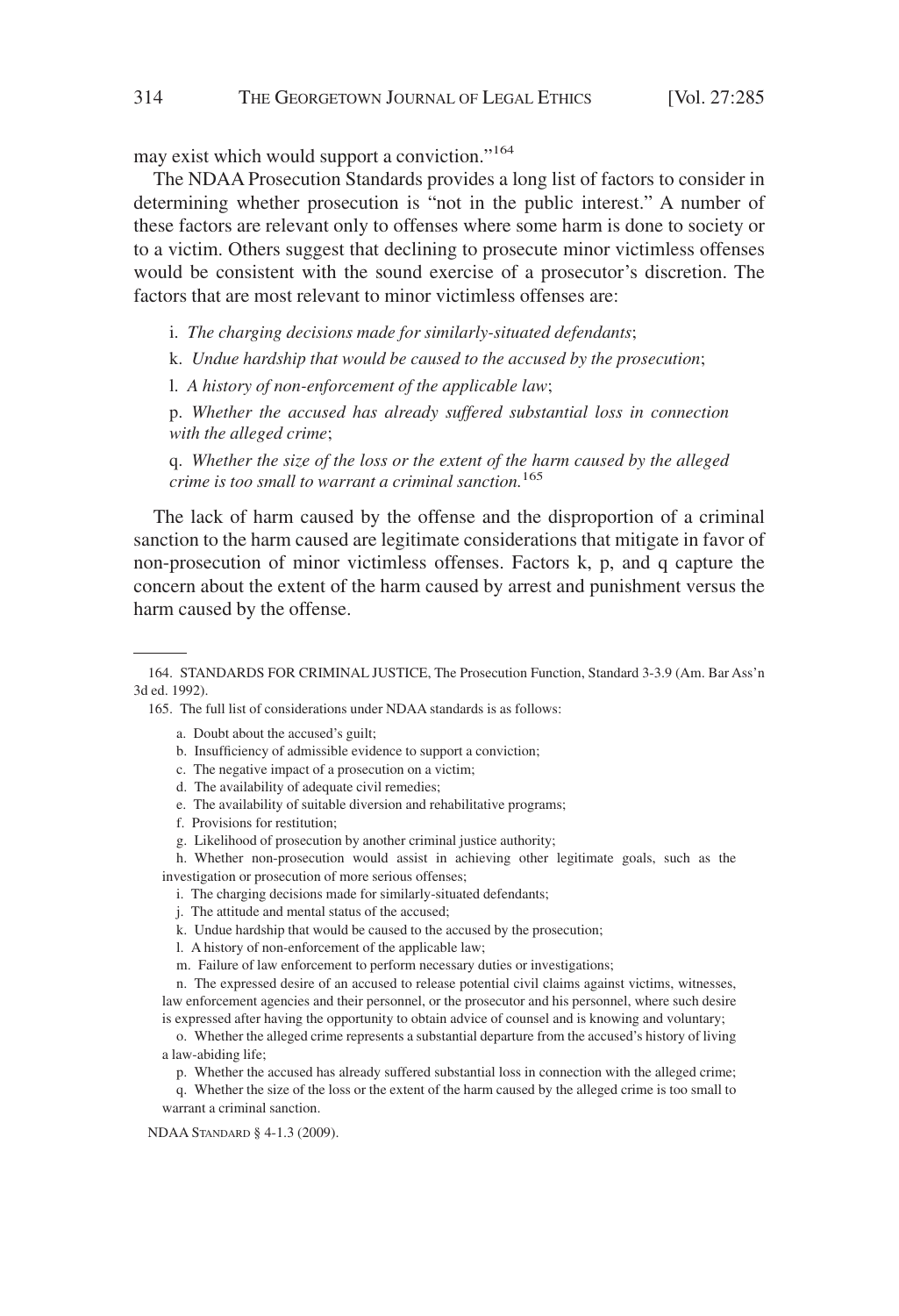may exist which would support a conviction."[164]

The NDAA Prosecution Standards provides a long list of factors to consider in determining whether prosecution is "not in the public interest." A number of these factors are relevant only to offenses where some harm is done to society or to a victim. Others suggest that declining to prosecute minor victimless offenses would be consistent with the sound exercise of a prosecutor's discretion. The factors that are most relevant to minor victimless offenses are:

> i. *The charging decisions made for similarly-situated defendants*;
>
> k. *Undue hardship that would be caused to the accused by the prosecution*;
>
> l. *A history of non-enforcement of the applicable law*;
>
> p. *Whether the accused has already suffered substantial loss in connection with the alleged crime*;
>
> q. *Whether the size of the loss or the extent of the harm caused by the alleged crime is too small to warrant a criminal sanction.*[165]

The lack of harm caused by the offense and the disproportion of a criminal sanction to the harm caused are legitimate considerations that mitigate in favor of non-prosecution of minor victimless offenses. Factors k, p, and q capture the concern about the extent of the harm caused by arrest and punishment versus the harm caused by the offense.

---

164. STANDARDS FOR CRIMINAL JUSTICE, The Prosecution Function, Standard 3-3.9 (Am. Bar Ass'n 3d ed. 1992).

165. The full list of considerations under NDAA standards is as follows:

> a. Doubt about the accused's guilt;
>
> b. Insufficiency of admissible evidence to support a conviction;
>
> c. The negative impact of a prosecution on a victim;
>
> d. The availability of adequate civil remedies;
>
> e. The availability of suitable diversion and rehabilitative programs;
>
> f. Provisions for restitution;
>
> g. Likelihood of prosecution by another criminal justice authority;
>
> h. Whether non-prosecution would assist in achieving other legitimate goals, such as the investigation or prosecution of more serious offenses;
>
> i. The charging decisions made for similarly-situated defendants;
>
> j. The attitude and mental status of the accused;
>
> k. Undue hardship that would be caused to the accused by the prosecution;
>
> l. A history of non-enforcement of the applicable law;
>
> m. Failure of law enforcement to perform necessary duties or investigations;
>
> n. The expressed desire of an accused to release potential civil claims against victims, witnesses, law enforcement agencies and their personnel, or the prosecutor and his personnel, where such desire is expressed after having the opportunity to obtain advice of counsel and is knowing and voluntary;
>
> o. Whether the alleged crime represents a substantial departure from the accused's history of living a law-abiding life;
>
> p. Whether the accused has already suffered substantial loss in connection with the alleged crime;
>
> q. Whether the size of the loss or the extent of the harm caused by the alleged crime is too small to warrant a criminal sanction.

NDAA STANDARD § 4-1.3 (2009).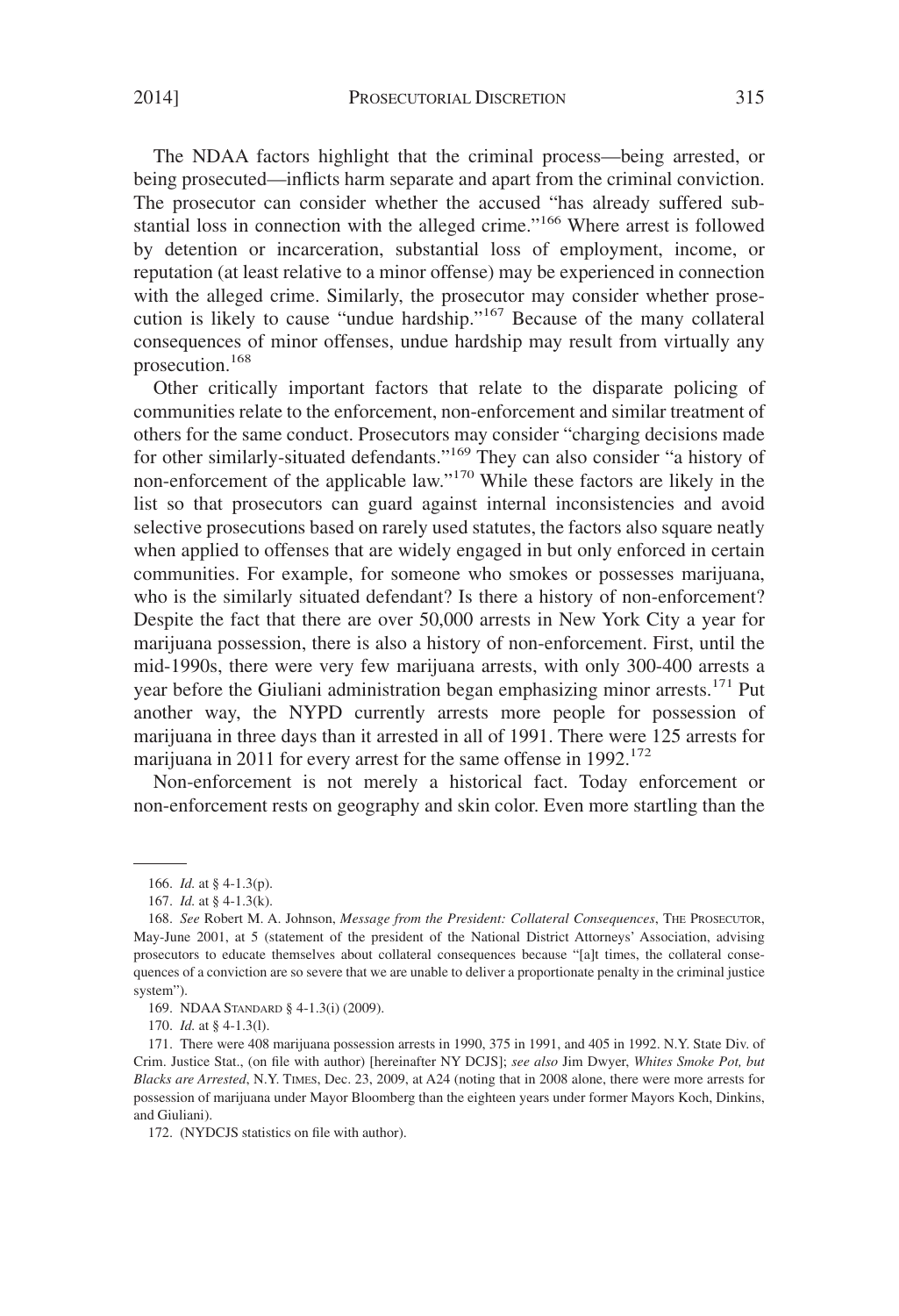The NDAA factors highlight that the criminal process—being arrested, or being prosecuted—inflicts harm separate and apart from the criminal conviction. The prosecutor can consider whether the accused "has already suffered substantial loss in connection with the alleged crime."[166] Where arrest is followed by detention or incarceration, substantial loss of employment, income, or reputation (at least relative to a minor offense) may be experienced in connection with the alleged crime. Similarly, the prosecutor may consider whether prosecution is likely to cause "undue hardship."[167] Because of the many collateral consequences of minor offenses, undue hardship may result from virtually any prosecution.[168]

Other critically important factors that relate to the disparate policing of communities relate to the enforcement, non-enforcement and similar treatment of others for the same conduct. Prosecutors may consider "charging decisions made for other similarly-situated defendants."[169] They can also consider "a history of non-enforcement of the applicable law."[170] While these factors are likely in the list so that prosecutors can guard against internal inconsistencies and avoid selective prosecutions based on rarely used statutes, the factors also square neatly when applied to offenses that are widely engaged in but only enforced in certain communities. For example, for someone who smokes or possesses marijuana, who is the similarly situated defendant? Is there a history of non-enforcement? Despite the fact that there are over 50,000 arrests in New York City a year for marijuana possession, there is also a history of non-enforcement. First, until the mid-1990s, there were very few marijuana arrests, with only 300-400 arrests a year before the Giuliani administration began emphasizing minor arrests.[171] Put another way, the NYPD currently arrests more people for possession of marijuana in three days than it arrested in all of 1991. There were 125 arrests for marijuana in 2011 for every arrest for the same offense in 1992.[172]

Non-enforcement is not merely a historical fact. Today enforcement or non-enforcement rests on geography and skin color. Even more startling than the

---

166. *Id.* at § 4-1.3(p).

167. *Id.* at § 4-1.3(k).

168. *See* Robert M. A. Johnson, *Message from the President: Collateral Consequences*, THE PROSECUTOR, May-June 2001, at 5 (statement of the president of the National District Attorneys' Association, advising prosecutors to educate themselves about collateral consequences because "[a]t times, the collateral consequences of a conviction are so severe that we are unable to deliver a proportionate penalty in the criminal justice system").

169. NDAA STANDARD § 4-1.3(i) (2009).

170. *Id.* at § 4-1.3(l).

171. There were 408 marijuana possession arrests in 1990, 375 in 1991, and 405 in 1992. N.Y. State Div. of Crim. Justice Stat., (on file with author) [hereinafter NY DCJS]; *see also* Jim Dwyer, *Whites Smoke Pot, but Blacks are Arrested*, N.Y. TIMES, Dec. 23, 2009, at A24 (noting that in 2008 alone, there were more arrests for possession of marijuana under Mayor Bloomberg than the eighteen years under former Mayors Koch, Dinkins, and Giuliani).

172. (NYDCJS statistics on file with author).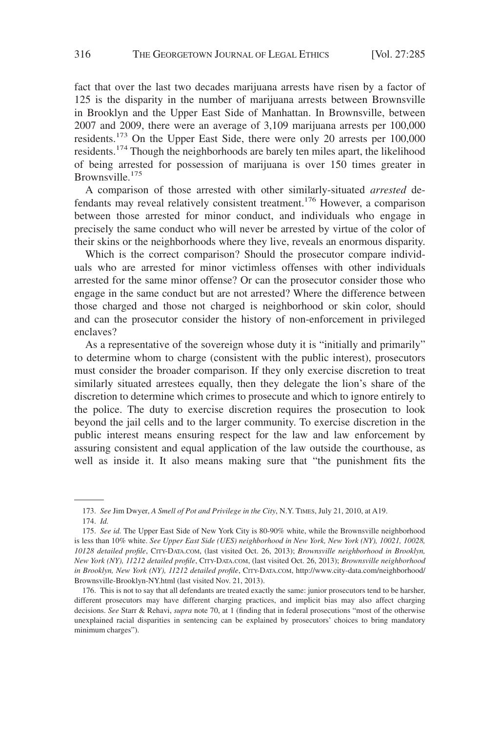fact that over the last two decades marijuana arrests have risen by a factor of 125 is the disparity in the number of marijuana arrests between Brownsville in Brooklyn and the Upper East Side of Manhattan. In Brownsville, between 2007 and 2009, there were an average of 3,109 marijuana arrests per 100,000 residents.[173] On the Upper East Side, there were only 20 arrests per 100,000 residents.[174] Though the neighborhoods are barely ten miles apart, the likelihood of being arrested for possession of marijuana is over 150 times greater in Brownsville.[175]

A comparison of those arrested with other similarly-situated *arrested* defendants may reveal relatively consistent treatment.[176] However, a comparison between those arrested for minor conduct, and individuals who engage in precisely the same conduct who will never be arrested by virtue of the color of their skins or the neighborhoods where they live, reveals an enormous disparity.

Which is the correct comparison? Should the prosecutor compare individuals who are arrested for minor victimless offenses with other individuals arrested for the same minor offense? Or can the prosecutor consider those who engage in the same conduct but are not arrested? Where the difference between those charged and those not charged is neighborhood or skin color, should and can the prosecutor consider the history of non-enforcement in privileged enclaves?

As a representative of the sovereign whose duty it is "initially and primarily" to determine whom to charge (consistent with the public interest), prosecutors must consider the broader comparison. If they only exercise discretion to treat similarly situated arrestees equally, then they delegate the lion's share of the discretion to determine which crimes to prosecute and which to ignore entirely to the police. The duty to exercise discretion requires the prosecution to look beyond the jail cells and to the larger community. To exercise discretion in the public interest means ensuring respect for the law and law enforcement by assuring consistent and equal application of the law outside the courthouse, as well as inside it. It also means making sure that "the punishment fits the

---

173. *See* Jim Dwyer, *A Smell of Pot and Privilege in the City*, N.Y. TIMES, July 21, 2010, at A19.

174. *Id.*

175. *See id.* The Upper East Side of New York City is 80-90% white, while the Brownsville neighborhood is less than 10% white. *See Upper East Side (UES) neighborhood in New York, New York (NY), 10021, 10028, 10128 detailed profile*, CITY-DATA.COM, (last visited Oct. 26, 2013); *Brownsville neighborhood in Brooklyn, New York (NY), 11212 detailed profile*, CITY-DATA.COM, (last visited Oct. 26, 2013); *Brownsville neighborhood in Brooklyn, New York (NY), 11212 detailed profile*, CITY-DATA.COM, http://www.city-data.com/neighborhood/Brownsville-Brooklyn-NY.html (last visited Nov. 21, 2013).

176. This is not to say that all defendants are treated exactly the same: junior prosecutors tend to be harsher, different prosecutors may have different charging practices, and implicit bias may also affect charging decisions. *See* Starr & Rehavi, *supra* note 70, at 1 (finding that in federal prosecutions "most of the otherwise unexplained racial disparities in sentencing can be explained by prosecutors' choices to bring mandatory minimum charges").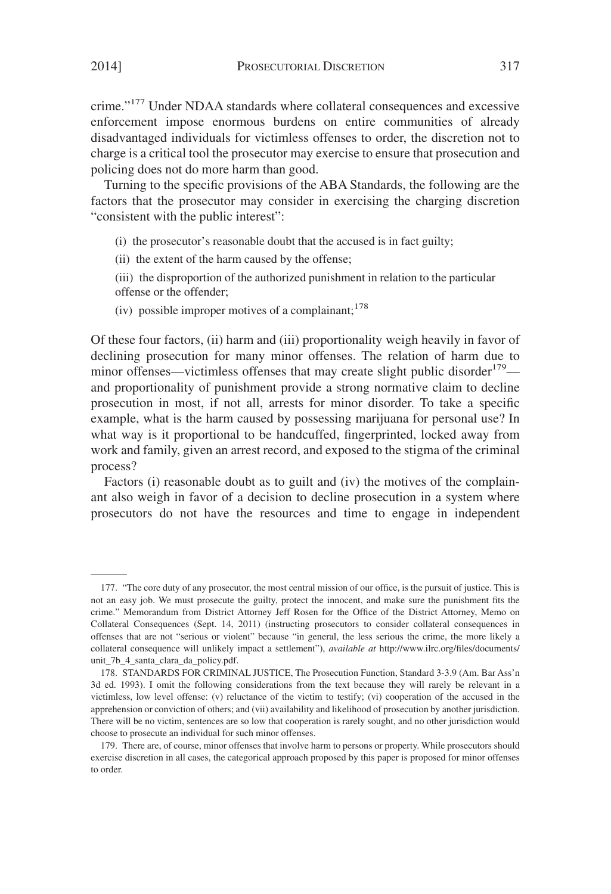crime."[177] Under NDAA standards where collateral consequences and excessive enforcement impose enormous burdens on entire communities of already disadvantaged individuals for victimless offenses to order, the discretion not to charge is a critical tool the prosecutor may exercise to ensure that prosecution and policing does not do more harm than good.

Turning to the specific provisions of the ABA Standards, the following are the factors that the prosecutor may consider in exercising the charging discretion "consistent with the public interest":

> (i) the prosecutor's reasonable doubt that the accused is in fact guilty;
>
> (ii) the extent of the harm caused by the offense;
>
> (iii) the disproportion of the authorized punishment in relation to the particular offense or the offender;
>
> (iv) possible improper motives of a complainant;[178]

Of these four factors, (ii) harm and (iii) proportionality weigh heavily in favor of declining prosecution for many minor offenses. The relation of harm due to minor offenses—victimless offenses that may create slight public disorder[179]—and proportionality of punishment provide a strong normative claim to decline prosecution in most, if not all, arrests for minor disorder. To take a specific example, what is the harm caused by possessing marijuana for personal use? In what way is it proportional to be handcuffed, fingerprinted, locked away from work and family, given an arrest record, and exposed to the stigma of the criminal process?

Factors (i) reasonable doubt as to guilt and (iv) the motives of the complainant also weigh in favor of a decision to decline prosecution in a system where prosecutors do not have the resources and time to engage in independent

---

177. "The core duty of any prosecutor, the most central mission of our office, is the pursuit of justice. This is not an easy job. We must prosecute the guilty, protect the innocent, and make sure the punishment fits the crime." Memorandum from District Attorney Jeff Rosen for the Office of the District Attorney, Memo on Collateral Consequences (Sept. 14, 2011) (instructing prosecutors to consider collateral consequences in offenses that are not "serious or violent" because "in general, the less serious the crime, the more likely a collateral consequence will unlikely impact a settlement"), *available at* http://www.ilrc.org/files/documents/unit_7b_4_santa_clara_da_policy.pdf.

178. STANDARDS FOR CRIMINAL JUSTICE, The Prosecution Function, Standard 3-3.9 (Am. Bar Ass'n 3d ed. 1993). I omit the following considerations from the text because they will rarely be relevant in a victimless, low level offense: (v) reluctance of the victim to testify; (vi) cooperation of the accused in the apprehension or conviction of others; and (vii) availability and likelihood of prosecution by another jurisdiction. There will be no victim, sentences are so low that cooperation is rarely sought, and no other jurisdiction would choose to prosecute an individual for such minor offenses.

179. There are, of course, minor offenses that involve harm to persons or property. While prosecutors should exercise discretion in all cases, the categorical approach proposed by this paper is proposed for minor offenses to order.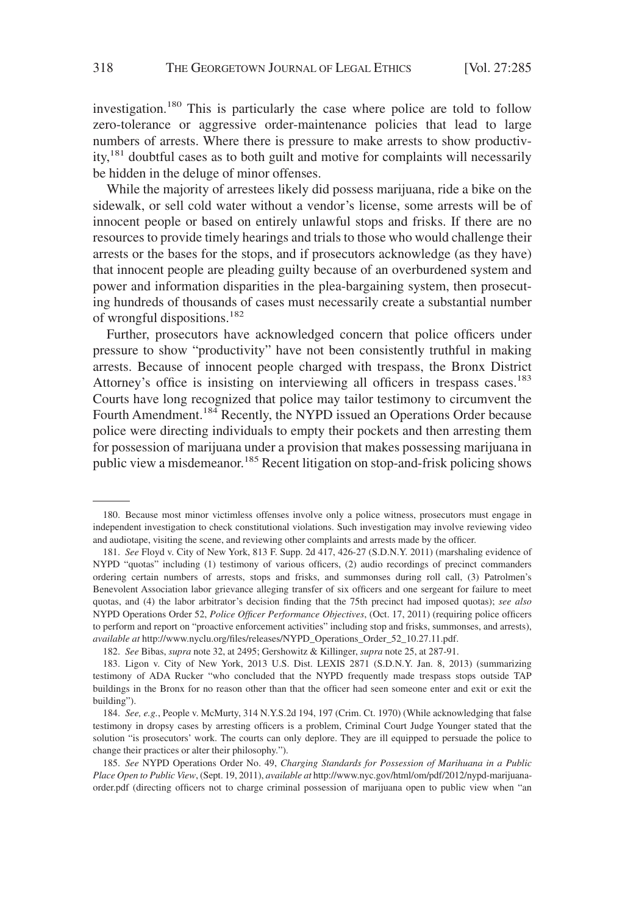investigation.[180] This is particularly the case where police are told to follow zero-tolerance or aggressive order-maintenance policies that lead to large numbers of arrests. Where there is pressure to make arrests to show productivity,[181] doubtful cases as to both guilt and motive for complaints will necessarily be hidden in the deluge of minor offenses.

While the majority of arrestees likely did possess marijuana, ride a bike on the sidewalk, or sell cold water without a vendor's license, some arrests will be of innocent people or based on entirely unlawful stops and frisks. If there are no resources to provide timely hearings and trials to those who would challenge their arrests or the bases for the stops, and if prosecutors acknowledge (as they have) that innocent people are pleading guilty because of an overburdened system and power and information disparities in the plea-bargaining system, then prosecuting hundreds of thousands of cases must necessarily create a substantial number of wrongful dispositions.[182]

Further, prosecutors have acknowledged concern that police officers under pressure to show "productivity" have not been consistently truthful in making arrests. Because of innocent people charged with trespass, the Bronx District Attorney's office is insisting on interviewing all officers in trespass cases.[183] Courts have long recognized that police may tailor testimony to circumvent the Fourth Amendment.[184] Recently, the NYPD issued an Operations Order because police were directing individuals to empty their pockets and then arresting them for possession of marijuana under a provision that makes possessing marijuana in public view a misdemeanor.[185] Recent litigation on stop-and-frisk policing shows

---

180. Because most minor victimless offenses involve only a police witness, prosecutors must engage in independent investigation to check constitutional violations. Such investigation may involve reviewing video and audiotape, visiting the scene, and reviewing other complaints and arrests made by the officer.

181. *See* Floyd v. City of New York, 813 F. Supp. 2d 417, 426-27 (S.D.N.Y. 2011) (marshaling evidence of NYPD "quotas" including (1) testimony of various officers, (2) audio recordings of precinct commanders ordering certain numbers of arrests, stops and frisks, and summonses during roll call, (3) Patrolmen's Benevolent Association labor grievance alleging transfer of six officers and one sergeant for failure to meet quotas, and (4) the labor arbitrator's decision finding that the 75th precinct had imposed quotas); *see also* NYPD Operations Order 52, *Police Officer Performance Objectives*, (Oct. 17, 2011) (requiring police officers to perform and report on "proactive enforcement activities" including stop and frisks, summonses, and arrests), *available at* http://www.nyclu.org/files/releases/NYPD_Operations_Order_52_10.27.11.pdf.

182. *See* Bibas, *supra* note 32, at 2495; Gershowitz & Killinger, *supra* note 25, at 287-91.

183. Ligon v. City of New York, 2013 U.S. Dist. LEXIS 2871 (S.D.N.Y. Jan. 8, 2013) (summarizing testimony of ADA Rucker "who concluded that the NYPD frequently made trespass stops outside TAP buildings in the Bronx for no reason other than that the officer had seen someone enter and exit or exit the building").

184. *See, e.g.*, People v. McMurty, 314 N.Y.S.2d 194, 197 (Crim. Ct. 1970) (While acknowledging that false testimony in dropsy cases by arresting officers is a problem, Criminal Court Judge Younger stated that the solution "is prosecutors' work. The courts can only deplore. They are ill equipped to persuade the police to change their practices or alter their philosophy.").

185. *See* NYPD Operations Order No. 49, *Charging Standards for Possession of Marihuana in a Public Place Open to Public View*, (Sept. 19, 2011), *available at* http://www.nyc.gov/html/om/pdf/2012/nypd-marijuana-order.pdf (directing officers not to charge criminal possession of marijuana open to public view when "an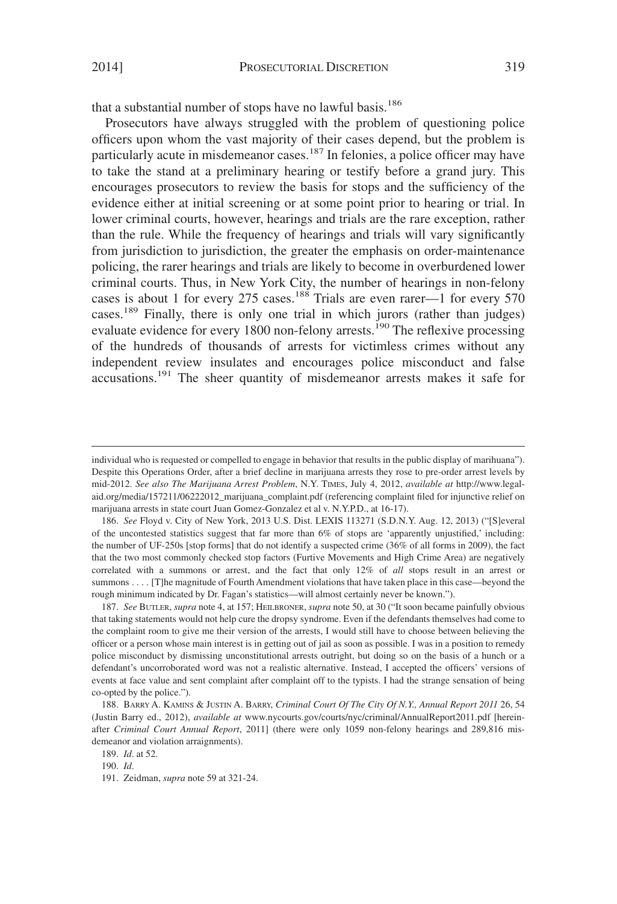that a substantial number of stops have no lawful basis.[186]

Prosecutors have always struggled with the problem of questioning police officers upon whom the vast majority of their cases depend, but the problem is particularly acute in misdemeanor cases.[187] In felonies, a police officer may have to take the stand at a preliminary hearing or testify before a grand jury. This encourages prosecutors to review the basis for stops and the sufficiency of the evidence either at initial screening or at some point prior to hearing or trial. In lower criminal courts, however, hearings and trials are the rare exception, rather than the rule. While the frequency of hearings and trials will vary significantly from jurisdiction to jurisdiction, the greater the emphasis on order-maintenance policing, the rarer hearings and trials are likely to become in overburdened lower criminal courts. Thus, in New York City, the number of hearings in non-felony cases is about 1 for every 275 cases.[188] Trials are even rarer—1 for every 570 cases.[189] Finally, there is only one trial in which jurors (rather than judges) evaluate evidence for every 1800 non-felony arrests.[190] The reflexive processing of the hundreds of thousands of arrests for victimless crimes without any independent review insulates and encourages police misconduct and false accusations.[191] The sheer quantity of misdemeanor arrests makes it safe for

---

individual who is requested or compelled to engage in behavior that results in the public display of marihuana"). Despite this Operations Order, after a brief decline in marijuana arrests they rose to pre-order arrest levels by mid-2012. *See also The Marijuana Arrest Problem*, N.Y. TIMES, July 4, 2012, *available at* http://www.legal-aid.org/media/157211/06222012_marijuana_complaint.pdf (referencing complaint filed for injunctive relief on marijuana arrests in state court Juan Gomez-Gonzalez et al v. N.Y.P.D., at 16-17).

186. *See* Floyd v. City of New York, 2013 U.S. Dist. LEXIS 113271 (S.D.N.Y. Aug. 12, 2013) ("[S]everal of the uncontested statistics suggest that far more than 6% of stops are 'apparently unjustified,' including: the number of UF-250s [stop forms] that do not identify a suspected crime (36% of all forms in 2009), the fact that the two most commonly checked stop factors (Furtive Movements and High Crime Area) are negatively correlated with a summons or arrest, and the fact that only 12% of *all* stops result in an arrest or summons . . . . [T]he magnitude of Fourth Amendment violations that have taken place in this case—beyond the rough minimum indicated by Dr. Fagan's statistics—will almost certainly never be known.").

187. *See* BUTLER, *supra* note 4, at 157; HEILBRONER, *supra* note 50, at 30 ("It soon became painfully obvious that taking statements would not help cure the dropsy syndrome. Even if the defendants themselves had come to the complaint room to give me their version of the arrests, I would still have to choose between believing the officer or a person whose main interest is in getting out of jail as soon as possible. I was in a position to remedy police misconduct by dismissing unconstitutional arrests outright, but doing so on the basis of a hunch or a defendant's uncorroborated word was not a realistic alternative. Instead, I accepted the officers' versions of events at face value and sent complaint after complaint off to the typists. I had the strange sensation of being co-opted by the police.").

188. BARRY A. KAMINS & JUSTIN A. BARRY, *Criminal Court Of The City Of N.Y., Annual Report 2011* 26, 54 (Justin Barry ed., 2012), *available at* www.nycourts.gov/courts/nyc/criminal/AnnualReport2011.pdf [hereinafter *Criminal Court Annual Report*, 2011] (there were only 1059 non-felony hearings and 289,816 misdemeanor and violation arraignments).

189. *Id*. at 52.

190. *Id*.

191. Zeidman, *supra* note 59 at 321-24.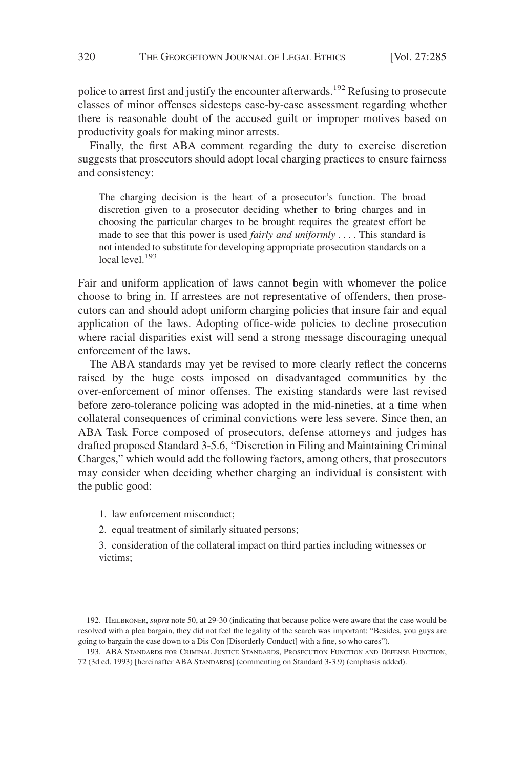police to arrest first and justify the encounter afterwards.[192] Refusing to prosecute classes of minor offenses sidesteps case-by-case assessment regarding whether there is reasonable doubt of the accused guilt or improper motives based on productivity goals for making minor arrests.

Finally, the first ABA comment regarding the duty to exercise discretion suggests that prosecutors should adopt local charging practices to ensure fairness and consistency:

> The charging decision is the heart of a prosecutor's function. The broad discretion given to a prosecutor deciding whether to bring charges and in choosing the particular charges to be brought requires the greatest effort be made to see that this power is used *fairly and uniformly* . . . . This standard is not intended to substitute for developing appropriate prosecution standards on a local level.[193]

Fair and uniform application of laws cannot begin with whomever the police choose to bring in. If arrestees are not representative of offenders, then prosecutors can and should adopt uniform charging policies that insure fair and equal application of the laws. Adopting office-wide policies to decline prosecution where racial disparities exist will send a strong message discouraging unequal enforcement of the laws.

The ABA standards may yet be revised to more clearly reflect the concerns raised by the huge costs imposed on disadvantaged communities by the over-enforcement of minor offenses. The existing standards were last revised before zero-tolerance policing was adopted in the mid-nineties, at a time when collateral consequences of criminal convictions were less severe. Since then, an ABA Task Force composed of prosecutors, defense attorneys and judges has drafted proposed Standard 3-5.6, "Discretion in Filing and Maintaining Criminal Charges," which would add the following factors, among others, that prosecutors may consider when deciding whether charging an individual is consistent with the public good:

1. law enforcement misconduct;
2. equal treatment of similarly situated persons;
3. consideration of the collateral impact on third parties including witnesses or victims;

---

192. HEILBRONER, *supra* note 50, at 29-30 (indicating that because police were aware that the case would be resolved with a plea bargain, they did not feel the legality of the search was important: "Besides, you guys are going to bargain the case down to a Dis Con [Disorderly Conduct] with a fine, so who cares").

193. ABA STANDARDS FOR CRIMINAL JUSTICE STANDARDS, PROSECUTION FUNCTION AND DEFENSE FUNCTION, 72 (3d ed. 1993) [hereinafter ABA STANDARDS] (commenting on Standard 3-3.9) (emphasis added).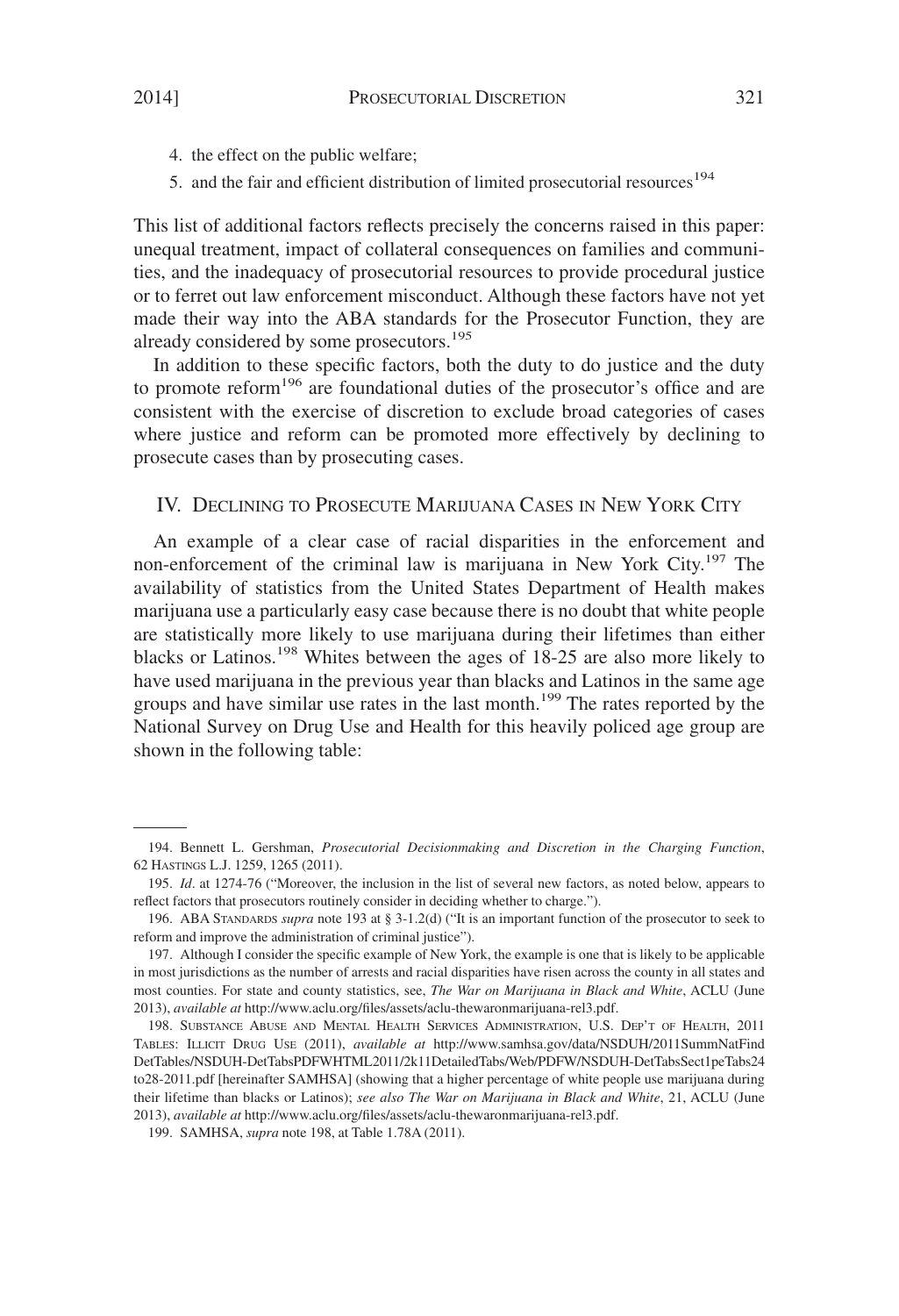4. the effect on the public welfare;
5. and the fair and efficient distribution of limited prosecutorial resources[194]

This list of additional factors reflects precisely the concerns raised in this paper: unequal treatment, impact of collateral consequences on families and communities, and the inadequacy of prosecutorial resources to provide procedural justice or to ferret out law enforcement misconduct. Although these factors have not yet made their way into the ABA standards for the Prosecutor Function, they are already considered by some prosecutors.[195]

In addition to these specific factors, both the duty to do justice and the duty to promote reform[196] are foundational duties of the prosecutor's office and are consistent with the exercise of discretion to exclude broad categories of cases where justice and reform can be promoted more effectively by declining to prosecute cases than by prosecuting cases.

## IV. Declining to Prosecute Marijuana Cases in New York City

An example of a clear case of racial disparities in the enforcement and non-enforcement of the criminal law is marijuana in New York City.[197] The availability of statistics from the United States Department of Health makes marijuana use a particularly easy case because there is no doubt that white people are statistically more likely to use marijuana during their lifetimes than either blacks or Latinos.[198] Whites between the ages of 18-25 are also more likely to have used marijuana in the previous year than blacks and Latinos in the same age groups and have similar use rates in the last month.[199] The rates reported by the National Survey on Drug Use and Health for this heavily policed age group are shown in the following table:

194. Bennett L. Gershman, *Prosecutorial Decisionmaking and Discretion in the Charging Function*, 62 Hastings L.J. 1259, 1265 (2011).

195. *Id*. at 1274-76 ("Moreover, the inclusion in the list of several new factors, as noted below, appears to reflect factors that prosecutors routinely consider in deciding whether to charge.").

196. ABA Standards *supra* note 193 at § 3-1.2(d) ("It is an important function of the prosecutor to seek to reform and improve the administration of criminal justice").

197. Although I consider the specific example of New York, the example is one that is likely to be applicable in most jurisdictions as the number of arrests and racial disparities have risen across the county in all states and most counties. For state and county statistics, see, *The War on Marijuana in Black and White*, ACLU (June 2013), *available at* http://www.aclu.org/files/assets/aclu-thewaronmarijuana-rel3.pdf.

198. Substance Abuse and Mental Health Services Administration, U.S. Dep't of Health, 2011 Tables: Illicit Drug Use (2011), *available at* http://www.samhsa.gov/data/NSDUH/2011SummNatFindDetTables/NSDUH-DetTabsPDFWHTML2011/2k11DetailedTabs/Web/PDFW/NSDUH-DetTabsSect1peTabs24to28-2011.pdf [hereinafter SAMHSA] (showing that a higher percentage of white people use marijuana during their lifetime than blacks or Latinos); *see also The War on Marijuana in Black and White*, 21, ACLU (June 2013), *available at* http://www.aclu.org/files/assets/aclu-thewaronmarijuana-rel3.pdf.

199. SAMHSA, *supra* note 198, at Table 1.78A (2011).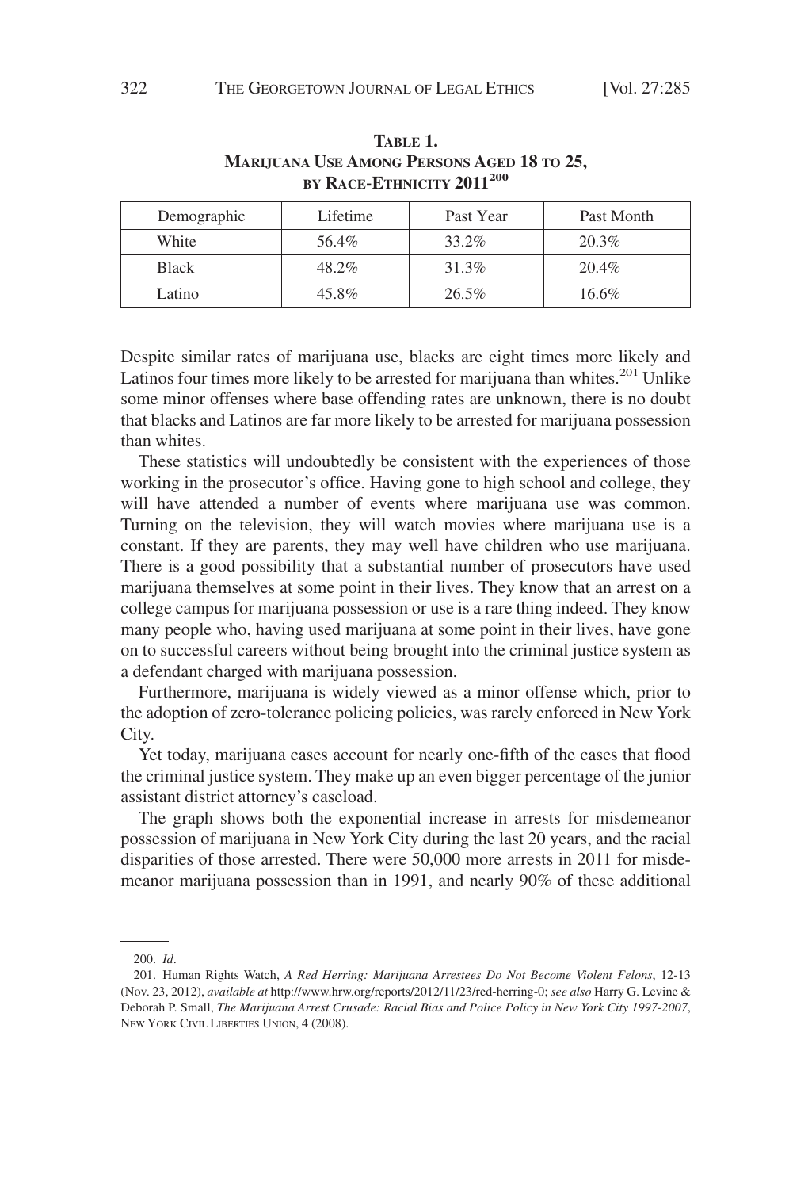**TABLE 1.**
**MARIJUANA USE AMONG PERSONS AGED 18 TO 25, BY RACE-ETHNICITY 2011**[200]

| Demographic | Lifetime | Past Year | Past Month |
|---|---|---|---|
| White | 56.4% | 33.2% | 20.3% |
| Black | 48.2% | 31.3% | 20.4% |
| Latino | 45.8% | 26.5% | 16.6% |

Despite similar rates of marijuana use, blacks are eight times more likely and Latinos four times more likely to be arrested for marijuana than whites.[201] Unlike some minor offenses where base offending rates are unknown, there is no doubt that blacks and Latinos are far more likely to be arrested for marijuana possession than whites.

These statistics will undoubtedly be consistent with the experiences of those working in the prosecutor's office. Having gone to high school and college, they will have attended a number of events where marijuana use was common. Turning on the television, they will watch movies where marijuana use is a constant. If they are parents, they may well have children who use marijuana. There is a good possibility that a substantial number of prosecutors have used marijuana themselves at some point in their lives. They know that an arrest on a college campus for marijuana possession or use is a rare thing indeed. They know many people who, having used marijuana at some point in their lives, have gone on to successful careers without being brought into the criminal justice system as a defendant charged with marijuana possession.

Furthermore, marijuana is widely viewed as a minor offense which, prior to the adoption of zero-tolerance policing policies, was rarely enforced in New York City.

Yet today, marijuana cases account for nearly one-fifth of the cases that flood the criminal justice system. They make up an even bigger percentage of the junior assistant district attorney's caseload.

The graph shows both the exponential increase in arrests for misdemeanor possession of marijuana in New York City during the last 20 years, and the racial disparities of those arrested. There were 50,000 more arrests in 2011 for misdemeanor marijuana possession than in 1991, and nearly 90% of these additional

200. *Id*.

201. Human Rights Watch, *A Red Herring: Marijuana Arrestees Do Not Become Violent Felons*, 12-13 (Nov. 23, 2012), *available at* http://www.hrw.org/reports/2012/11/23/red-herring-0; *see also* Harry G. Levine & Deborah P. Small, *The Marijuana Arrest Crusade: Racial Bias and Police Policy in New York City 1997-2007*, NEW YORK CIVIL LIBERTIES UNION, 4 (2008).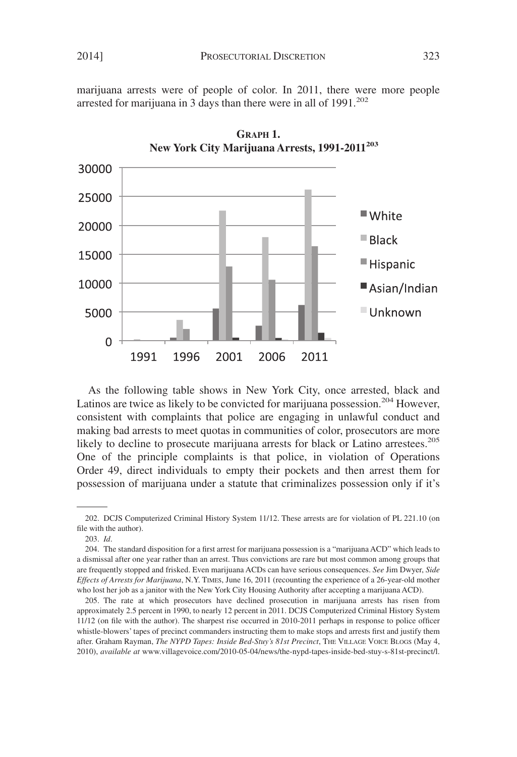marijuana arrests were of people of color. In 2011, there were more people arrested for marijuana in 3 days than there were in all of 1991.[202]

**GRAPH 1.**
**New York City Marijuana Arrests, 1991-2011[203]**

As the following table shows in New York City, once arrested, black and Latinos are twice as likely to be convicted for marijuana possession.[204] However, consistent with complaints that police are engaging in unlawful conduct and making bad arrests to meet quotas in communities of color, prosecutors are more likely to decline to prosecute marijuana arrests for black or Latino arrestees.[205] One of the principle complaints is that police, in violation of Operations Order 49, direct individuals to empty their pockets and then arrest them for possession of marijuana under a statute that criminalizes possession only if it's

---

202. DCJS Computerized Criminal History System 11/12. These arrests are for violation of PL 221.10 (on file with the author).

203. *Id*.

204. The standard disposition for a first arrest for marijuana possession is a "marijuana ACD" which leads to a dismissal after one year rather than an arrest. Thus convictions are rare but most common among groups that are frequently stopped and frisked. Even marijuana ACDs can have serious consequences. *See* Jim Dwyer, *Side Effects of Arrests for Marijuana*, N.Y. TIMES, June 16, 2011 (recounting the experience of a 26-year-old mother who lost her job as a janitor with the New York City Housing Authority after accepting a marijuana ACD).

205. The rate at which prosecutors have declined prosecution in marijuana arrests has risen from approximately 2.5 percent in 1990, to nearly 12 percent in 2011. DCJS Computerized Criminal History System 11/12 (on file with the author). The sharpest rise occurred in 2010-2011 perhaps in response to police officer whistle-blowers' tapes of precinct commanders instructing them to make stops and arrests first and justify them after. Graham Rayman, *The NYPD Tapes: Inside Bed-Stuy's 81st Precinct*, THE VILLAGE VOICE BLOGS (May 4, 2010), *available at* www.villagevoice.com/2010-05-04/news/the-nypd-tapes-inside-bed-stuy-s-81st-precinct/l.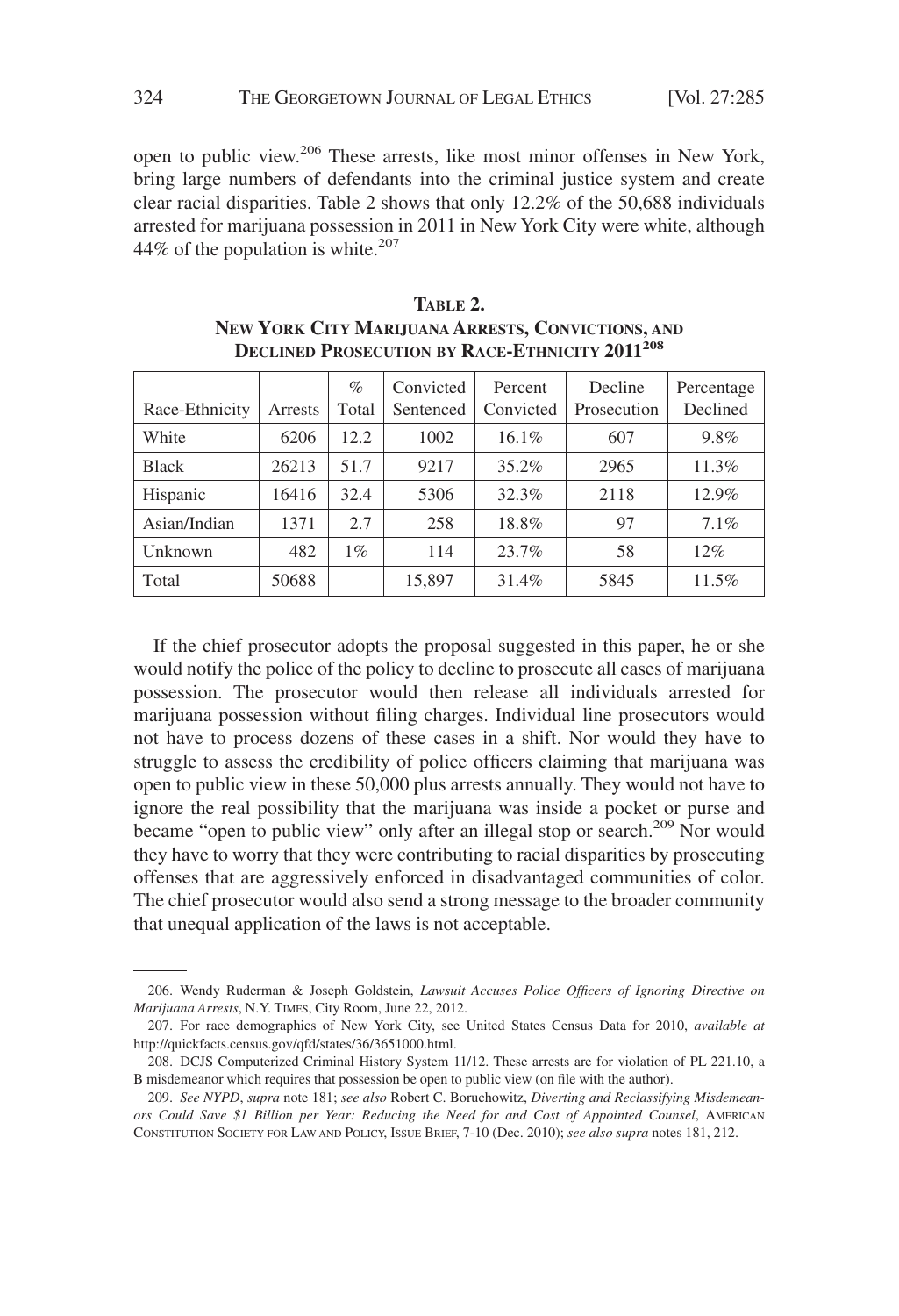open to public view.[206] These arrests, like most minor offenses in New York, bring large numbers of defendants into the criminal justice system and create clear racial disparities. Table 2 shows that only 12.2% of the 50,688 individuals arrested for marijuana possession in 2011 in New York City were white, although 44% of the population is white.[207]

**TABLE 2.**
**NEW YORK CITY MARIJUANA ARRESTS, CONVICTIONS, AND DECLINED PROSECUTION BY RACE-ETHNICITY 2011[208]**

| Race-Ethnicity | Arrests | % Total | Convicted Sentenced | Percent Convicted | Decline Prosecution | Percentage Declined |
|---|---|---|---|---|---|---|
| White | 6206 | 12.2 | 1002 | 16.1% | 607 | 9.8% |
| Black | 26213 | 51.7 | 9217 | 35.2% | 2965 | 11.3% |
| Hispanic | 16416 | 32.4 | 5306 | 32.3% | 2118 | 12.9% |
| Asian/Indian | 1371 | 2.7 | 258 | 18.8% | 97 | 7.1% |
| Unknown | 482 | 1% | 114 | 23.7% | 58 | 12% |
| Total | 50688 | | 15,897 | 31.4% | 5845 | 11.5% |

If the chief prosecutor adopts the proposal suggested in this paper, he or she would notify the police of the policy to decline to prosecute all cases of marijuana possession. The prosecutor would then release all individuals arrested for marijuana possession without filing charges. Individual line prosecutors would not have to process dozens of these cases in a shift. Nor would they have to struggle to assess the credibility of police officers claiming that marijuana was open to public view in these 50,000 plus arrests annually. They would not have to ignore the real possibility that the marijuana was inside a pocket or purse and became "open to public view" only after an illegal stop or search.[209] Nor would they have to worry that they were contributing to racial disparities by prosecuting offenses that are aggressively enforced in disadvantaged communities of color. The chief prosecutor would also send a strong message to the broader community that unequal application of the laws is not acceptable.

---

206. Wendy Ruderman & Joseph Goldstein, *Lawsuit Accuses Police Officers of Ignoring Directive on Marijuana Arrests*, N.Y. TIMES, City Room, June 22, 2012.

207. For race demographics of New York City, see United States Census Data for 2010, *available at* http://quickfacts.census.gov/qfd/states/36/3651000.html.

208. DCJS Computerized Criminal History System 11/12. These arrests are for violation of PL 221.10, a B misdemeanor which requires that possession be open to public view (on file with the author).

209. *See NYPD*, *supra* note 181; *see also* Robert C. Boruchowitz, *Diverting and Reclassifying Misdemeanors Could Save $1 Billion per Year: Reducing the Need for and Cost of Appointed Counsel*, AMERICAN CONSTITUTION SOCIETY FOR LAW AND POLICY, ISSUE BRIEF, 7-10 (Dec. 2010); *see also supra* notes 181, 212.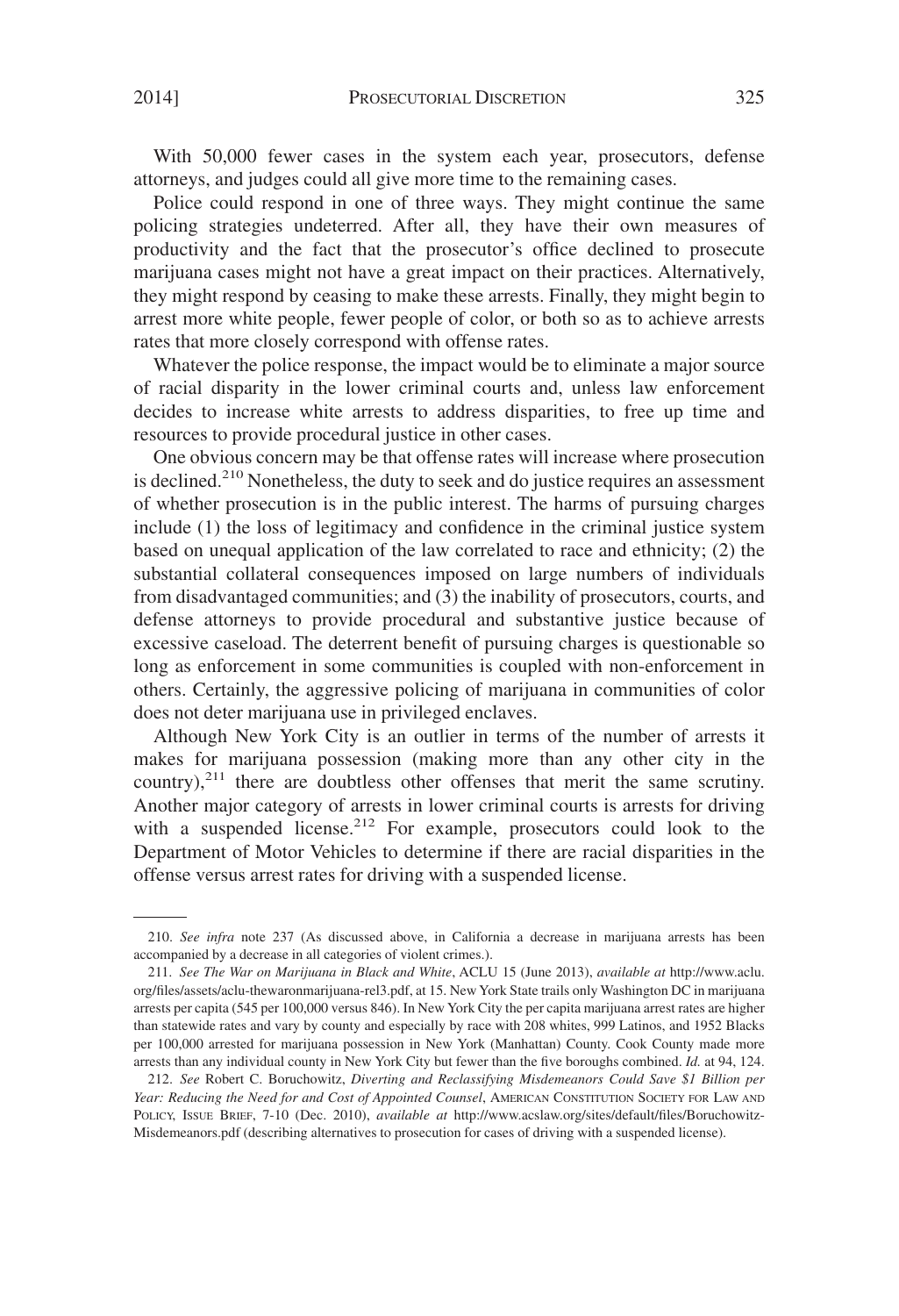With 50,000 fewer cases in the system each year, prosecutors, defense attorneys, and judges could all give more time to the remaining cases.

Police could respond in one of three ways. They might continue the same policing strategies undeterred. After all, they have their own measures of productivity and the fact that the prosecutor's office declined to prosecute marijuana cases might not have a great impact on their practices. Alternatively, they might respond by ceasing to make these arrests. Finally, they might begin to arrest more white people, fewer people of color, or both so as to achieve arrests rates that more closely correspond with offense rates.

Whatever the police response, the impact would be to eliminate a major source of racial disparity in the lower criminal courts and, unless law enforcement decides to increase white arrests to address disparities, to free up time and resources to provide procedural justice in other cases.

One obvious concern may be that offense rates will increase where prosecution is declined.[210] Nonetheless, the duty to seek and do justice requires an assessment of whether prosecution is in the public interest. The harms of pursuing charges include (1) the loss of legitimacy and confidence in the criminal justice system based on unequal application of the law correlated to race and ethnicity; (2) the substantial collateral consequences imposed on large numbers of individuals from disadvantaged communities; and (3) the inability of prosecutors, courts, and defense attorneys to provide procedural and substantive justice because of excessive caseload. The deterrent benefit of pursuing charges is questionable so long as enforcement in some communities is coupled with non-enforcement in others. Certainly, the aggressive policing of marijuana in communities of color does not deter marijuana use in privileged enclaves.

Although New York City is an outlier in terms of the number of arrests it makes for marijuana possession (making more than any other city in the country),[211] there are doubtless other offenses that merit the same scrutiny. Another major category of arrests in lower criminal courts is arrests for driving with a suspended license.[212] For example, prosecutors could look to the Department of Motor Vehicles to determine if there are racial disparities in the offense versus arrest rates for driving with a suspended license.

---

210. *See infra* note 237 (As discussed above, in California a decrease in marijuana arrests has been accompanied by a decrease in all categories of violent crimes.).

211. *See The War on Marijuana in Black and White*, ACLU 15 (June 2013), *available at* http://www.aclu.org/files/assets/aclu-thewaronmarijuana-rel3.pdf, at 15. New York State trails only Washington DC in marijuana arrests per capita (545 per 100,000 versus 846). In New York City the per capita marijuana arrest rates are higher than statewide rates and vary by county and especially by race with 208 whites, 999 Latinos, and 1952 Blacks per 100,000 arrested for marijuana possession in New York (Manhattan) County. Cook County made more arrests than any individual county in New York City but fewer than the five boroughs combined. *Id.* at 94, 124.

212. *See* Robert C. Boruchowitz, *Diverting and Reclassifying Misdemeanors Could Save $1 Billion per Year: Reducing the Need for and Cost of Appointed Counsel*, AMERICAN CONSTITUTION SOCIETY FOR LAW AND POLICY, ISSUE BRIEF, 7-10 (Dec. 2010), *available at* http://www.acslaw.org/sites/default/files/Boruchowitz-Misdemeanors.pdf (describing alternatives to prosecution for cases of driving with a suspended license).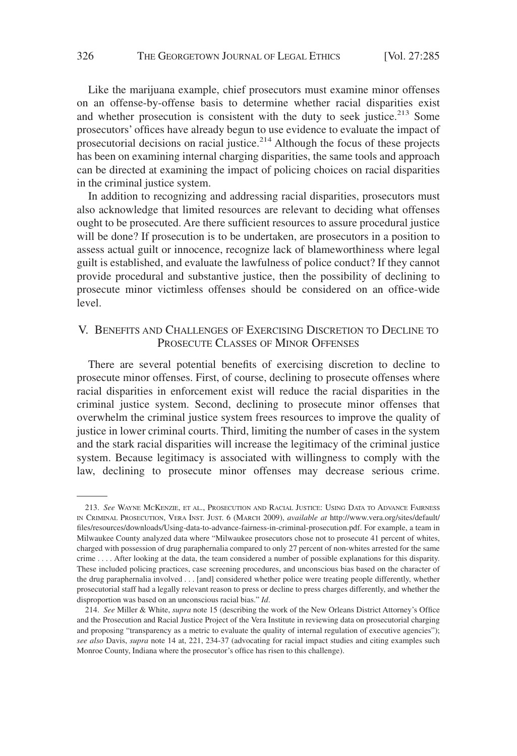Like the marijuana example, chief prosecutors must examine minor offenses on an offense-by-offense basis to determine whether racial disparities exist and whether prosecution is consistent with the duty to seek justice.[213] Some prosecutors' offices have already begun to use evidence to evaluate the impact of prosecutorial decisions on racial justice.[214] Although the focus of these projects has been on examining internal charging disparities, the same tools and approach can be directed at examining the impact of policing choices on racial disparities in the criminal justice system.

In addition to recognizing and addressing racial disparities, prosecutors must also acknowledge that limited resources are relevant to deciding what offenses ought to be prosecuted. Are there sufficient resources to assure procedural justice will be done? If prosecution is to be undertaken, are prosecutors in a position to assess actual guilt or innocence, recognize lack of blameworthiness where legal guilt is established, and evaluate the lawfulness of police conduct? If they cannot provide procedural and substantive justice, then the possibility of declining to prosecute minor victimless offenses should be considered on an office-wide level.

## V. BENEFITS AND CHALLENGES OF EXERCISING DISCRETION TO DECLINE TO PROSECUTE CLASSES OF MINOR OFFENSES

There are several potential benefits of exercising discretion to decline to prosecute minor offenses. First, of course, declining to prosecute offenses where racial disparities in enforcement exist will reduce the racial disparities in the criminal justice system. Second, declining to prosecute minor offenses that overwhelm the criminal justice system frees resources to improve the quality of justice in lower criminal courts. Third, limiting the number of cases in the system and the stark racial disparities will increase the legitimacy of the criminal justice system. Because legitimacy is associated with willingness to comply with the law, declining to prosecute minor offenses may decrease serious crime.

---

213. *See* WAYNE MCKENZIE, ET AL., PROSECUTION AND RACIAL JUSTICE: USING DATA TO ADVANCE FAIRNESS IN CRIMINAL PROSECUTION, VERA INST. JUST. 6 (MARCH 2009), *available at* http://www.vera.org/sites/default/files/resources/downloads/Using-data-to-advance-fairness-in-criminal-prosecution.pdf. For example, a team in Milwaukee County analyzed data where "Milwaukee prosecutors chose not to prosecute 41 percent of whites, charged with possession of drug paraphernalia compared to only 27 percent of non-whites arrested for the same crime . . . . After looking at the data, the team considered a number of possible explanations for this disparity. These included policing practices, case screening procedures, and unconscious bias based on the character of the drug paraphernalia involved . . . [and] considered whether police were treating people differently, whether prosecutorial staff had a legally relevant reason to press or decline to press charges differently, and whether the disproportion was based on an unconscious racial bias." *Id*.

214. *See* Miller & White, *supra* note 15 (describing the work of the New Orleans District Attorney's Office and the Prosecution and Racial Justice Project of the Vera Institute in reviewing data on prosecutorial charging and proposing "transparency as a metric to evaluate the quality of internal regulation of executive agencies"); *see also* Davis, *supra* note 14 at, 221, 234-37 (advocating for racial impact studies and citing examples such Monroe County, Indiana where the prosecutor's office has risen to this challenge).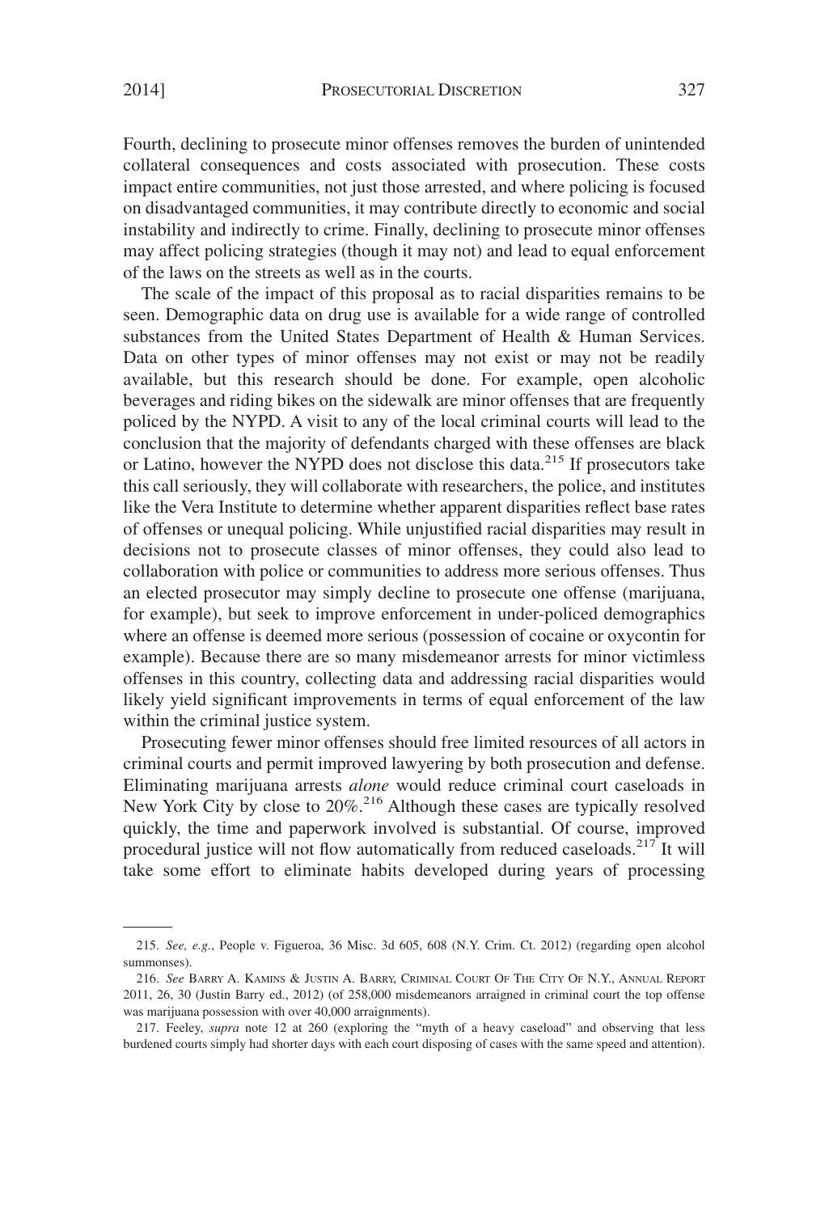Fourth, declining to prosecute minor offenses removes the burden of unintended collateral consequences and costs associated with prosecution. These costs impact entire communities, not just those arrested, and where policing is focused on disadvantaged communities, it may contribute directly to economic and social instability and indirectly to crime. Finally, declining to prosecute minor offenses may affect policing strategies (though it may not) and lead to equal enforcement of the laws on the streets as well as in the courts.

The scale of the impact of this proposal as to racial disparities remains to be seen. Demographic data on drug use is available for a wide range of controlled substances from the United States Department of Health & Human Services. Data on other types of minor offenses may not exist or may not be readily available, but this research should be done. For example, open alcoholic beverages and riding bikes on the sidewalk are minor offenses that are frequently policed by the NYPD. A visit to any of the local criminal courts will lead to the conclusion that the majority of defendants charged with these offenses are black or Latino, however the NYPD does not disclose this data.[215] If prosecutors take this call seriously, they will collaborate with researchers, the police, and institutes like the Vera Institute to determine whether apparent disparities reflect base rates of offenses or unequal policing. While unjustified racial disparities may result in decisions not to prosecute classes of minor offenses, they could also lead to collaboration with police or communities to address more serious offenses. Thus an elected prosecutor may simply decline to prosecute one offense (marijuana, for example), but seek to improve enforcement in under-policed demographics where an offense is deemed more serious (possession of cocaine or oxycontin for example). Because there are so many misdemeanor arrests for minor victimless offenses in this country, collecting data and addressing racial disparities would likely yield significant improvements in terms of equal enforcement of the law within the criminal justice system.

Prosecuting fewer minor offenses should free limited resources of all actors in criminal courts and permit improved lawyering by both prosecution and defense. Eliminating marijuana arrests *alone* would reduce criminal court caseloads in New York City by close to 20%.[216] Although these cases are typically resolved quickly, the time and paperwork involved is substantial. Of course, improved procedural justice will not flow automatically from reduced caseloads.[217] It will take some effort to eliminate habits developed during years of processing

---

215. *See, e.g.*, People v. Figueroa, 36 Misc. 3d 605, 608 (N.Y. Crim. Ct. 2012) (regarding open alcohol summonses).

216. *See* Barry A. Kamins & Justin A. Barry, Criminal Court Of The City Of N.Y., Annual Report 2011, 26, 30 (Justin Barry ed., 2012) (of 258,000 misdemeanors arraigned in criminal court the top offense was marijuana possession with over 40,000 arraignments).

217. Feeley, *supra* note 12 at 260 (exploring the "myth of a heavy caseload" and observing that less burdened courts simply had shorter days with each court disposing of cases with the same speed and attention).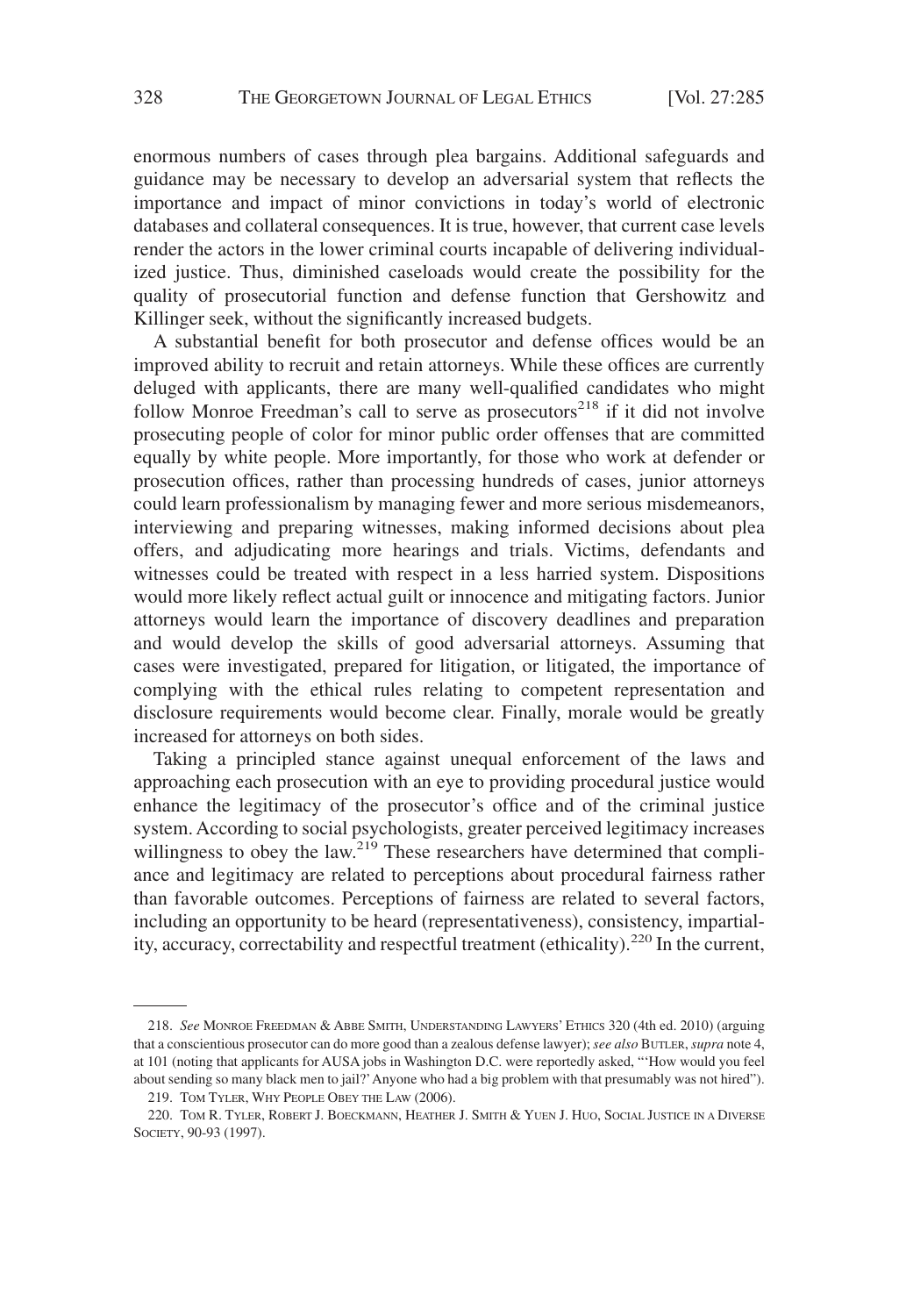enormous numbers of cases through plea bargains. Additional safeguards and guidance may be necessary to develop an adversarial system that reflects the importance and impact of minor convictions in today's world of electronic databases and collateral consequences. It is true, however, that current case levels render the actors in the lower criminal courts incapable of delivering individualized justice. Thus, diminished caseloads would create the possibility for the quality of prosecutorial function and defense function that Gershowitz and Killinger seek, without the significantly increased budgets.

A substantial benefit for both prosecutor and defense offices would be an improved ability to recruit and retain attorneys. While these offices are currently deluged with applicants, there are many well-qualified candidates who might follow Monroe Freedman's call to serve as prosecutors[218] if it did not involve prosecuting people of color for minor public order offenses that are committed equally by white people. More importantly, for those who work at defender or prosecution offices, rather than processing hundreds of cases, junior attorneys could learn professionalism by managing fewer and more serious misdemeanors, interviewing and preparing witnesses, making informed decisions about plea offers, and adjudicating more hearings and trials. Victims, defendants and witnesses could be treated with respect in a less harried system. Dispositions would more likely reflect actual guilt or innocence and mitigating factors. Junior attorneys would learn the importance of discovery deadlines and preparation and would develop the skills of good adversarial attorneys. Assuming that cases were investigated, prepared for litigation, or litigated, the importance of complying with the ethical rules relating to competent representation and disclosure requirements would become clear. Finally, morale would be greatly increased for attorneys on both sides.

Taking a principled stance against unequal enforcement of the laws and approaching each prosecution with an eye to providing procedural justice would enhance the legitimacy of the prosecutor's office and of the criminal justice system. According to social psychologists, greater perceived legitimacy increases willingness to obey the law.[219] These researchers have determined that compliance and legitimacy are related to perceptions about procedural fairness rather than favorable outcomes. Perceptions of fairness are related to several factors, including an opportunity to be heard (representativeness), consistency, impartiality, accuracy, correctability and respectful treatment (ethicality).[220] In the current,

---

218. *See* MONROE FREEDMAN & ABBE SMITH, UNDERSTANDING LAWYERS' ETHICS 320 (4th ed. 2010) (arguing that a conscientious prosecutor can do more good than a zealous defense lawyer); *see also* BUTLER, *supra* note 4, at 101 (noting that applicants for AUSA jobs in Washington D.C. were reportedly asked, "'How would you feel about sending so many black men to jail?' Anyone who had a big problem with that presumably was not hired").

219. TOM TYLER, WHY PEOPLE OBEY THE LAW (2006).

220. TOM R. TYLER, ROBERT J. BOECKMANN, HEATHER J. SMITH & YUEN J. HUO, SOCIAL JUSTICE IN A DIVERSE SOCIETY, 90-93 (1997).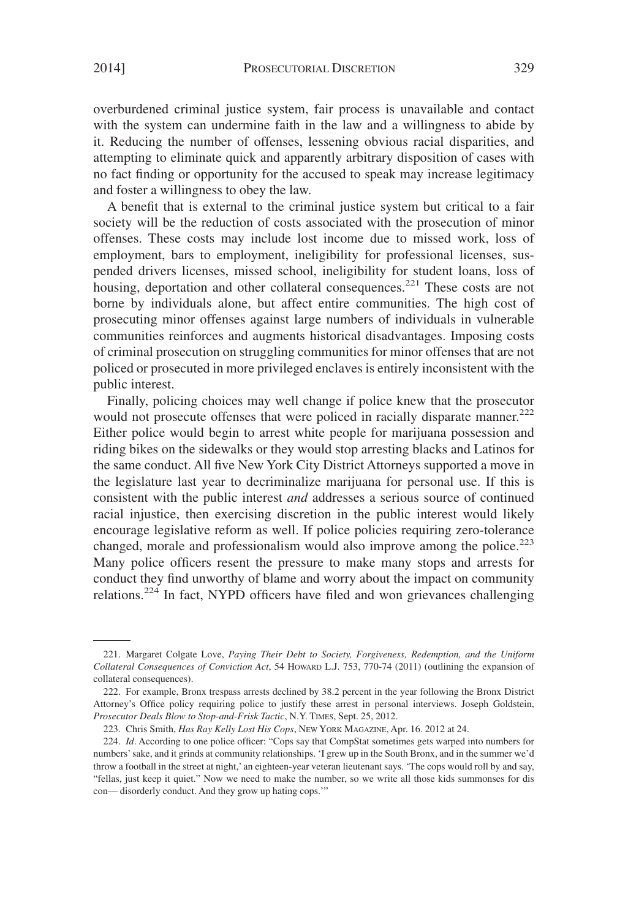overburdened criminal justice system, fair process is unavailable and contact with the system can undermine faith in the law and a willingness to abide by it. Reducing the number of offenses, lessening obvious racial disparities, and attempting to eliminate quick and apparently arbitrary disposition of cases with no fact finding or opportunity for the accused to speak may increase legitimacy and foster a willingness to obey the law.

A benefit that is external to the criminal justice system but critical to a fair society will be the reduction of costs associated with the prosecution of minor offenses. These costs may include lost income due to missed work, loss of employment, bars to employment, ineligibility for professional licenses, suspended drivers licenses, missed school, ineligibility for student loans, loss of housing, deportation and other collateral consequences.[221] These costs are not borne by individuals alone, but affect entire communities. The high cost of prosecuting minor offenses against large numbers of individuals in vulnerable communities reinforces and augments historical disadvantages. Imposing costs of criminal prosecution on struggling communities for minor offenses that are not policed or prosecuted in more privileged enclaves is entirely inconsistent with the public interest.

Finally, policing choices may well change if police knew that the prosecutor would not prosecute offenses that were policed in racially disparate manner.[222] Either police would begin to arrest white people for marijuana possession and riding bikes on the sidewalks or they would stop arresting blacks and Latinos for the same conduct. All five New York City District Attorneys supported a move in the legislature last year to decriminalize marijuana for personal use. If this is consistent with the public interest *and* addresses a serious source of continued racial injustice, then exercising discretion in the public interest would likely encourage legislative reform as well. If police policies requiring zero-tolerance changed, morale and professionalism would also improve among the police.[223] Many police officers resent the pressure to make many stops and arrests for conduct they find unworthy of blame and worry about the impact on community relations.[224] In fact, NYPD officers have filed and won grievances challenging

---

221. Margaret Colgate Love, *Paying Their Debt to Society, Forgiveness, Redemption, and the Uniform Collateral Consequences of Conviction Act*, 54 HOWARD L.J. 753, 770-74 (2011) (outlining the expansion of collateral consequences).

222. For example, Bronx trespass arrests declined by 38.2 percent in the year following the Bronx District Attorney's Office policy requiring police to justify these arrest in personal interviews. Joseph Goldstein, *Prosecutor Deals Blow to Stop-and-Frisk Tactic*, N.Y. TIMES, Sept. 25, 2012.

223. Chris Smith, *Has Ray Kelly Lost His Cops*, NEW YORK MAGAZINE, Apr. 16. 2012 at 24.

224. *Id*. According to one police officer: "Cops say that CompStat sometimes gets warped into numbers for numbers' sake, and it grinds at community relationships. 'I grew up in the South Bronx, and in the summer we'd throw a football in the street at night,' an eighteen-year veteran lieutenant says. 'The cops would roll by and say, "fellas, just keep it quiet." Now we need to make the number, so we write all those kids summonses for dis con— disorderly conduct. And they grow up hating cops.'"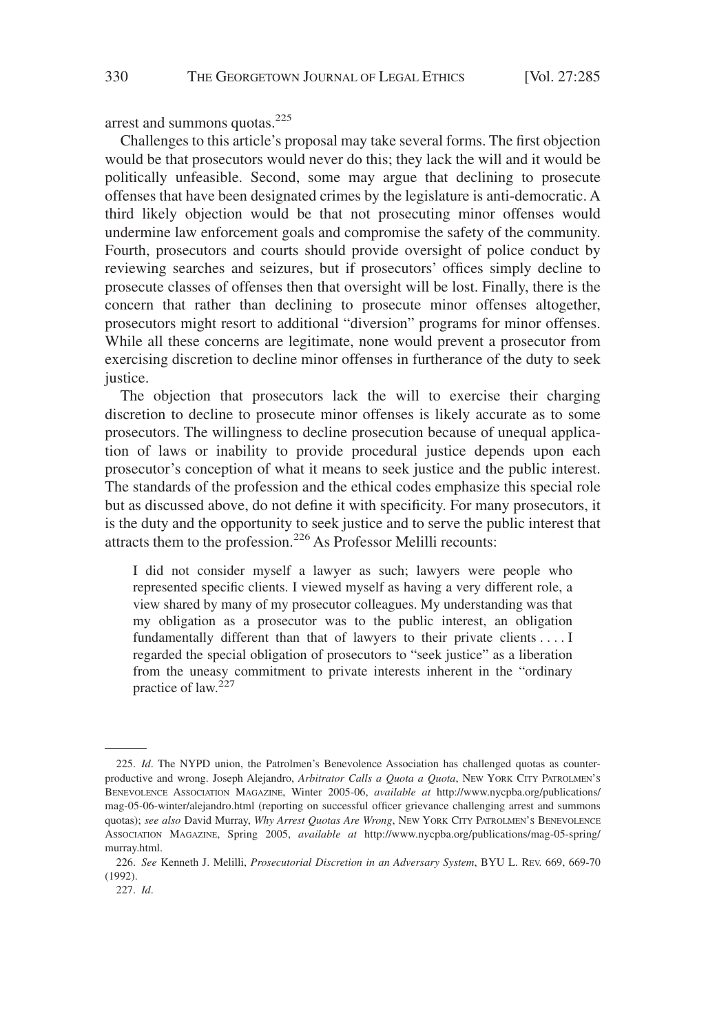arrest and summons quotas.[225]

Challenges to this article's proposal may take several forms. The first objection would be that prosecutors would never do this; they lack the will and it would be politically unfeasible. Second, some may argue that declining to prosecute offenses that have been designated crimes by the legislature is anti-democratic. A third likely objection would be that not prosecuting minor offenses would undermine law enforcement goals and compromise the safety of the community. Fourth, prosecutors and courts should provide oversight of police conduct by reviewing searches and seizures, but if prosecutors' offices simply decline to prosecute classes of offenses then that oversight will be lost. Finally, there is the concern that rather than declining to prosecute minor offenses altogether, prosecutors might resort to additional "diversion" programs for minor offenses. While all these concerns are legitimate, none would prevent a prosecutor from exercising discretion to decline minor offenses in furtherance of the duty to seek justice.

The objection that prosecutors lack the will to exercise their charging discretion to decline to prosecute minor offenses is likely accurate as to some prosecutors. The willingness to decline prosecution because of unequal application of laws or inability to provide procedural justice depends upon each prosecutor's conception of what it means to seek justice and the public interest. The standards of the profession and the ethical codes emphasize this special role but as discussed above, do not define it with specificity. For many prosecutors, it is the duty and the opportunity to seek justice and to serve the public interest that attracts them to the profession.[226] As Professor Melilli recounts:

> I did not consider myself a lawyer as such; lawyers were people who represented specific clients. I viewed myself as having a very different role, a view shared by many of my prosecutor colleagues. My understanding was that my obligation as a prosecutor was to the public interest, an obligation fundamentally different than that of lawyers to their private clients . . . . I regarded the special obligation of prosecutors to "seek justice" as a liberation from the uneasy commitment to private interests inherent in the "ordinary practice of law.[227]

---

225. *Id*. The NYPD union, the Patrolmen's Benevolence Association has challenged quotas as counterproductive and wrong. Joseph Alejandro, *Arbitrator Calls a Quota a Quota*, NEW YORK CITY PATROLMEN'S BENEVOLENCE ASSOCIATION MAGAZINE, Winter 2005-06, *available at* http://www.nycpba.org/publications/mag-05-06-winter/alejandro.html (reporting on successful officer grievance challenging arrest and summons quotas); *see also* David Murray, *Why Arrest Quotas Are Wrong*, NEW YORK CITY PATROLMEN'S BENEVOLENCE ASSOCIATION MAGAZINE, Spring 2005, *available at* http://www.nycpba.org/publications/mag-05-spring/murray.html.

226. *See* Kenneth J. Melilli, *Prosecutorial Discretion in an Adversary System*, BYU L. REV. 669, 669-70 (1992).

227. *Id*.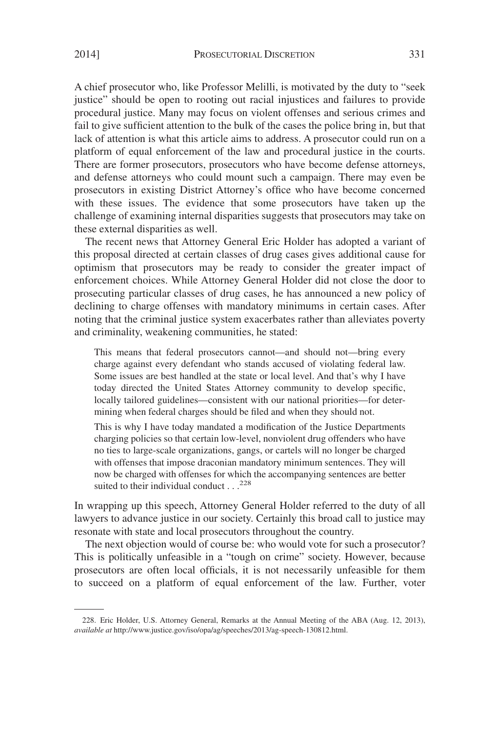A chief prosecutor who, like Professor Melilli, is motivated by the duty to "seek justice" should be open to rooting out racial injustices and failures to provide procedural justice. Many may focus on violent offenses and serious crimes and fail to give sufficient attention to the bulk of the cases the police bring in, but that lack of attention is what this article aims to address. A prosecutor could run on a platform of equal enforcement of the law and procedural justice in the courts. There are former prosecutors, prosecutors who have become defense attorneys, and defense attorneys who could mount such a campaign. There may even be prosecutors in existing District Attorney's office who have become concerned with these issues. The evidence that some prosecutors have taken up the challenge of examining internal disparities suggests that prosecutors may take on these external disparities as well.

The recent news that Attorney General Eric Holder has adopted a variant of this proposal directed at certain classes of drug cases gives additional cause for optimism that prosecutors may be ready to consider the greater impact of enforcement choices. While Attorney General Holder did not close the door to prosecuting particular classes of drug cases, he has announced a new policy of declining to charge offenses with mandatory minimums in certain cases. After noting that the criminal justice system exacerbates rather than alleviates poverty and criminality, weakening communities, he stated:

> This means that federal prosecutors cannot—and should not—bring every charge against every defendant who stands accused of violating federal law. Some issues are best handled at the state or local level. And that's why I have today directed the United States Attorney community to develop specific, locally tailored guidelines—consistent with our national priorities—for determining when federal charges should be filed and when they should not.
>
> This is why I have today mandated a modification of the Justice Departments charging policies so that certain low-level, nonviolent drug offenders who have no ties to large-scale organizations, gangs, or cartels will no longer be charged with offenses that impose draconian mandatory minimum sentences. They will now be charged with offenses for which the accompanying sentences are better suited to their individual conduct . . .[228]

In wrapping up this speech, Attorney General Holder referred to the duty of all lawyers to advance justice in our society. Certainly this broad call to justice may resonate with state and local prosecutors throughout the country.

The next objection would of course be: who would vote for such a prosecutor? This is politically unfeasible in a "tough on crime" society. However, because prosecutors are often local officials, it is not necessarily unfeasible for them to succeed on a platform of equal enforcement of the law. Further, voter

---

228. Eric Holder, U.S. Attorney General, Remarks at the Annual Meeting of the ABA (Aug. 12, 2013), *available at* http://www.justice.gov/iso/opa/ag/speeches/2013/ag-speech-130812.html.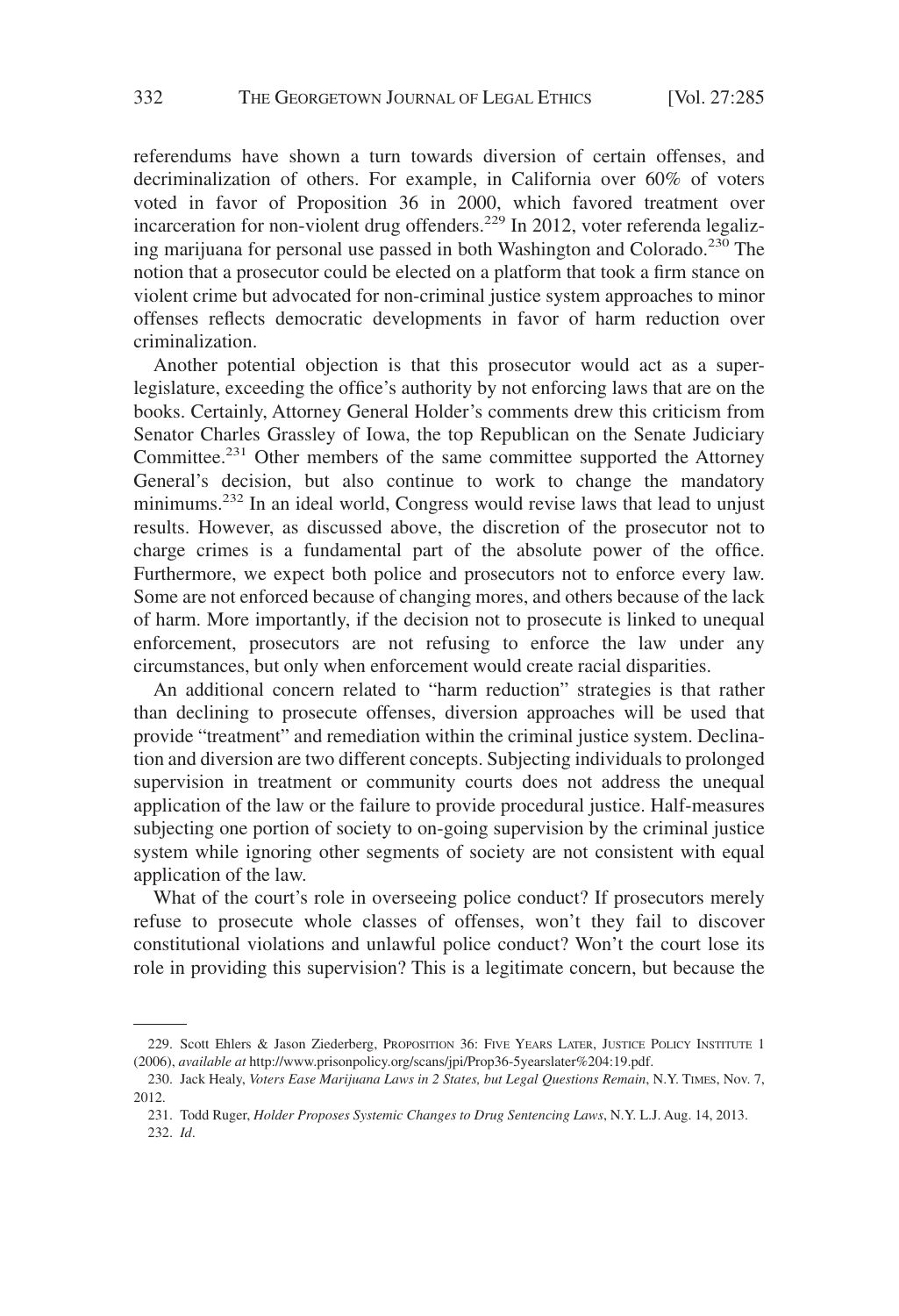referendums have shown a turn towards diversion of certain offenses, and decriminalization of others. For example, in California over 60% of voters voted in favor of Proposition 36 in 2000, which favored treatment over incarceration for non-violent drug offenders.[229] In 2012, voter referenda legalizing marijuana for personal use passed in both Washington and Colorado.[230] The notion that a prosecutor could be elected on a platform that took a firm stance on violent crime but advocated for non-criminal justice system approaches to minor offenses reflects democratic developments in favor of harm reduction over criminalization.

Another potential objection is that this prosecutor would act as a super-legislature, exceeding the office's authority by not enforcing laws that are on the books. Certainly, Attorney General Holder's comments drew this criticism from Senator Charles Grassley of Iowa, the top Republican on the Senate Judiciary Committee.[231] Other members of the same committee supported the Attorney General's decision, but also continue to work to change the mandatory minimums.[232] In an ideal world, Congress would revise laws that lead to unjust results. However, as discussed above, the discretion of the prosecutor not to charge crimes is a fundamental part of the absolute power of the office. Furthermore, we expect both police and prosecutors not to enforce every law. Some are not enforced because of changing mores, and others because of the lack of harm. More importantly, if the decision not to prosecute is linked to unequal enforcement, prosecutors are not refusing to enforce the law under any circumstances, but only when enforcement would create racial disparities.

An additional concern related to "harm reduction" strategies is that rather than declining to prosecute offenses, diversion approaches will be used that provide "treatment" and remediation within the criminal justice system. Declination and diversion are two different concepts. Subjecting individuals to prolonged supervision in treatment or community courts does not address the unequal application of the law or the failure to provide procedural justice. Half-measures subjecting one portion of society to on-going supervision by the criminal justice system while ignoring other segments of society are not consistent with equal application of the law.

What of the court's role in overseeing police conduct? If prosecutors merely refuse to prosecute whole classes of offenses, won't they fail to discover constitutional violations and unlawful police conduct? Won't the court lose its role in providing this supervision? This is a legitimate concern, but because the

---

229. Scott Ehlers & Jason Ziederberg, PROPOSITION 36: FIVE YEARS LATER, JUSTICE POLICY INSTITUTE 1 (2006), *available at* http://www.prisonpolicy.org/scans/jpi/Prop36-5yearslater%204:19.pdf.

230. Jack Healy, *Voters Ease Marijuana Laws in 2 States, but Legal Questions Remain*, N.Y. TIMES, Nov. 7, 2012.

231. Todd Ruger, *Holder Proposes Systemic Changes to Drug Sentencing Laws*, N.Y. L.J. Aug. 14, 2013.

232. *Id*.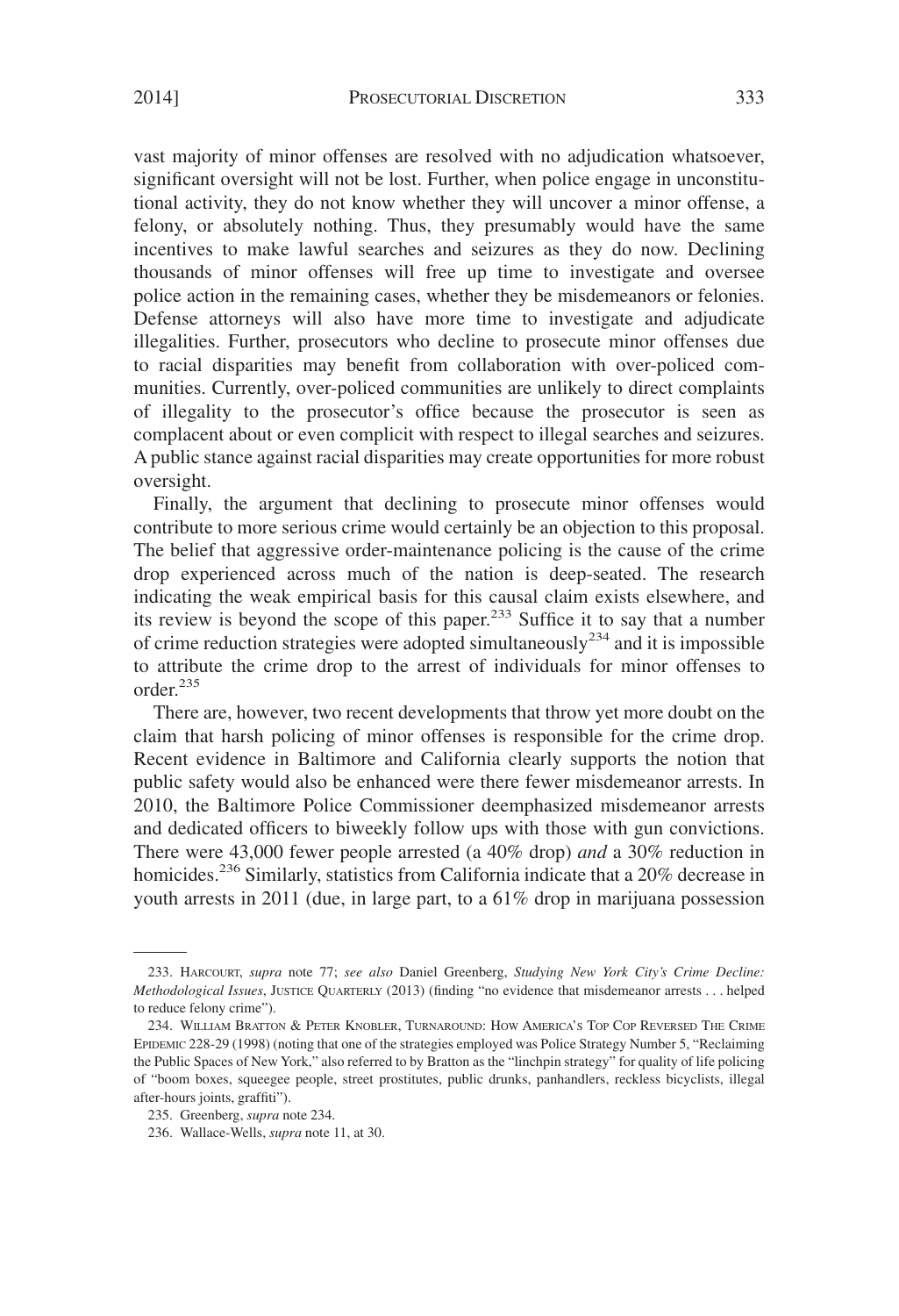vast majority of minor offenses are resolved with no adjudication whatsoever, significant oversight will not be lost. Further, when police engage in unconstitutional activity, they do not know whether they will uncover a minor offense, a felony, or absolutely nothing. Thus, they presumably would have the same incentives to make lawful searches and seizures as they do now. Declining thousands of minor offenses will free up time to investigate and oversee police action in the remaining cases, whether they be misdemeanors or felonies. Defense attorneys will also have more time to investigate and adjudicate illegalities. Further, prosecutors who decline to prosecute minor offenses due to racial disparities may benefit from collaboration with over-policed communities. Currently, over-policed communities are unlikely to direct complaints of illegality to the prosecutor's office because the prosecutor is seen as complacent about or even complicit with respect to illegal searches and seizures. A public stance against racial disparities may create opportunities for more robust oversight.

Finally, the argument that declining to prosecute minor offenses would contribute to more serious crime would certainly be an objection to this proposal. The belief that aggressive order-maintenance policing is the cause of the crime drop experienced across much of the nation is deep-seated. The research indicating the weak empirical basis for this causal claim exists elsewhere, and its review is beyond the scope of this paper.[233] Suffice it to say that a number of crime reduction strategies were adopted simultaneously[234] and it is impossible to attribute the crime drop to the arrest of individuals for minor offenses to order.[235]

There are, however, two recent developments that throw yet more doubt on the claim that harsh policing of minor offenses is responsible for the crime drop. Recent evidence in Baltimore and California clearly supports the notion that public safety would also be enhanced were there fewer misdemeanor arrests. In 2010, the Baltimore Police Commissioner deemphasized misdemeanor arrests and dedicated officers to biweekly follow ups with those with gun convictions. There were 43,000 fewer people arrested (a 40% drop) *and* a 30% reduction in homicides.[236] Similarly, statistics from California indicate that a 20% decrease in youth arrests in 2011 (due, in large part, to a 61% drop in marijuana possession

---

233. HARCOURT, *supra* note 77; *see also* Daniel Greenberg, *Studying New York City's Crime Decline: Methodological Issues*, JUSTICE QUARTERLY (2013) (finding "no evidence that misdemeanor arrests . . . helped to reduce felony crime").

234. WILLIAM BRATTON & PETER KNOBLER, TURNAROUND: HOW AMERICA'S TOP COP REVERSED THE CRIME EPIDEMIC 228-29 (1998) (noting that one of the strategies employed was Police Strategy Number 5, "Reclaiming the Public Spaces of New York," also referred to by Bratton as the "linchpin strategy" for quality of life policing of "boom boxes, squeegee people, street prostitutes, public drunks, panhandlers, reckless bicyclists, illegal after-hours joints, graffiti").

235. Greenberg, *supra* note 234.

236. Wallace-Wells, *supra* note 11, at 30.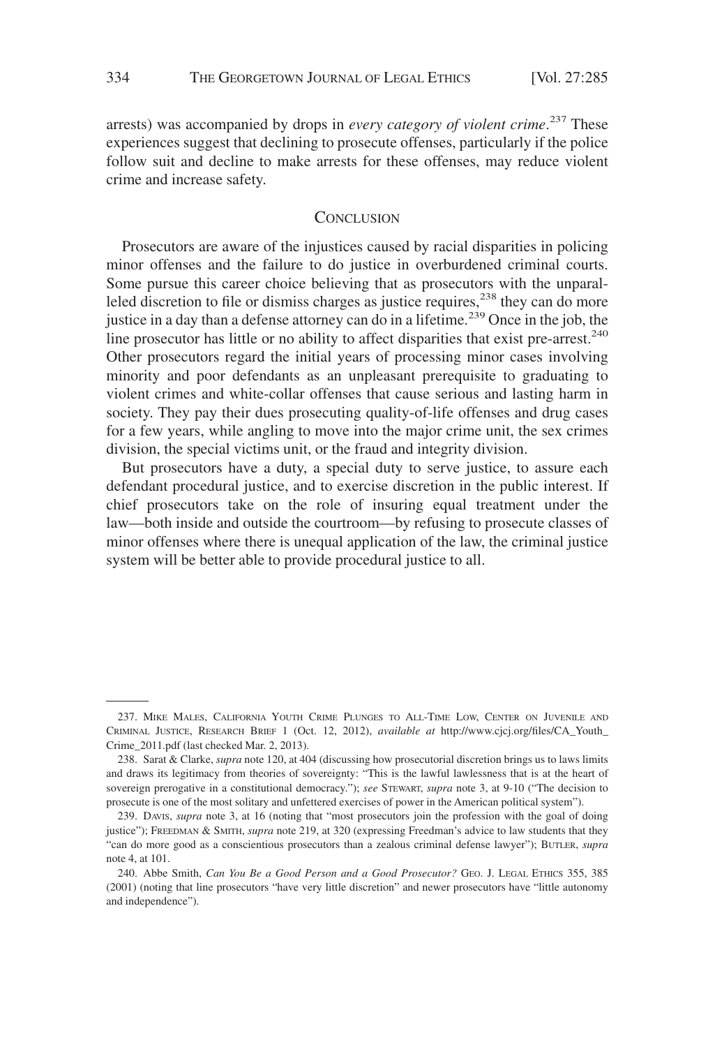arrests) was accompanied by drops in *every category of violent crime*.[237] These experiences suggest that declining to prosecute offenses, particularly if the police follow suit and decline to make arrests for these offenses, may reduce violent crime and increase safety.

## Conclusion

Prosecutors are aware of the injustices caused by racial disparities in policing minor offenses and the failure to do justice in overburdened criminal courts. Some pursue this career choice believing that as prosecutors with the unparalleled discretion to file or dismiss charges as justice requires,[238] they can do more justice in a day than a defense attorney can do in a lifetime.[239] Once in the job, the line prosecutor has little or no ability to affect disparities that exist pre-arrest.[240] Other prosecutors regard the initial years of processing minor cases involving minority and poor defendants as an unpleasant prerequisite to graduating to violent crimes and white-collar offenses that cause serious and lasting harm in society. They pay their dues prosecuting quality-of-life offenses and drug cases for a few years, while angling to move into the major crime unit, the sex crimes division, the special victims unit, or the fraud and integrity division.

But prosecutors have a duty, a special duty to serve justice, to assure each defendant procedural justice, and to exercise discretion in the public interest. If chief prosecutors take on the role of insuring equal treatment under the law—both inside and outside the courtroom—by refusing to prosecute classes of minor offenses where there is unequal application of the law, the criminal justice system will be better able to provide procedural justice to all.

---

237. Mike Males, California Youth Crime Plunges to All-Time Low, Center on Juvenile and Criminal Justice, Research Brief 1 (Oct. 12, 2012), *available at* http://www.cjcj.org/files/CA_Youth_Crime_2011.pdf (last checked Mar. 2, 2013).

238. Sarat & Clarke, *supra* note 120, at 404 (discussing how prosecutorial discretion brings us to laws limits and draws its legitimacy from theories of sovereignty: "This is the lawful lawlessness that is at the heart of sovereign prerogative in a constitutional democracy."); *see* Stewart, *supra* note 3, at 9-10 ("The decision to prosecute is one of the most solitary and unfettered exercises of power in the American political system").

239. Davis, *supra* note 3, at 16 (noting that "most prosecutors join the profession with the goal of doing justice"); Freedman & Smith, *supra* note 219, at 320 (expressing Freedman's advice to law students that they "can do more good as a conscientious prosecutors than a zealous criminal defense lawyer"); Butler, *supra* note 4, at 101.

240. Abbe Smith, *Can You Be a Good Person and a Good Prosecutor?* Geo. J. Legal Ethics 355, 385 (2001) (noting that line prosecutors "have very little discretion" and newer prosecutors have "little autonomy and independence").